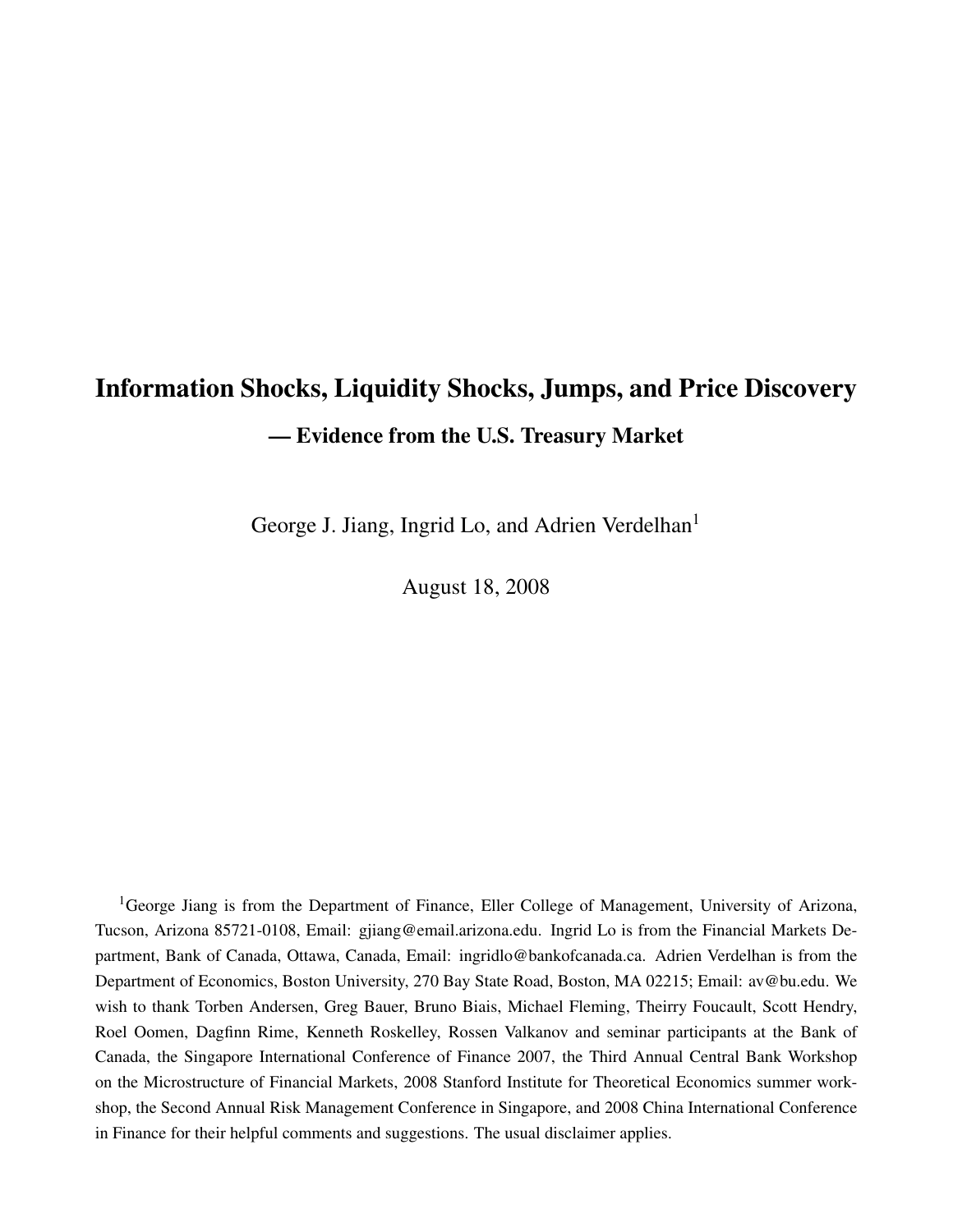# Information Shocks, Liquidity Shocks, Jumps, and Price Discovery

## — Evidence from the U.S. Treasury Market

George J. Jiang, Ingrid Lo, and Adrien Verdelhan[1]

August 18, 2008

[1]George Jiang is from the Department of Finance, Eller College of Management, University of Arizona, Tucson, Arizona 85721-0108, Email: gjiang@email.arizona.edu. Ingrid Lo is from the Financial Markets Department, Bank of Canada, Ottawa, Canada, Email: ingridlo@bankofcanada.ca. Adrien Verdelhan is from the Department of Economics, Boston University, 270 Bay State Road, Boston, MA 02215; Email: av@bu.edu. We wish to thank Torben Andersen, Greg Bauer, Bruno Biais, Michael Fleming, Theirry Foucault, Scott Hendry, Roel Oomen, Dagfinn Rime, Kenneth Roskelley, Rossen Valkanov and seminar participants at the Bank of Canada, the Singapore International Conference of Finance 2007, the Third Annual Central Bank Workshop on the Microstructure of Financial Markets, 2008 Stanford Institute for Theoretical Economics summer workshop, the Second Annual Risk Management Conference in Singapore, and 2008 China International Conference in Finance for their helpful comments and suggestions. The usual disclaimer applies.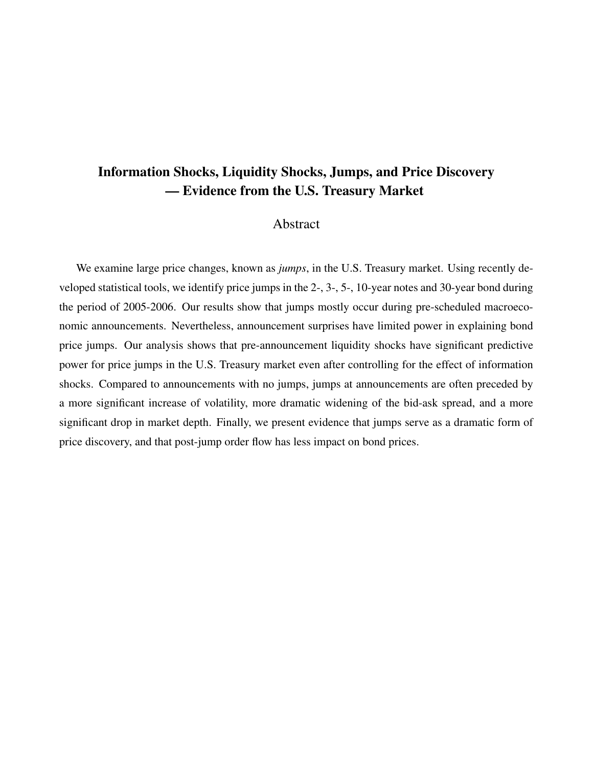# Information Shocks, Liquidity Shocks, Jumps, and Price Discovery — Evidence from the U.S. Treasury Market

## Abstract

We examine large price changes, known as *jumps*, in the U.S. Treasury market. Using recently developed statistical tools, we identify price jumps in the 2-, 3-, 5-, 10-year notes and 30-year bond during the period of 2005-2006. Our results show that jumps mostly occur during pre-scheduled macroeconomic announcements. Nevertheless, announcement surprises have limited power in explaining bond price jumps. Our analysis shows that pre-announcement liquidity shocks have significant predictive power for price jumps in the U.S. Treasury market even after controlling for the effect of information shocks. Compared to announcements with no jumps, jumps at announcements are often preceded by a more significant increase of volatility, more dramatic widening of the bid-ask spread, and a more significant drop in market depth. Finally, we present evidence that jumps serve as a dramatic form of price discovery, and that post-jump order flow has less impact on bond prices.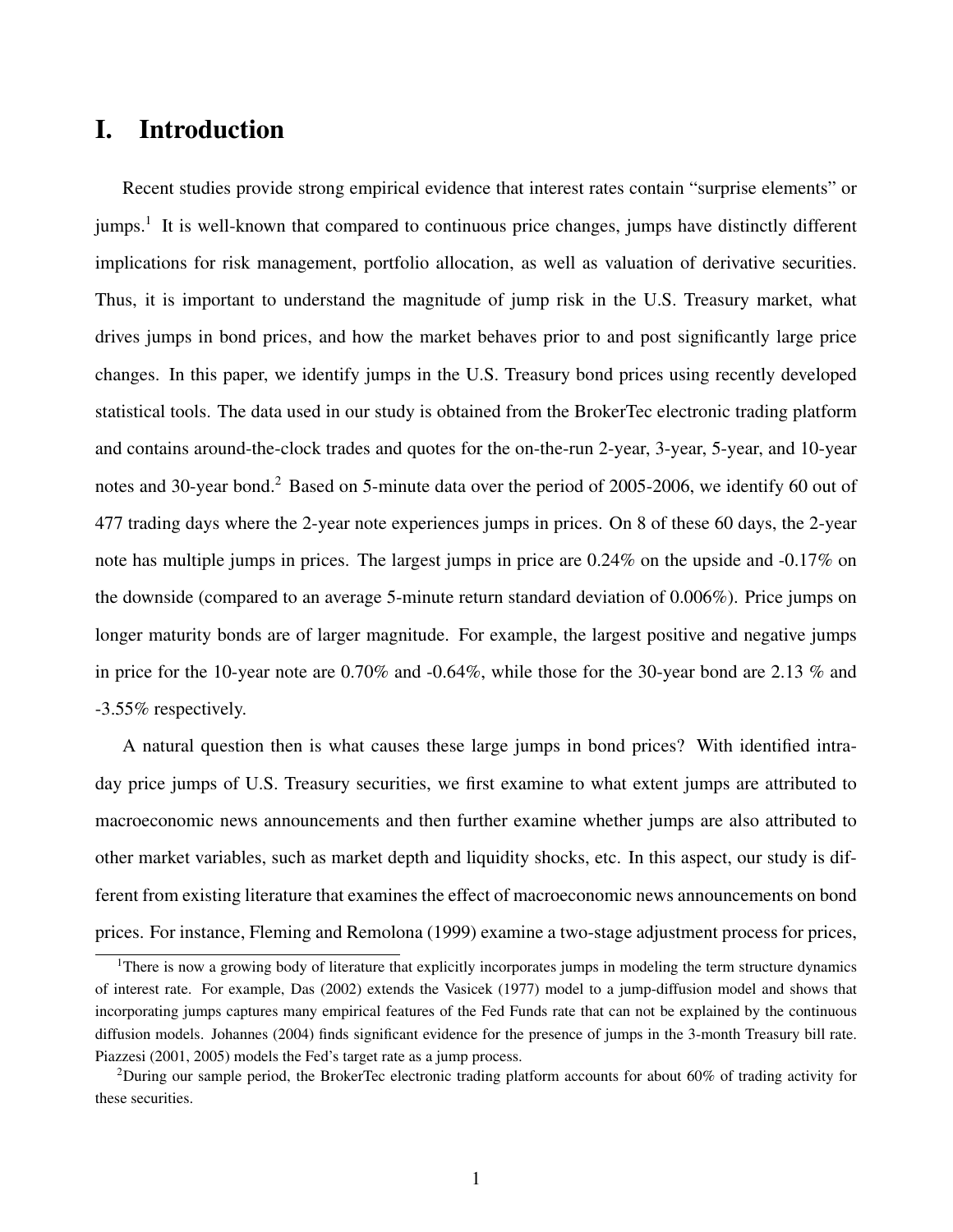# I. Introduction

Recent studies provide strong empirical evidence that interest rates contain "surprise elements" or jumps.[1] It is well-known that compared to continuous price changes, jumps have distinctly different implications for risk management, portfolio allocation, as well as valuation of derivative securities. Thus, it is important to understand the magnitude of jump risk in the U.S. Treasury market, what drives jumps in bond prices, and how the market behaves prior to and post significantly large price changes. In this paper, we identify jumps in the U.S. Treasury bond prices using recently developed statistical tools. The data used in our study is obtained from the BrokerTec electronic trading platform and contains around-the-clock trades and quotes for the on-the-run 2-year, 3-year, 5-year, and 10-year notes and 30-year bond.[2] Based on 5-minute data over the period of 2005-2006, we identify 60 out of 477 trading days where the 2-year note experiences jumps in prices. On 8 of these 60 days, the 2-year note has multiple jumps in prices. The largest jumps in price are 0.24% on the upside and -0.17% on the downside (compared to an average 5-minute return standard deviation of 0.006%). Price jumps on longer maturity bonds are of larger magnitude. For example, the largest positive and negative jumps in price for the 10-year note are 0.70% and -0.64%, while those for the 30-year bond are 2.13 % and -3.55% respectively.

A natural question then is what causes these large jumps in bond prices? With identified intraday price jumps of U.S. Treasury securities, we first examine to what extent jumps are attributed to macroeconomic news announcements and then further examine whether jumps are also attributed to other market variables, such as market depth and liquidity shocks, etc. In this aspect, our study is different from existing literature that examines the effect of macroeconomic news announcements on bond prices. For instance, Fleming and Remolona (1999) examine a two-stage adjustment process for prices,

---

[1] There is now a growing body of literature that explicitly incorporates jumps in modeling the term structure dynamics of interest rate. For example, Das (2002) extends the Vasicek (1977) model to a jump-diffusion model and shows that incorporating jumps captures many empirical features of the Fed Funds rate that can not be explained by the continuous diffusion models. Johannes (2004) finds significant evidence for the presence of jumps in the 3-month Treasury bill rate. Piazzesi (2001, 2005) models the Fed's target rate as a jump process.

[2] During our sample period, the BrokerTec electronic trading platform accounts for about 60% of trading activity for these securities.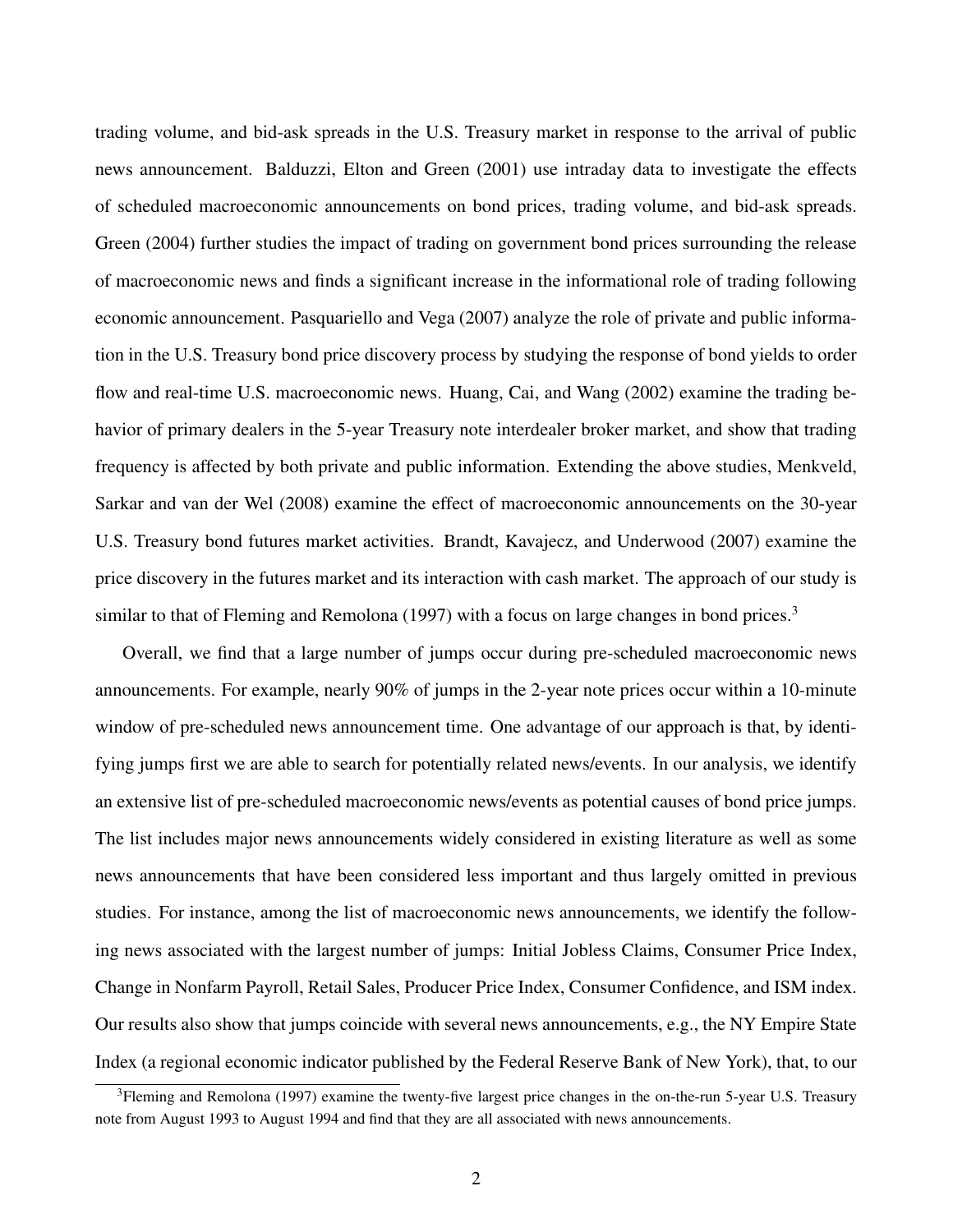trading volume, and bid-ask spreads in the U.S. Treasury market in response to the arrival of public news announcement. Balduzzi, Elton and Green (2001) use intraday data to investigate the effects of scheduled macroeconomic announcements on bond prices, trading volume, and bid-ask spreads. Green (2004) further studies the impact of trading on government bond prices surrounding the release of macroeconomic news and finds a significant increase in the informational role of trading following economic announcement. Pasquariello and Vega (2007) analyze the role of private and public information in the U.S. Treasury bond price discovery process by studying the response of bond yields to order flow and real-time U.S. macroeconomic news. Huang, Cai, and Wang (2002) examine the trading behavior of primary dealers in the 5-year Treasury note interdealer broker market, and show that trading frequency is affected by both private and public information. Extending the above studies, Menkveld, Sarkar and van der Wel (2008) examine the effect of macroeconomic announcements on the 30-year U.S. Treasury bond futures market activities. Brandt, Kavajecz, and Underwood (2007) examine the price discovery in the futures market and its interaction with cash market. The approach of our study is similar to that of Fleming and Remolona (1997) with a focus on large changes in bond prices.[3]

Overall, we find that a large number of jumps occur during pre-scheduled macroeconomic news announcements. For example, nearly 90% of jumps in the 2-year note prices occur within a 10-minute window of pre-scheduled news announcement time. One advantage of our approach is that, by identifying jumps first we are able to search for potentially related news/events. In our analysis, we identify an extensive list of pre-scheduled macroeconomic news/events as potential causes of bond price jumps. The list includes major news announcements widely considered in existing literature as well as some news announcements that have been considered less important and thus largely omitted in previous studies. For instance, among the list of macroeconomic news announcements, we identify the following news associated with the largest number of jumps: Initial Jobless Claims, Consumer Price Index, Change in Nonfarm Payroll, Retail Sales, Producer Price Index, Consumer Confidence, and ISM index. Our results also show that jumps coincide with several news announcements, e.g., the NY Empire State Index (a regional economic indicator published by the Federal Reserve Bank of New York), that, to our

[3]Fleming and Remolona (1997) examine the twenty-five largest price changes in the on-the-run 5-year U.S. Treasury note from August 1993 to August 1994 and find that they are all associated with news announcements.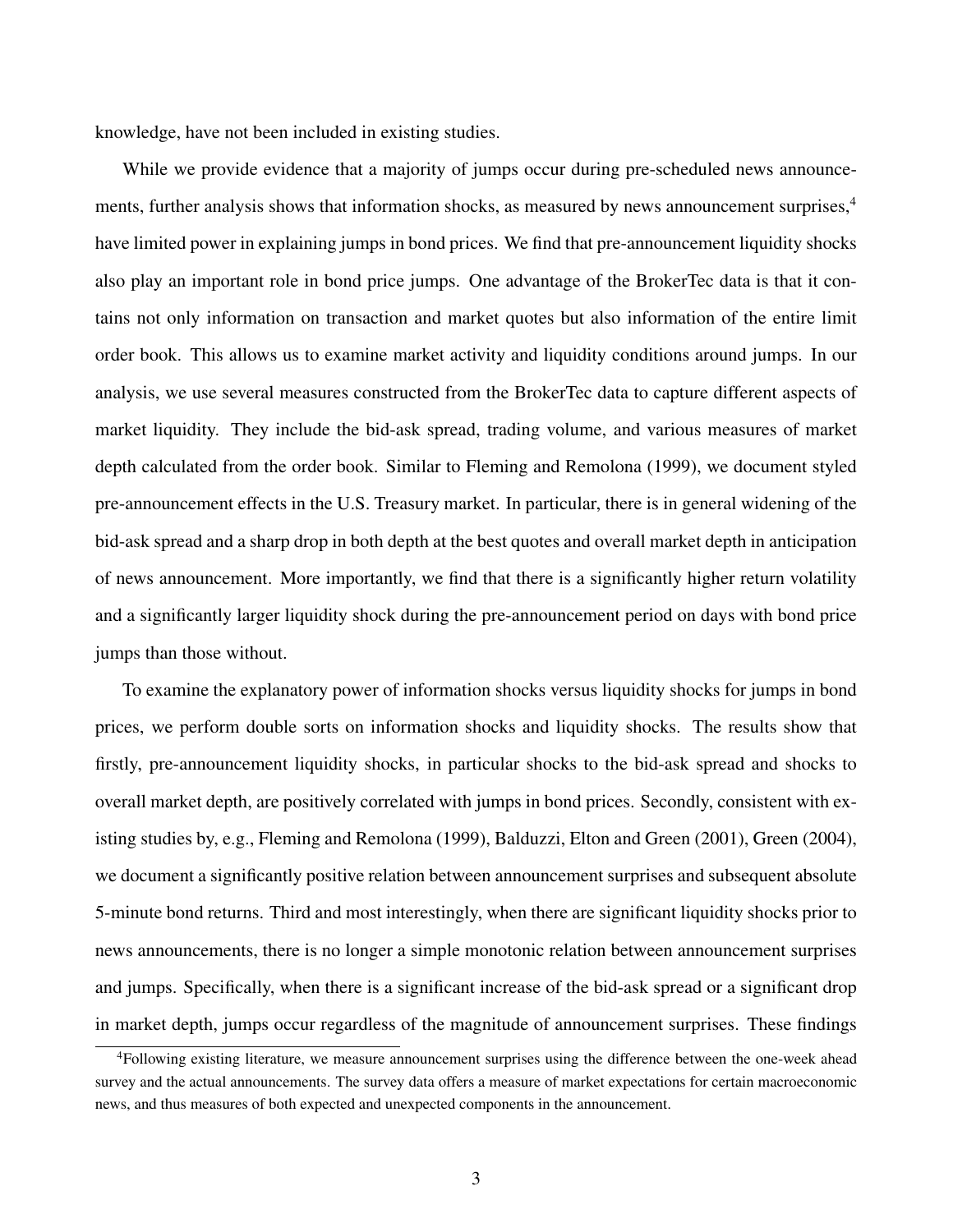knowledge, have not been included in existing studies.

While we provide evidence that a majority of jumps occur during pre-scheduled news announcements, further analysis shows that information shocks, as measured by news announcement surprises,[4] have limited power in explaining jumps in bond prices. We find that pre-announcement liquidity shocks also play an important role in bond price jumps. One advantage of the BrokerTec data is that it contains not only information on transaction and market quotes but also information of the entire limit order book. This allows us to examine market activity and liquidity conditions around jumps. In our analysis, we use several measures constructed from the BrokerTec data to capture different aspects of market liquidity. They include the bid-ask spread, trading volume, and various measures of market depth calculated from the order book. Similar to Fleming and Remolona (1999), we document styled pre-announcement effects in the U.S. Treasury market. In particular, there is in general widening of the bid-ask spread and a sharp drop in both depth at the best quotes and overall market depth in anticipation of news announcement. More importantly, we find that there is a significantly higher return volatility and a significantly larger liquidity shock during the pre-announcement period on days with bond price jumps than those without.

To examine the explanatory power of information shocks versus liquidity shocks for jumps in bond prices, we perform double sorts on information shocks and liquidity shocks. The results show that firstly, pre-announcement liquidity shocks, in particular shocks to the bid-ask spread and shocks to overall market depth, are positively correlated with jumps in bond prices. Secondly, consistent with existing studies by, e.g., Fleming and Remolona (1999), Balduzzi, Elton and Green (2001), Green (2004), we document a significantly positive relation between announcement surprises and subsequent absolute 5-minute bond returns. Third and most interestingly, when there are significant liquidity shocks prior to news announcements, there is no longer a simple monotonic relation between announcement surprises and jumps. Specifically, when there is a significant increase of the bid-ask spread or a significant drop in market depth, jumps occur regardless of the magnitude of announcement surprises. These findings

[4] Following existing literature, we measure announcement surprises using the difference between the one-week ahead survey and the actual announcements. The survey data offers a measure of market expectations for certain macroeconomic news, and thus measures of both expected and unexpected components in the announcement.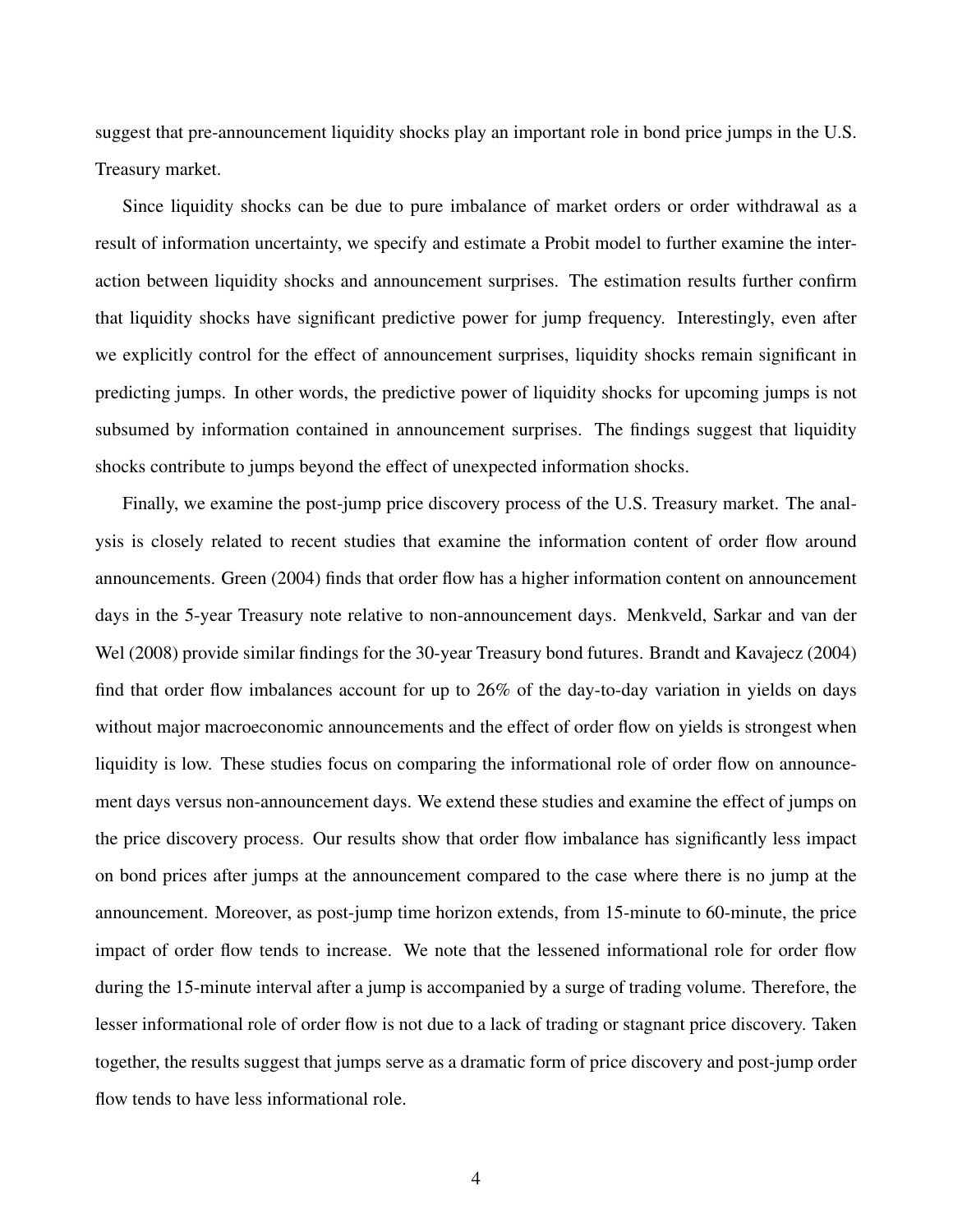suggest that pre-announcement liquidity shocks play an important role in bond price jumps in the U.S. Treasury market.

Since liquidity shocks can be due to pure imbalance of market orders or order withdrawal as a result of information uncertainty, we specify and estimate a Probit model to further examine the interaction between liquidity shocks and announcement surprises. The estimation results further confirm that liquidity shocks have significant predictive power for jump frequency. Interestingly, even after we explicitly control for the effect of announcement surprises, liquidity shocks remain significant in predicting jumps. In other words, the predictive power of liquidity shocks for upcoming jumps is not subsumed by information contained in announcement surprises. The findings suggest that liquidity shocks contribute to jumps beyond the effect of unexpected information shocks.

Finally, we examine the post-jump price discovery process of the U.S. Treasury market. The analysis is closely related to recent studies that examine the information content of order flow around announcements. Green (2004) finds that order flow has a higher information content on announcement days in the 5-year Treasury note relative to non-announcement days. Menkveld, Sarkar and van der Wel (2008) provide similar findings for the 30-year Treasury bond futures. Brandt and Kavajecz (2004) find that order flow imbalances account for up to 26% of the day-to-day variation in yields on days without major macroeconomic announcements and the effect of order flow on yields is strongest when liquidity is low. These studies focus on comparing the informational role of order flow on announcement days versus non-announcement days. We extend these studies and examine the effect of jumps on the price discovery process. Our results show that order flow imbalance has significantly less impact on bond prices after jumps at the announcement compared to the case where there is no jump at the announcement. Moreover, as post-jump time horizon extends, from 15-minute to 60-minute, the price impact of order flow tends to increase. We note that the lessened informational role for order flow during the 15-minute interval after a jump is accompanied by a surge of trading volume. Therefore, the lesser informational role of order flow is not due to a lack of trading or stagnant price discovery. Taken together, the results suggest that jumps serve as a dramatic form of price discovery and post-jump order flow tends to have less informational role.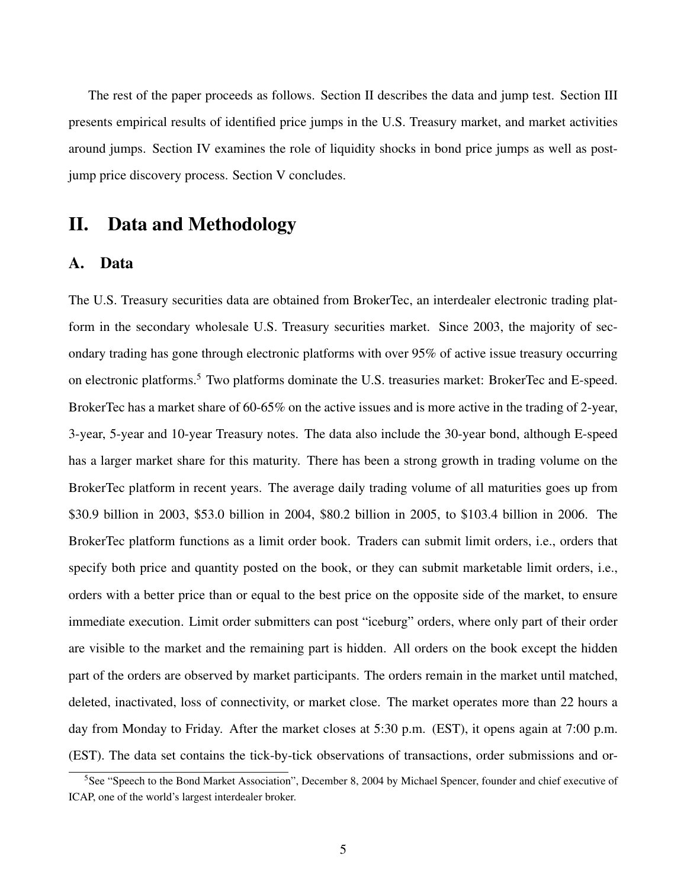The rest of the paper proceeds as follows. Section II describes the data and jump test. Section III presents empirical results of identified price jumps in the U.S. Treasury market, and market activities around jumps. Section IV examines the role of liquidity shocks in bond price jumps as well as post-jump price discovery process. Section V concludes.

# II. Data and Methodology

## A. Data

The U.S. Treasury securities data are obtained from BrokerTec, an interdealer electronic trading platform in the secondary wholesale U.S. Treasury securities market. Since 2003, the majority of secondary trading has gone through electronic platforms with over 95% of active issue treasury occurring on electronic platforms.[5] Two platforms dominate the U.S. treasuries market: BrokerTec and E-speed. BrokerTec has a market share of 60-65% on the active issues and is more active in the trading of 2-year, 3-year, 5-year and 10-year Treasury notes. The data also include the 30-year bond, although E-speed has a larger market share for this maturity. There has been a strong growth in trading volume on the BrokerTec platform in recent years. The average daily trading volume of all maturities goes up from $30.9 billion in 2003, $53.0 billion in 2004, $80.2 billion in 2005, to $103.4 billion in 2006. The BrokerTec platform functions as a limit order book. Traders can submit limit orders, i.e., orders that specify both price and quantity posted on the book, or they can submit marketable limit orders, i.e., orders with a better price than or equal to the best price on the opposite side of the market, to ensure immediate execution. Limit order submitters can post "iceburg" orders, where only part of their order are visible to the market and the remaining part is hidden. All orders on the book except the hidden part of the orders are observed by market participants. The orders remain in the market until matched, deleted, inactivated, loss of connectivity, or market close. The market operates more than 22 hours a day from Monday to Friday. After the market closes at 5:30 p.m. (EST), it opens again at 7:00 p.m. (EST). The data set contains the tick-by-tick observations of transactions, order submissions and or-

[5] See "Speech to the Bond Market Association", December 8, 2004 by Michael Spencer, founder and chief executive of ICAP, one of the world's largest interdealer broker.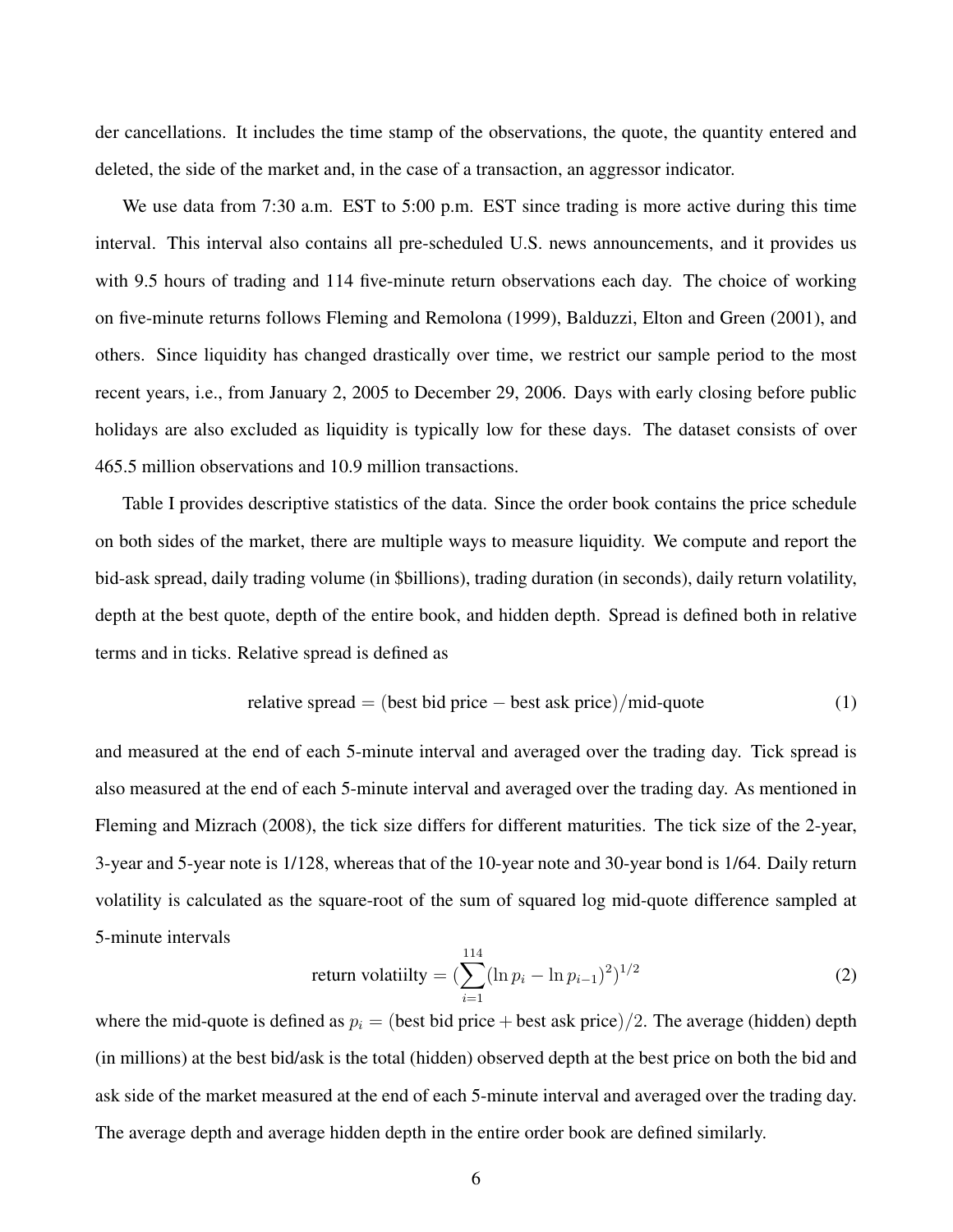der cancellations. It includes the time stamp of the observations, the quote, the quantity entered and deleted, the side of the market and, in the case of a transaction, an aggressor indicator.

We use data from 7:30 a.m. EST to 5:00 p.m. EST since trading is more active during this time interval. This interval also contains all pre-scheduled U.S. news announcements, and it provides us with 9.5 hours of trading and 114 five-minute return observations each day. The choice of working on five-minute returns follows Fleming and Remolona (1999), Balduzzi, Elton and Green (2001), and others. Since liquidity has changed drastically over time, we restrict our sample period to the most recent years, i.e., from January 2, 2005 to December 29, 2006. Days with early closing before public holidays are also excluded as liquidity is typically low for these days. The dataset consists of over 465.5 million observations and 10.9 million transactions.

Table I provides descriptive statistics of the data. Since the order book contains the price schedule on both sides of the market, there are multiple ways to measure liquidity. We compute and report the bid-ask spread, daily trading volume (in \$billions), trading duration (in seconds), daily return volatility, depth at the best quote, depth of the entire book, and hidden depth. Spread is defined both in relative terms and in ticks. Relative spread is defined as

$$\text{relative spread} = (\text{best bid price} - \text{best ask price})/\text{mid-quote} \tag{1}$$

and measured at the end of each 5-minute interval and averaged over the trading day. Tick spread is also measured at the end of each 5-minute interval and averaged over the trading day. As mentioned in Fleming and Mizrach (2008), the tick size differs for different maturities. The tick size of the 2-year, 3-year and 5-year note is 1/128, whereas that of the 10-year note and 30-year bond is 1/64. Daily return volatility is calculated as the square-root of the sum of squared log mid-quote difference sampled at 5-minute intervals

$$\text{return volatiilty} = \left(\sum_{i=1}^{114}(\ln p_i - \ln p_{i-1})^2\right)^{1/2} \tag{2}$$

where the mid-quote is defined as $p_i = (\text{best bid price} + \text{best ask price})/2$. The average (hidden) depth (in millions) at the best bid/ask is the total (hidden) observed depth at the best price on both the bid and ask side of the market measured at the end of each 5-minute interval and averaged over the trading day. The average depth and average hidden depth in the entire order book are defined similarly.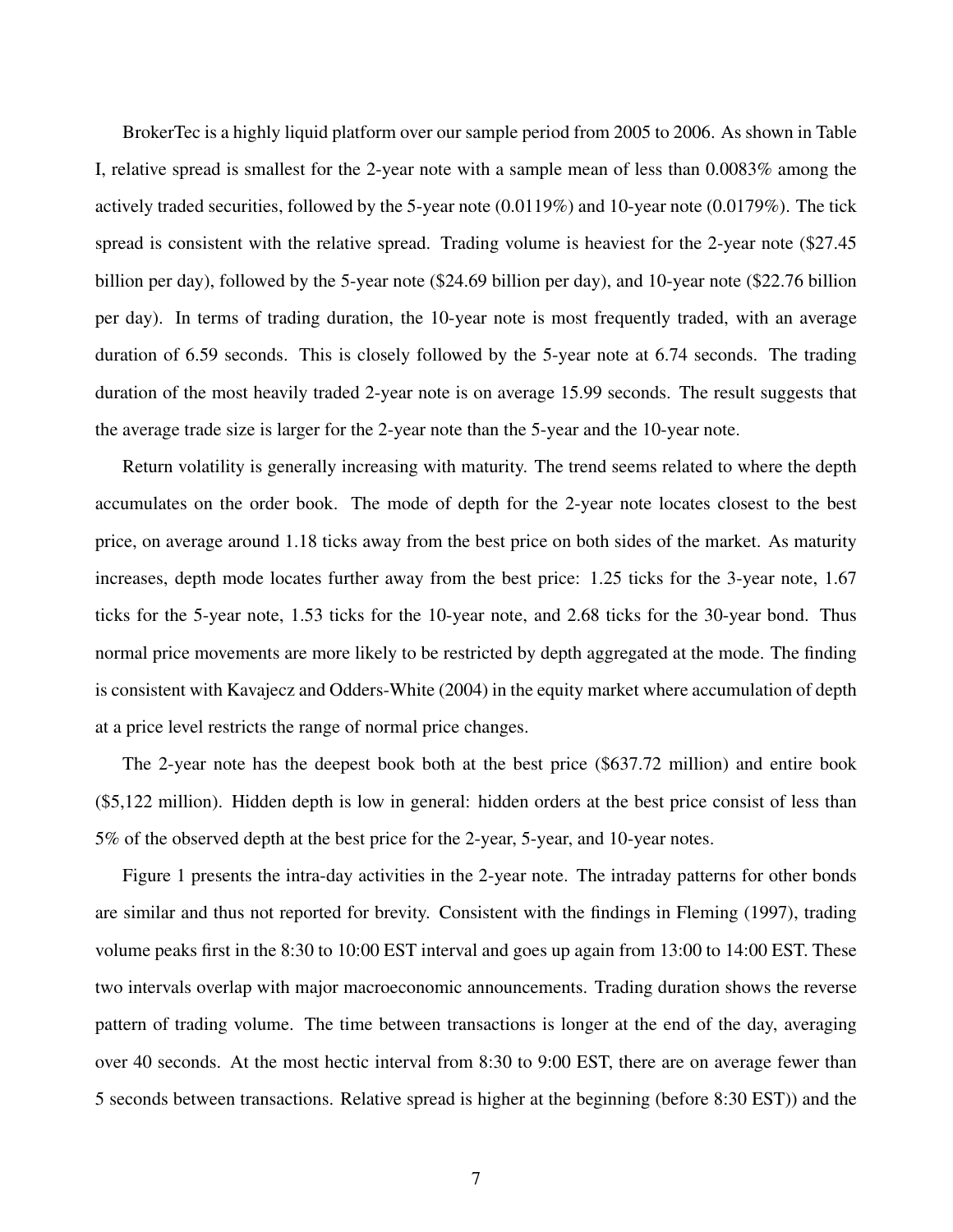BrokerTec is a highly liquid platform over our sample period from 2005 to 2006. As shown in Table I, relative spread is smallest for the 2-year note with a sample mean of less than 0.0083% among the actively traded securities, followed by the 5-year note (0.0119%) and 10-year note (0.0179%). The tick spread is consistent with the relative spread. Trading volume is heaviest for the 2-year note ($27.45 billion per day), followed by the 5-year note ($24.69 billion per day), and 10-year note ($22.76 billion per day). In terms of trading duration, the 10-year note is most frequently traded, with an average duration of 6.59 seconds. This is closely followed by the 5-year note at 6.74 seconds. The trading duration of the most heavily traded 2-year note is on average 15.99 seconds. The result suggests that the average trade size is larger for the 2-year note than the 5-year and the 10-year note.

Return volatility is generally increasing with maturity. The trend seems related to where the depth accumulates on the order book. The mode of depth for the 2-year note locates closest to the best price, on average around 1.18 ticks away from the best price on both sides of the market. As maturity increases, depth mode locates further away from the best price: 1.25 ticks for the 3-year note, 1.67 ticks for the 5-year note, 1.53 ticks for the 10-year note, and 2.68 ticks for the 30-year bond. Thus normal price movements are more likely to be restricted by depth aggregated at the mode. The finding is consistent with Kavajecz and Odders-White (2004) in the equity market where accumulation of depth at a price level restricts the range of normal price changes.

The 2-year note has the deepest book both at the best price ($637.72 million) and entire book ($5,122 million). Hidden depth is low in general: hidden orders at the best price consist of less than 5% of the observed depth at the best price for the 2-year, 5-year, and 10-year notes.

Figure 1 presents the intra-day activities in the 2-year note. The intraday patterns for other bonds are similar and thus not reported for brevity. Consistent with the findings in Fleming (1997), trading volume peaks first in the 8:30 to 10:00 EST interval and goes up again from 13:00 to 14:00 EST. These two intervals overlap with major macroeconomic announcements. Trading duration shows the reverse pattern of trading volume. The time between transactions is longer at the end of the day, averaging over 40 seconds. At the most hectic interval from 8:30 to 9:00 EST, there are on average fewer than 5 seconds between transactions. Relative spread is higher at the beginning (before 8:30 EST)) and the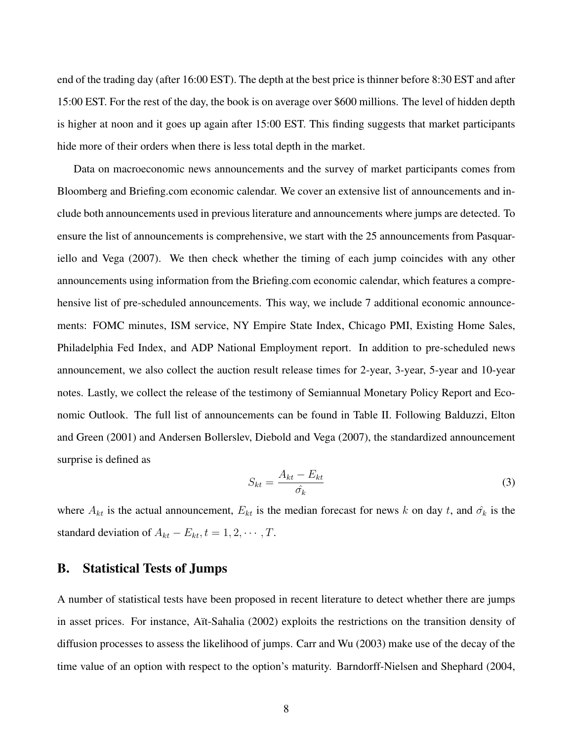end of the trading day (after 16:00 EST). The depth at the best price is thinner before 8:30 EST and after 15:00 EST. For the rest of the day, the book is on average over $600 millions. The level of hidden depth is higher at noon and it goes up again after 15:00 EST. This finding suggests that market participants hide more of their orders when there is less total depth in the market.

Data on macroeconomic news announcements and the survey of market participants comes from Bloomberg and Briefing.com economic calendar. We cover an extensive list of announcements and include both announcements used in previous literature and announcements where jumps are detected. To ensure the list of announcements is comprehensive, we start with the 25 announcements from Pasquariello and Vega (2007). We then check whether the timing of each jump coincides with any other announcements using information from the Briefing.com economic calendar, which features a comprehensive list of pre-scheduled announcements. This way, we include 7 additional economic announcements: FOMC minutes, ISM service, NY Empire State Index, Chicago PMI, Existing Home Sales, Philadelphia Fed Index, and ADP National Employment report. In addition to pre-scheduled news announcement, we also collect the auction result release times for 2-year, 3-year, 5-year and 10-year notes. Lastly, we collect the release of the testimony of Semiannual Monetary Policy Report and Economic Outlook. The full list of announcements can be found in Table II. Following Balduzzi, Elton and Green (2001) and Andersen Bollerslev, Diebold and Vega (2007), the standardized announcement surprise is defined as

$$S_{kt} = \frac{A_{kt} - E_{kt}}{\hat{\sigma_k}} \tag{3}$$

where $A_{kt}$ is the actual announcement, $E_{kt}$ is the median forecast for news $k$ on day $t$, and $\hat{\sigma_k}$ is the standard deviation of $A_{kt} - E_{kt}, t = 1, 2, \cdots, T$.

## B. Statistical Tests of Jumps

A number of statistical tests have been proposed in recent literature to detect whether there are jumps in asset prices. For instance, Aït-Sahalia (2002) exploits the restrictions on the transition density of diffusion processes to assess the likelihood of jumps. Carr and Wu (2003) make use of the decay of the time value of an option with respect to the option's maturity. Barndorff-Nielsen and Shephard (2004,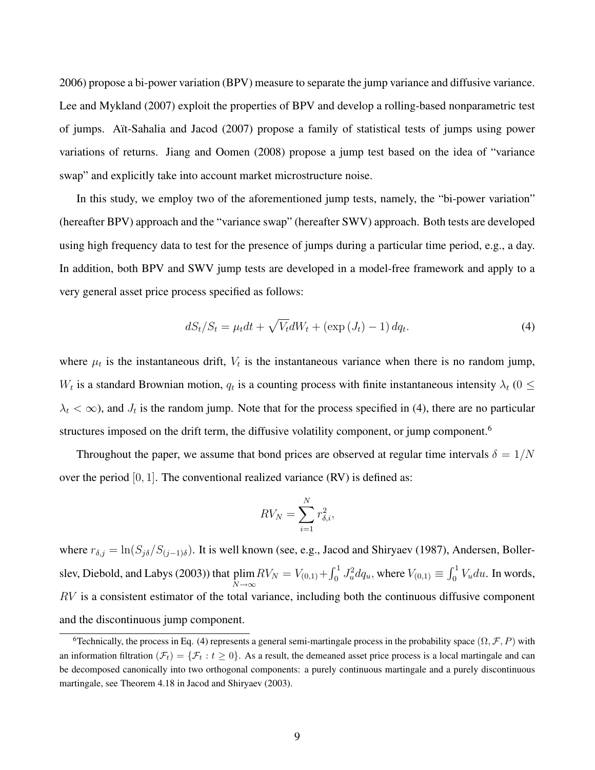2006) propose a bi-power variation (BPV) measure to separate the jump variance and diffusive variance. Lee and Mykland (2007) exploit the properties of BPV and develop a rolling-based nonparametric test of jumps. Aït-Sahalia and Jacod (2007) propose a family of statistical tests of jumps using power variations of returns. Jiang and Oomen (2008) propose a jump test based on the idea of "variance swap" and explicitly take into account market microstructure noise.

In this study, we employ two of the aforementioned jump tests, namely, the "bi-power variation" (hereafter BPV) approach and the "variance swap" (hereafter SWV) approach. Both tests are developed using high frequency data to test for the presence of jumps during a particular time period, e.g., a day. In addition, both BPV and SWV jump tests are developed in a model-free framework and apply to a very general asset price process specified as follows:

$$dS_t/S_t = \mu_t dt + \sqrt{V_t} dW_t + (\exp(J_t) - 1)\, dq_t. \tag{4}$$

where $\mu_t$ is the instantaneous drift, $V_t$ is the instantaneous variance when there is no random jump, $W_t$ is a standard Brownian motion, $q_t$ is a counting process with finite instantaneous intensity $\lambda_t$ ($0 \leq \lambda_t < \infty$), and $J_t$ is the random jump. Note that for the process specified in (4), there are no particular structures imposed on the drift term, the diffusive volatility component, or jump component.[6]

Throughout the paper, we assume that bond prices are observed at regular time intervals $\delta = 1/N$ over the period $[0, 1]$. The conventional realized variance (RV) is defined as:

$$RV_N = \sum_{i=1}^{N} r_{\delta,i}^2,$$

where $r_{\delta,j} = \ln(S_{j\delta}/S_{(j-1)\delta})$. It is well known (see, e.g., Jacod and Shiryaev (1987), Andersen, Bollerslev, Diebold, and Labys (2003)) that $\underset{N\to\infty}{\text{plim}}\, RV_N = V_{(0,1)} + \int_0^1 J_u^2 dq_u$, where $V_{(0,1)} \equiv \int_0^1 V_u du$. In words, $RV$ is a consistent estimator of the total variance, including both the continuous diffusive component and the discontinuous jump component.

[6] Technically, the process in Eq. (4) represents a general semi-martingale process in the probability space $(\Omega, \mathcal{F}, P)$ with an information filtration $(\mathcal{F}_t) = \{\mathcal{F}_t : t \geq 0\}$. As a result, the demeaned asset price process is a local martingale and can be decomposed canonically into two orthogonal components: a purely continuous martingale and a purely discontinuous martingale, see Theorem 4.18 in Jacod and Shiryaev (2003).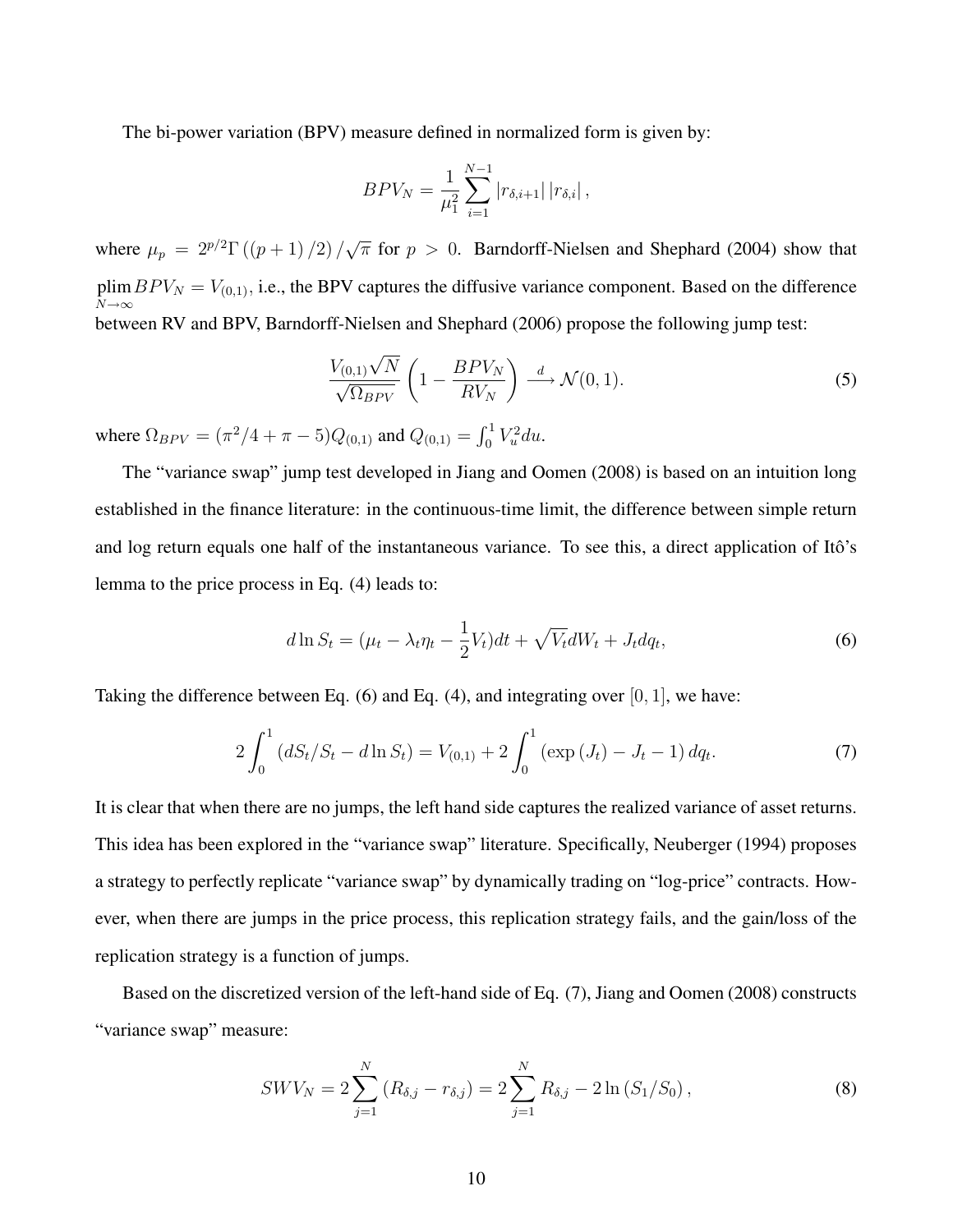The bi-power variation (BPV) measure defined in normalized form is given by:

$$BPV_N = \frac{1}{\mu_1^2} \sum_{i=1}^{N-1} |r_{\delta,i+1}| \, |r_{\delta,i}| \, ,$$

where $\mu_p = 2^{p/2} \Gamma\left((p+1)/2\right)/\sqrt{\pi}$ for $p > 0$. Barndorff-Nielsen and Shephard (2004) show that $\underset{N\to\infty}{\text{plim}} BPV_N = V_{(0,1)}$, i.e., the BPV captures the diffusive variance component. Based on the difference between RV and BPV, Barndorff-Nielsen and Shephard (2006) propose the following jump test:

$$\frac{V_{(0,1)}\sqrt{N}}{\sqrt{\Omega_{BPV}}} \left(1 - \frac{BPV_N}{RV_N}\right) \xrightarrow{d} \mathcal{N}(0,1). \tag{5}$$

where $\Omega_{BPV} = (\pi^2/4 + \pi - 5) Q_{(0,1)}$ and $Q_{(0,1)} = \int_0^1 V_u^2 du$.

The "variance swap" jump test developed in Jiang and Oomen (2008) is based on an intuition long established in the finance literature: in the continuous-time limit, the difference between simple return and log return equals one half of the instantaneous variance. To see this, a direct application of Itô's lemma to the price process in Eq. (4) leads to:

$$d \ln S_t = (\mu_t - \lambda_t \eta_t - \frac{1}{2} V_t) dt + \sqrt{V_t} dW_t + J_t dq_t, \tag{6}$$

Taking the difference between Eq. (6) and Eq. (4), and integrating over $[0, 1]$, we have:

$$2 \int_0^1 \left(dS_t/S_t - d \ln S_t\right) = V_{(0,1)} + 2 \int_0^1 \left(\exp\left(J_t\right) - J_t - 1\right) dq_t. \tag{7}$$

It is clear that when there are no jumps, the left hand side captures the realized variance of asset returns. This idea has been explored in the "variance swap" literature. Specifically, Neuberger (1994) proposes a strategy to perfectly replicate "variance swap" by dynamically trading on "log-price" contracts. However, when there are jumps in the price process, this replication strategy fails, and the gain/loss of the replication strategy is a function of jumps.

Based on the discretized version of the left-hand side of Eq. (7), Jiang and Oomen (2008) constructs "variance swap" measure:

$$SWV_N = 2 \sum_{j=1}^{N} \left(R_{\delta,j} - r_{\delta,j}\right) = 2 \sum_{j=1}^{N} R_{\delta,j} - 2 \ln\left(S_1/S_0\right), \tag{8}$$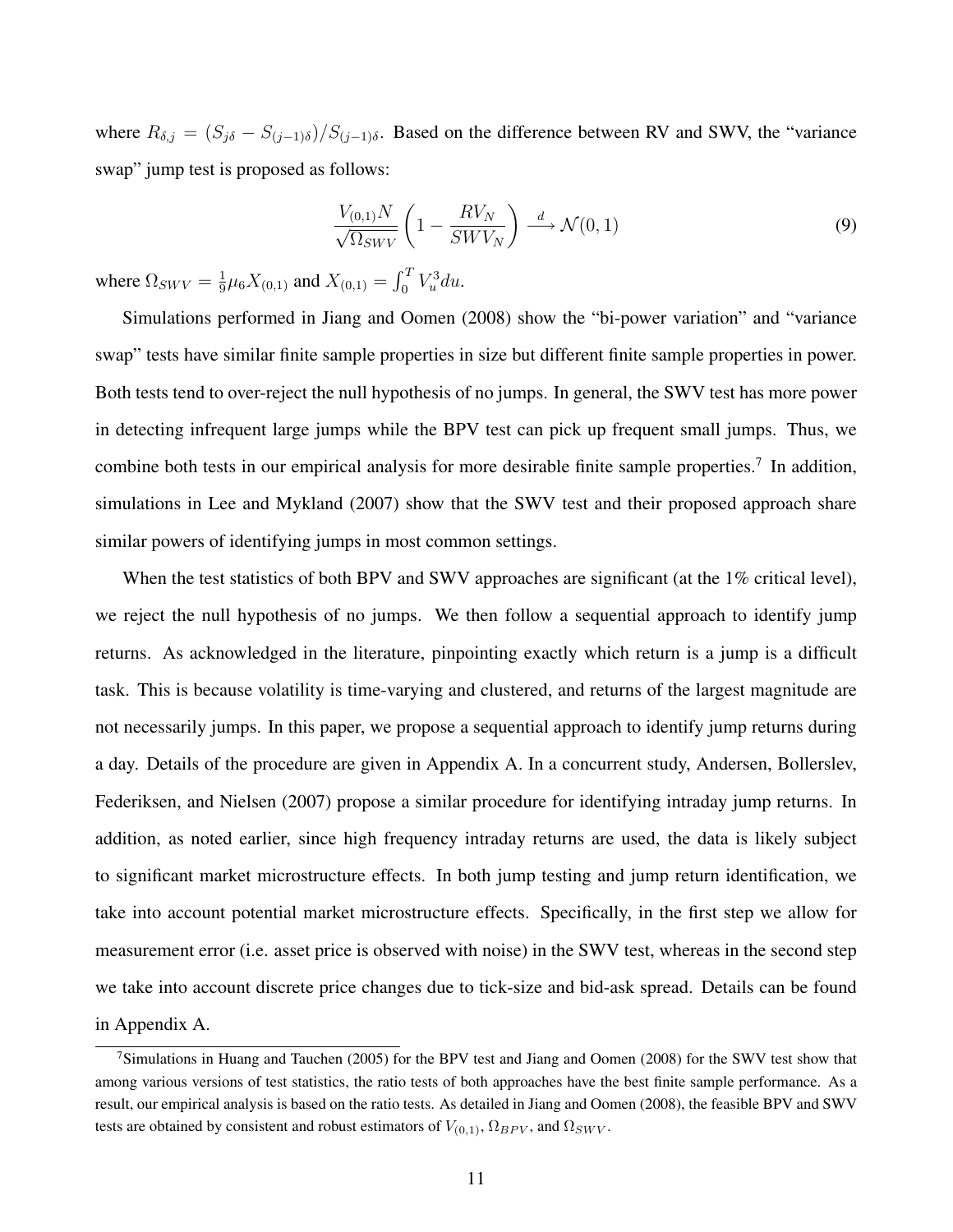where $R_{\delta,j} = (S_{j\delta} - S_{(j-1)\delta})/S_{(j-1)\delta}$. Based on the difference between RV and SWV, the "variance swap" jump test is proposed as follows:

$$\frac{V_{(0,1)}N}{\sqrt{\Omega_{SWV}}}\left(1 - \frac{RV_N}{SWV_N}\right) \xrightarrow{d} \mathcal{N}(0,1) \tag{9}$$

where $\Omega_{SWV} = \frac{1}{9}\mu_6 X_{(0,1)}$ and $X_{(0,1)} = \int_0^T V_u^3 du$.

Simulations performed in Jiang and Oomen (2008) show the "bi-power variation" and "variance swap" tests have similar finite sample properties in size but different finite sample properties in power. Both tests tend to over-reject the null hypothesis of no jumps. In general, the SWV test has more power in detecting infrequent large jumps while the BPV test can pick up frequent small jumps. Thus, we combine both tests in our empirical analysis for more desirable finite sample properties.[7] In addition, simulations in Lee and Mykland (2007) show that the SWV test and their proposed approach share similar powers of identifying jumps in most common settings.

When the test statistics of both BPV and SWV approaches are significant (at the 1% critical level), we reject the null hypothesis of no jumps. We then follow a sequential approach to identify jump returns. As acknowledged in the literature, pinpointing exactly which return is a jump is a difficult task. This is because volatility is time-varying and clustered, and returns of the largest magnitude are not necessarily jumps. In this paper, we propose a sequential approach to identify jump returns during a day. Details of the procedure are given in Appendix A. In a concurrent study, Andersen, Bollerslev, Federiksen, and Nielsen (2007) propose a similar procedure for identifying intraday jump returns. In addition, as noted earlier, since high frequency intraday returns are used, the data is likely subject to significant market microstructure effects. In both jump testing and jump return identification, we take into account potential market microstructure effects. Specifically, in the first step we allow for measurement error (i.e. asset price is observed with noise) in the SWV test, whereas in the second step we take into account discrete price changes due to tick-size and bid-ask spread. Details can be found in Appendix A.

---

[7] Simulations in Huang and Tauchen (2005) for the BPV test and Jiang and Oomen (2008) for the SWV test show that among various versions of test statistics, the ratio tests of both approaches have the best finite sample performance. As a result, our empirical analysis is based on the ratio tests. As detailed in Jiang and Oomen (2008), the feasible BPV and SWV tests are obtained by consistent and robust estimators of $V_{(0,1)}$, $\Omega_{BPV}$, and $\Omega_{SWV}$.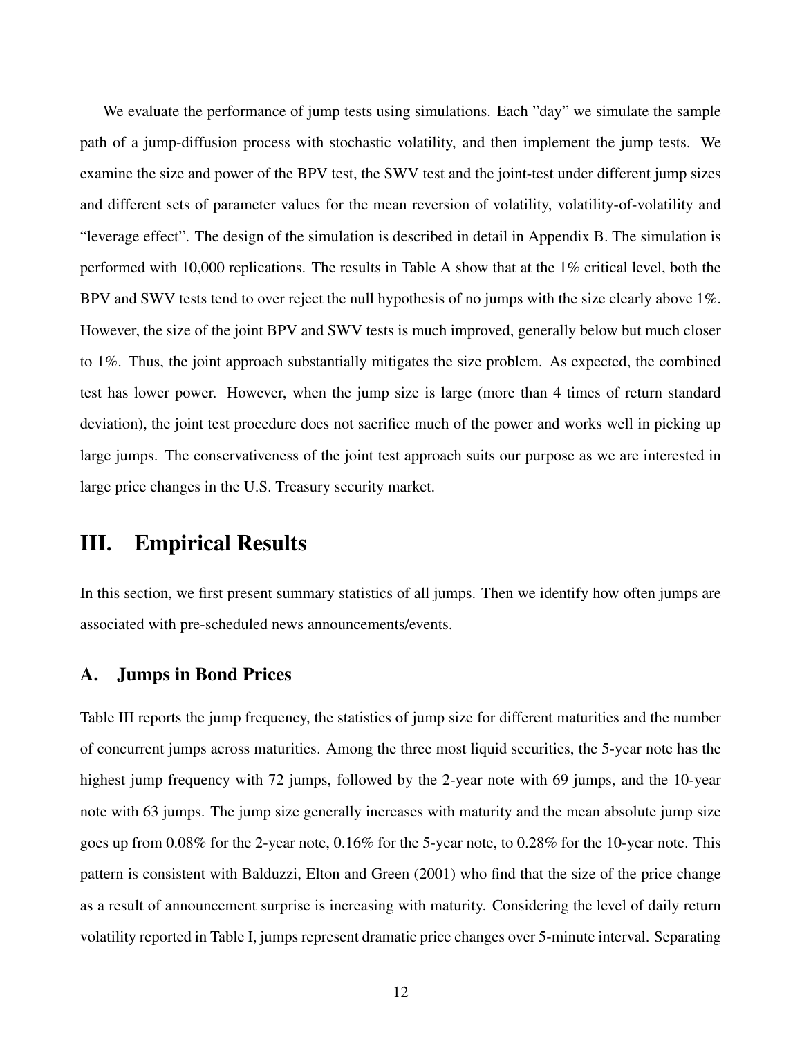We evaluate the performance of jump tests using simulations. Each "day" we simulate the sample path of a jump-diffusion process with stochastic volatility, and then implement the jump tests. We examine the size and power of the BPV test, the SWV test and the joint-test under different jump sizes and different sets of parameter values for the mean reversion of volatility, volatility-of-volatility and "leverage effect". The design of the simulation is described in detail in Appendix B. The simulation is performed with 10,000 replications. The results in Table A show that at the 1% critical level, both the BPV and SWV tests tend to over reject the null hypothesis of no jumps with the size clearly above 1%. However, the size of the joint BPV and SWV tests is much improved, generally below but much closer to 1%. Thus, the joint approach substantially mitigates the size problem. As expected, the combined test has lower power. However, when the jump size is large (more than 4 times of return standard deviation), the joint test procedure does not sacrifice much of the power and works well in picking up large jumps. The conservativeness of the joint test approach suits our purpose as we are interested in large price changes in the U.S. Treasury security market.

# III. Empirical Results

In this section, we first present summary statistics of all jumps. Then we identify how often jumps are associated with pre-scheduled news announcements/events.

## A. Jumps in Bond Prices

Table III reports the jump frequency, the statistics of jump size for different maturities and the number of concurrent jumps across maturities. Among the three most liquid securities, the 5-year note has the highest jump frequency with 72 jumps, followed by the 2-year note with 69 jumps, and the 10-year note with 63 jumps. The jump size generally increases with maturity and the mean absolute jump size goes up from 0.08% for the 2-year note, 0.16% for the 5-year note, to 0.28% for the 10-year note. This pattern is consistent with Balduzzi, Elton and Green (2001) who find that the size of the price change as a result of announcement surprise is increasing with maturity. Considering the level of daily return volatility reported in Table I, jumps represent dramatic price changes over 5-minute interval. Separating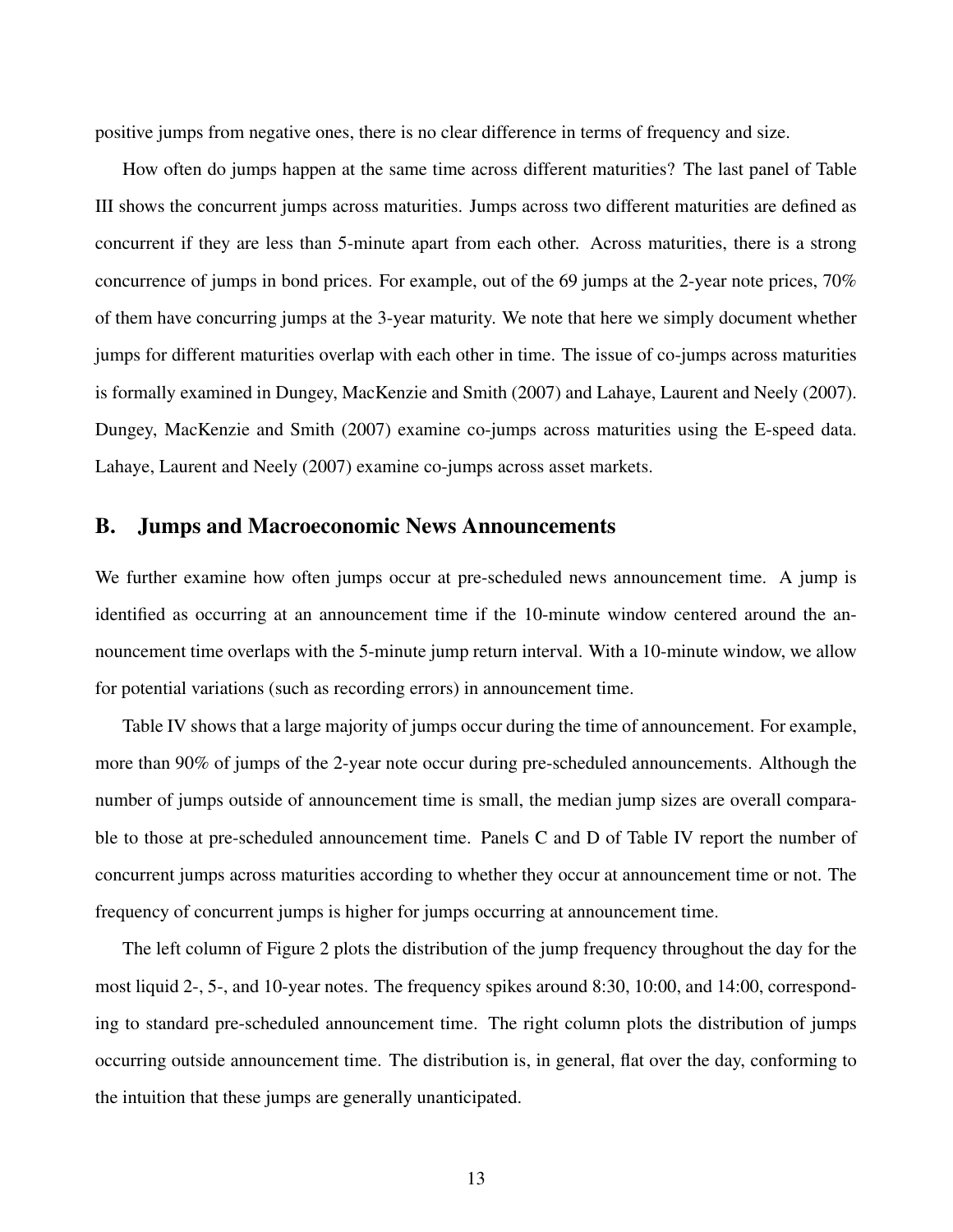positive jumps from negative ones, there is no clear difference in terms of frequency and size.

How often do jumps happen at the same time across different maturities? The last panel of Table III shows the concurrent jumps across maturities. Jumps across two different maturities are defined as concurrent if they are less than 5-minute apart from each other. Across maturities, there is a strong concurrence of jumps in bond prices. For example, out of the 69 jumps at the 2-year note prices, 70% of them have concurring jumps at the 3-year maturity. We note that here we simply document whether jumps for different maturities overlap with each other in time. The issue of co-jumps across maturities is formally examined in Dungey, MacKenzie and Smith (2007) and Lahaye, Laurent and Neely (2007). Dungey, MacKenzie and Smith (2007) examine co-jumps across maturities using the E-speed data. Lahaye, Laurent and Neely (2007) examine co-jumps across asset markets.

## B. Jumps and Macroeconomic News Announcements

We further examine how often jumps occur at pre-scheduled news announcement time. A jump is identified as occurring at an announcement time if the 10-minute window centered around the announcement time overlaps with the 5-minute jump return interval. With a 10-minute window, we allow for potential variations (such as recording errors) in announcement time.

Table IV shows that a large majority of jumps occur during the time of announcement. For example, more than 90% of jumps of the 2-year note occur during pre-scheduled announcements. Although the number of jumps outside of announcement time is small, the median jump sizes are overall comparable to those at pre-scheduled announcement time. Panels C and D of Table IV report the number of concurrent jumps across maturities according to whether they occur at announcement time or not. The frequency of concurrent jumps is higher for jumps occurring at announcement time.

The left column of Figure 2 plots the distribution of the jump frequency throughout the day for the most liquid 2-, 5-, and 10-year notes. The frequency spikes around 8:30, 10:00, and 14:00, corresponding to standard pre-scheduled announcement time. The right column plots the distribution of jumps occurring outside announcement time. The distribution is, in general, flat over the day, conforming to the intuition that these jumps are generally unanticipated.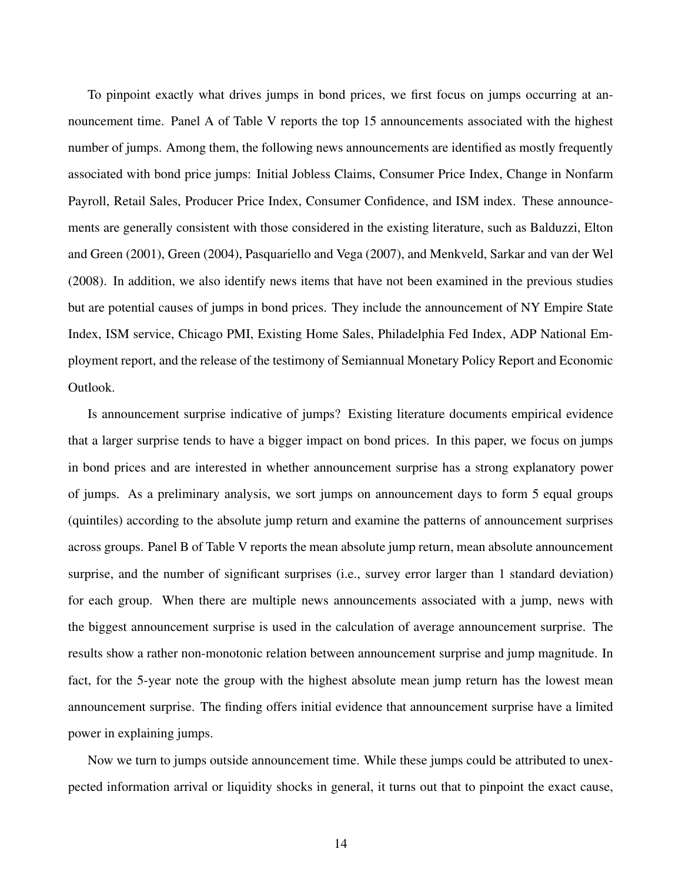To pinpoint exactly what drives jumps in bond prices, we first focus on jumps occurring at announcement time. Panel A of Table V reports the top 15 announcements associated with the highest number of jumps. Among them, the following news announcements are identified as mostly frequently associated with bond price jumps: Initial Jobless Claims, Consumer Price Index, Change in Nonfarm Payroll, Retail Sales, Producer Price Index, Consumer Confidence, and ISM index. These announcements are generally consistent with those considered in the existing literature, such as Balduzzi, Elton and Green (2001), Green (2004), Pasquariello and Vega (2007), and Menkveld, Sarkar and van der Wel (2008). In addition, we also identify news items that have not been examined in the previous studies but are potential causes of jumps in bond prices. They include the announcement of NY Empire State Index, ISM service, Chicago PMI, Existing Home Sales, Philadelphia Fed Index, ADP National Employment report, and the release of the testimony of Semiannual Monetary Policy Report and Economic Outlook.

Is announcement surprise indicative of jumps? Existing literature documents empirical evidence that a larger surprise tends to have a bigger impact on bond prices. In this paper, we focus on jumps in bond prices and are interested in whether announcement surprise has a strong explanatory power of jumps. As a preliminary analysis, we sort jumps on announcement days to form 5 equal groups (quintiles) according to the absolute jump return and examine the patterns of announcement surprises across groups. Panel B of Table V reports the mean absolute jump return, mean absolute announcement surprise, and the number of significant surprises (i.e., survey error larger than 1 standard deviation) for each group. When there are multiple news announcements associated with a jump, news with the biggest announcement surprise is used in the calculation of average announcement surprise. The results show a rather non-monotonic relation between announcement surprise and jump magnitude. In fact, for the 5-year note the group with the highest absolute mean jump return has the lowest mean announcement surprise. The finding offers initial evidence that announcement surprise have a limited power in explaining jumps.

Now we turn to jumps outside announcement time. While these jumps could be attributed to unexpected information arrival or liquidity shocks in general, it turns out that to pinpoint the exact cause,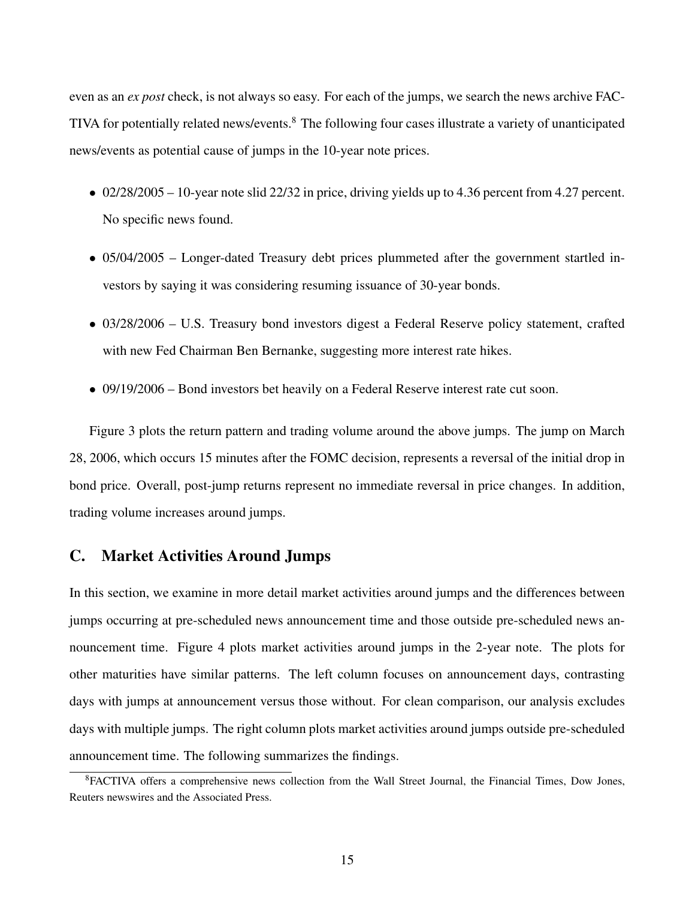even as an *ex post* check, is not always so easy. For each of the jumps, we search the news archive FACTIVA for potentially related news/events.[8] The following four cases illustrate a variety of unanticipated news/events as potential cause of jumps in the 10-year note prices.

- 02/28/2005 – 10-year note slid 22/32 in price, driving yields up to 4.36 percent from 4.27 percent. No specific news found.
- 05/04/2005 – Longer-dated Treasury debt prices plummeted after the government startled investors by saying it was considering resuming issuance of 30-year bonds.
- 03/28/2006 – U.S. Treasury bond investors digest a Federal Reserve policy statement, crafted with new Fed Chairman Ben Bernanke, suggesting more interest rate hikes.
- 09/19/2006 – Bond investors bet heavily on a Federal Reserve interest rate cut soon.

Figure 3 plots the return pattern and trading volume around the above jumps. The jump on March 28, 2006, which occurs 15 minutes after the FOMC decision, represents a reversal of the initial drop in bond price. Overall, post-jump returns represent no immediate reversal in price changes. In addition, trading volume increases around jumps.

## C. Market Activities Around Jumps

In this section, we examine in more detail market activities around jumps and the differences between jumps occurring at pre-scheduled news announcement time and those outside pre-scheduled news announcement time. Figure 4 plots market activities around jumps in the 2-year note. The plots for other maturities have similar patterns. The left column focuses on announcement days, contrasting days with jumps at announcement versus those without. For clean comparison, our analysis excludes days with multiple jumps. The right column plots market activities around jumps outside pre-scheduled announcement time. The following summarizes the findings.

[8] FACTIVA offers a comprehensive news collection from the Wall Street Journal, the Financial Times, Dow Jones, Reuters newswires and the Associated Press.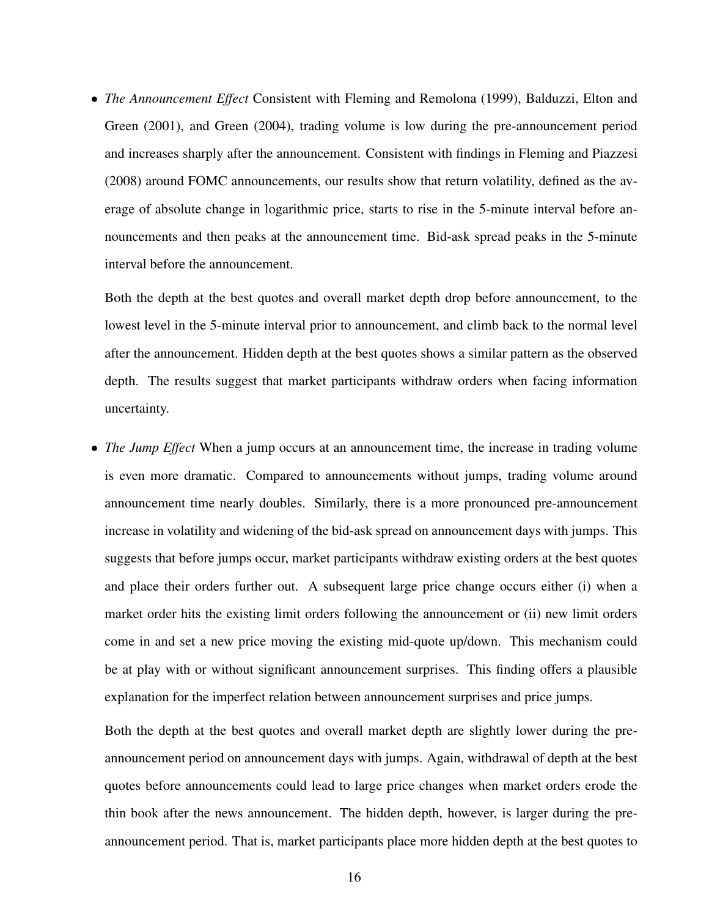- *The Announcement Effect* Consistent with Fleming and Remolona (1999), Balduzzi, Elton and Green (2001), and Green (2004), trading volume is low during the pre-announcement period and increases sharply after the announcement. Consistent with findings in Fleming and Piazzesi (2008) around FOMC announcements, our results show that return volatility, defined as the average of absolute change in logarithmic price, starts to rise in the 5-minute interval before announcements and then peaks at the announcement time. Bid-ask spread peaks in the 5-minute interval before the announcement.

  Both the depth at the best quotes and overall market depth drop before announcement, to the lowest level in the 5-minute interval prior to announcement, and climb back to the normal level after the announcement. Hidden depth at the best quotes shows a similar pattern as the observed depth. The results suggest that market participants withdraw orders when facing information uncertainty.

- *The Jump Effect* When a jump occurs at an announcement time, the increase in trading volume is even more dramatic. Compared to announcements without jumps, trading volume around announcement time nearly doubles. Similarly, there is a more pronounced pre-announcement increase in volatility and widening of the bid-ask spread on announcement days with jumps. This suggests that before jumps occur, market participants withdraw existing orders at the best quotes and place their orders further out. A subsequent large price change occurs either (i) when a market order hits the existing limit orders following the announcement or (ii) new limit orders come in and set a new price moving the existing mid-quote up/down. This mechanism could be at play with or without significant announcement surprises. This finding offers a plausible explanation for the imperfect relation between announcement surprises and price jumps.

  Both the depth at the best quotes and overall market depth are slightly lower during the pre-announcement period on announcement days with jumps. Again, withdrawal of depth at the best quotes before announcements could lead to large price changes when market orders erode the thin book after the news announcement. The hidden depth, however, is larger during the pre-announcement period. That is, market participants place more hidden depth at the best quotes to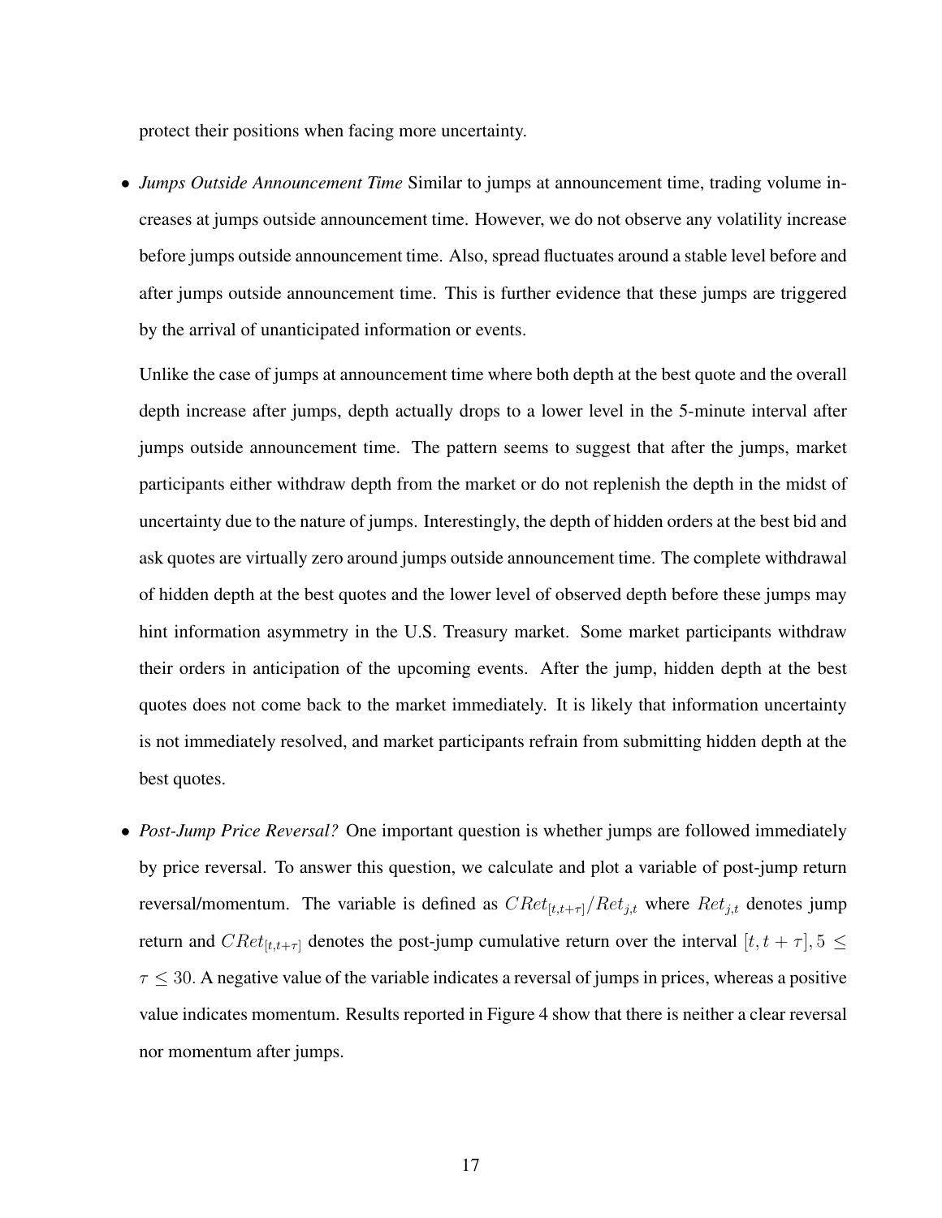protect their positions when facing more uncertainty.

- *Jumps Outside Announcement Time* Similar to jumps at announcement time, trading volume increases at jumps outside announcement time. However, we do not observe any volatility increase before jumps outside announcement time. Also, spread fluctuates around a stable level before and after jumps outside announcement time. This is further evidence that these jumps are triggered by the arrival of unanticipated information or events.

  Unlike the case of jumps at announcement time where both depth at the best quote and the overall depth increase after jumps, depth actually drops to a lower level in the 5-minute interval after jumps outside announcement time. The pattern seems to suggest that after the jumps, market participants either withdraw depth from the market or do not replenish the depth in the midst of uncertainty due to the nature of jumps. Interestingly, the depth of hidden orders at the best bid and ask quotes are virtually zero around jumps outside announcement time. The complete withdrawal of hidden depth at the best quotes and the lower level of observed depth before these jumps may hint information asymmetry in the U.S. Treasury market. Some market participants withdraw their orders in anticipation of the upcoming events. After the jump, hidden depth at the best quotes does not come back to the market immediately. It is likely that information uncertainty is not immediately resolved, and market participants refrain from submitting hidden depth at the best quotes.

- *Post-Jump Price Reversal?* One important question is whether jumps are followed immediately by price reversal. To answer this question, we calculate and plot a variable of post-jump return reversal/momentum. The variable is defined as $CRet_{[t,t+\tau]}/Ret_{j,t}$ where $Ret_{j,t}$ denotes jump return and $CRet_{[t,t+\tau]}$ denotes the post-jump cumulative return over the interval $[t, t+\tau], 5 \leq \tau \leq 30$. A negative value of the variable indicates a reversal of jumps in prices, whereas a positive value indicates momentum. Results reported in Figure 4 show that there is neither a clear reversal nor momentum after jumps.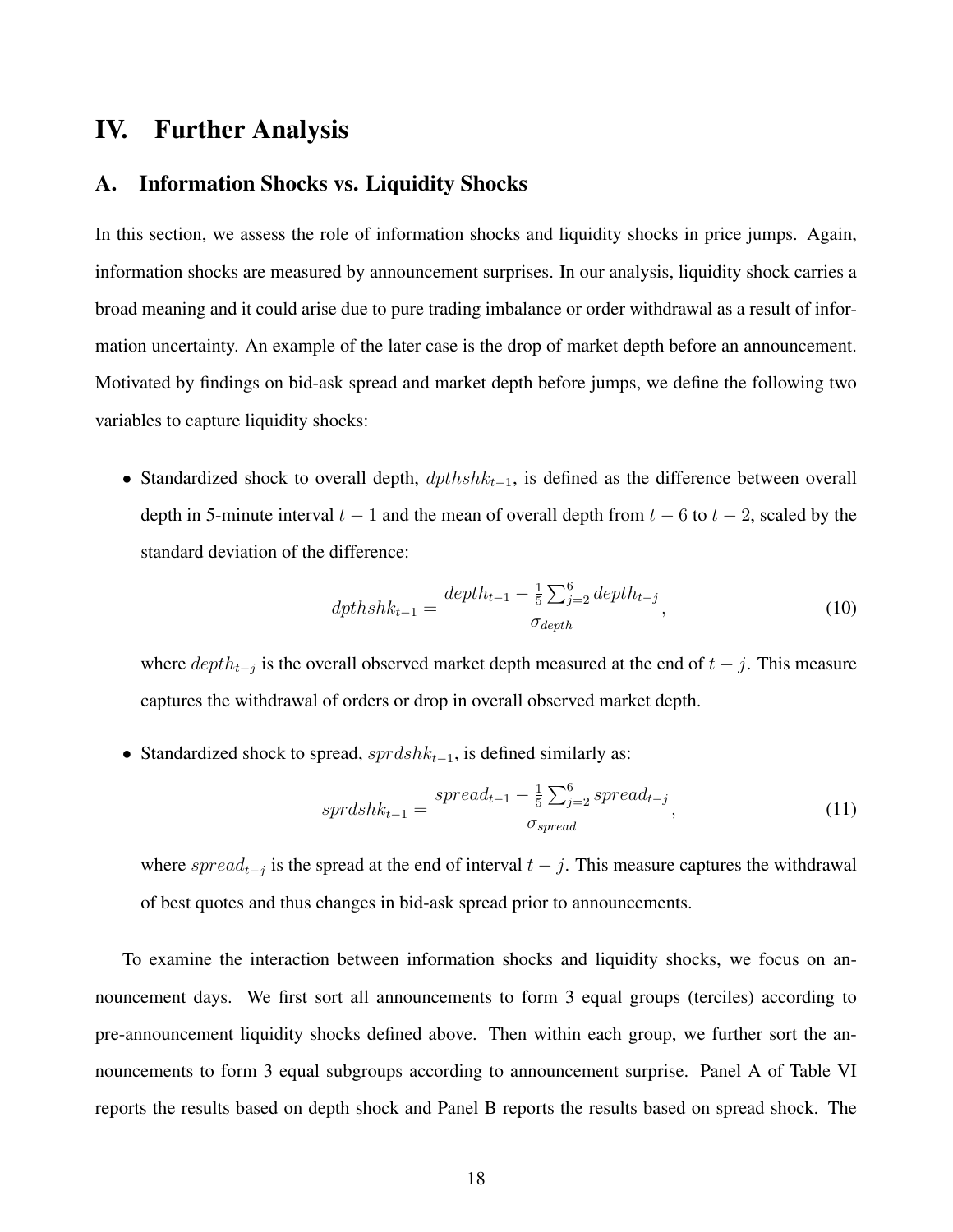# IV. Further Analysis

## A. Information Shocks vs. Liquidity Shocks

In this section, we assess the role of information shocks and liquidity shocks in price jumps. Again, information shocks are measured by announcement surprises. In our analysis, liquidity shock carries a broad meaning and it could arise due to pure trading imbalance or order withdrawal as a result of information uncertainty. An example of the later case is the drop of market depth before an announcement. Motivated by findings on bid-ask spread and market depth before jumps, we define the following two variables to capture liquidity shocks:

- Standardized shock to overall depth, $dpthshk_{t-1}$, is defined as the difference between overall depth in 5-minute interval $t-1$ and the mean of overall depth from $t-6$ to $t-2$, scaled by the standard deviation of the difference:

$$dpthshk_{t-1} = \frac{depth_{t-1} - \frac{1}{5}\sum_{j=2}^{6} depth_{t-j}}{\sigma_{depth}}, \tag{10}$$

  where $depth_{t-j}$ is the overall observed market depth measured at the end of $t-j$. This measure captures the withdrawal of orders or drop in overall observed market depth.

- Standardized shock to spread, $sprdshk_{t-1}$, is defined similarly as:

$$sprdshk_{t-1} = \frac{spread_{t-1} - \frac{1}{5}\sum_{j=2}^{6} spread_{t-j}}{\sigma_{spread}}, \tag{11}$$

  where $spread_{t-j}$ is the spread at the end of interval $t-j$. This measure captures the withdrawal of best quotes and thus changes in bid-ask spread prior to announcements.

To examine the interaction between information shocks and liquidity shocks, we focus on announcement days. We first sort all announcements to form 3 equal groups (terciles) according to pre-announcement liquidity shocks defined above. Then within each group, we further sort the announcements to form 3 equal subgroups according to announcement surprise. Panel A of Table VI reports the results based on depth shock and Panel B reports the results based on spread shock. The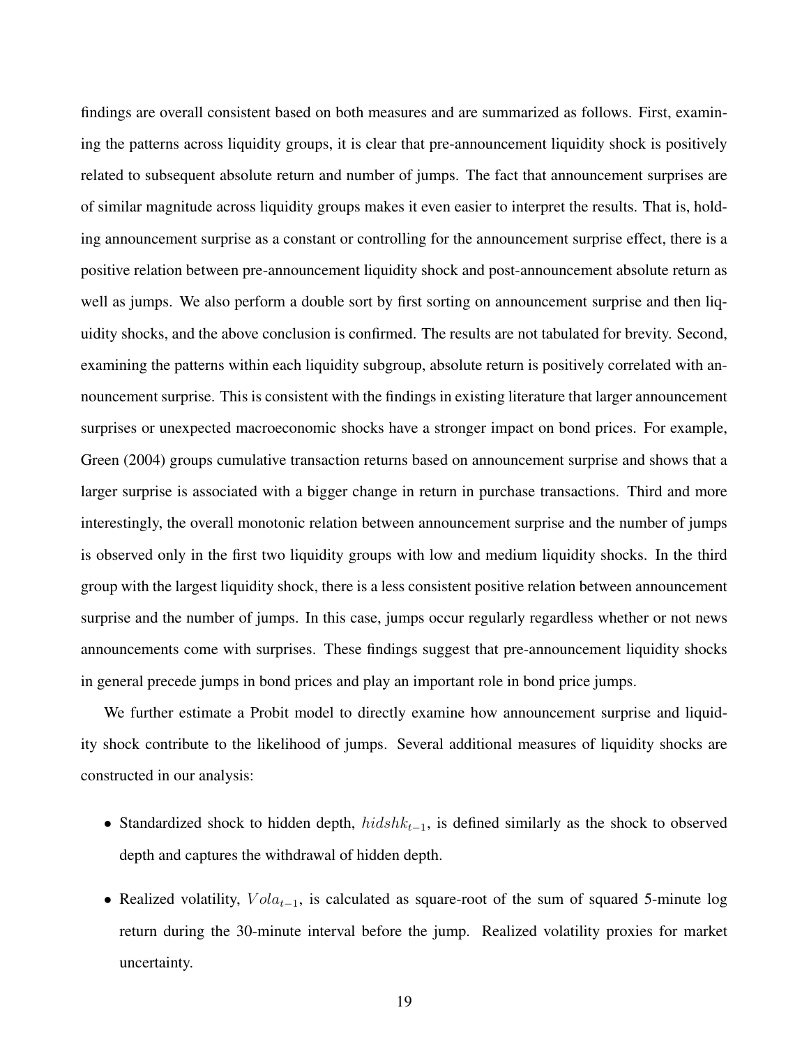findings are overall consistent based on both measures and are summarized as follows. First, examining the patterns across liquidity groups, it is clear that pre-announcement liquidity shock is positively related to subsequent absolute return and number of jumps. The fact that announcement surprises are of similar magnitude across liquidity groups makes it even easier to interpret the results. That is, holding announcement surprise as a constant or controlling for the announcement surprise effect, there is a positive relation between pre-announcement liquidity shock and post-announcement absolute return as well as jumps. We also perform a double sort by first sorting on announcement surprise and then liquidity shocks, and the above conclusion is confirmed. The results are not tabulated for brevity. Second, examining the patterns within each liquidity subgroup, absolute return is positively correlated with announcement surprise. This is consistent with the findings in existing literature that larger announcement surprises or unexpected macroeconomic shocks have a stronger impact on bond prices. For example, Green (2004) groups cumulative transaction returns based on announcement surprise and shows that a larger surprise is associated with a bigger change in return in purchase transactions. Third and more interestingly, the overall monotonic relation between announcement surprise and the number of jumps is observed only in the first two liquidity groups with low and medium liquidity shocks. In the third group with the largest liquidity shock, there is a less consistent positive relation between announcement surprise and the number of jumps. In this case, jumps occur regularly regardless whether or not news announcements come with surprises. These findings suggest that pre-announcement liquidity shocks in general precede jumps in bond prices and play an important role in bond price jumps.

We further estimate a Probit model to directly examine how announcement surprise and liquidity shock contribute to the likelihood of jumps. Several additional measures of liquidity shocks are constructed in our analysis:

- Standardized shock to hidden depth, $hidshk_{t-1}$, is defined similarly as the shock to observed depth and captures the withdrawal of hidden depth.
- Realized volatility, $Vola_{t-1}$, is calculated as square-root of the sum of squared 5-minute log return during the 30-minute interval before the jump. Realized volatility proxies for market uncertainty.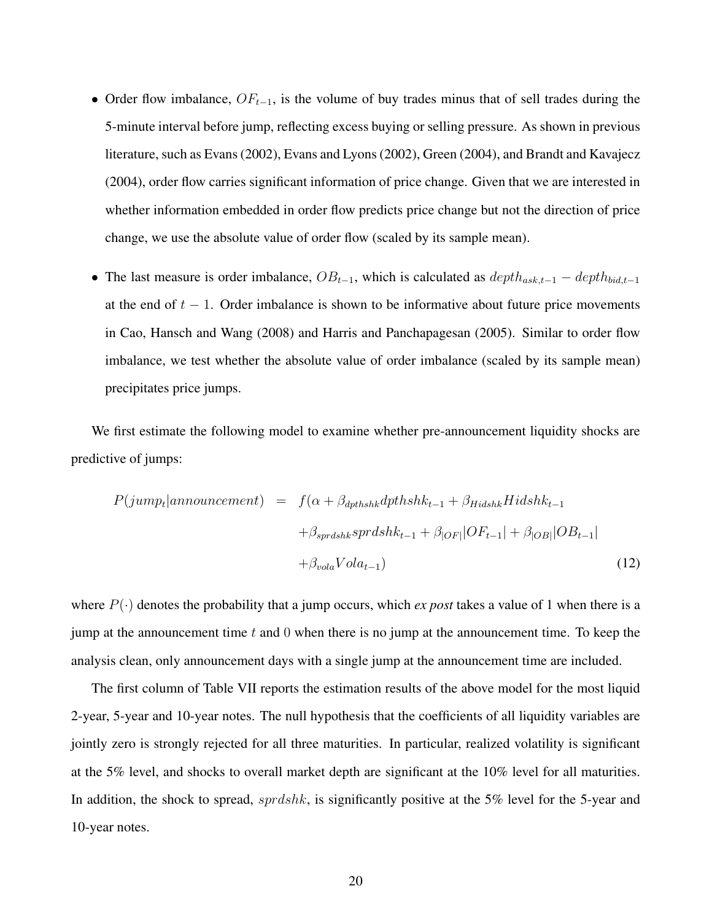- Order flow imbalance, $OF_{t-1}$, is the volume of buy trades minus that of sell trades during the 5-minute interval before jump, reflecting excess buying or selling pressure. As shown in previous literature, such as Evans (2002), Evans and Lyons (2002), Green (2004), and Brandt and Kavajecz (2004), order flow carries significant information of price change. Given that we are interested in whether information embedded in order flow predicts price change but not the direction of price change, we use the absolute value of order flow (scaled by its sample mean).

- The last measure is order imbalance, $OB_{t-1}$, which is calculated as $depth_{ask,t-1} - depth_{bid,t-1}$ at the end of $t-1$. Order imbalance is shown to be informative about future price movements in Cao, Hansch and Wang (2008) and Harris and Panchapagesan (2005). Similar to order flow imbalance, we test whether the absolute value of order imbalance (scaled by its sample mean) precipitates price jumps.

We first estimate the following model to examine whether pre-announcement liquidity shocks are predictive of jumps:

$$
\begin{aligned}
P(jump_t|announcement) \quad = \quad & f(\alpha + \beta_{dpthshk} dpthshk_{t-1} + \beta_{Hidshk} Hidshk_{t-1} \\
& + \beta_{sprdshk} sprdshk_{t-1} + \beta_{|OF|}|OF_{t-1}| + \beta_{|OB|}|OB_{t-1}| \\
& + \beta_{vola} Vola_{t-1})
\end{aligned}
\tag{12}
$$

where $P(\cdot)$ denotes the probability that a jump occurs, which *ex post* takes a value of 1 when there is a jump at the announcement time $t$ and 0 when there is no jump at the announcement time. To keep the analysis clean, only announcement days with a single jump at the announcement time are included.

The first column of Table VII reports the estimation results of the above model for the most liquid 2-year, 5-year and 10-year notes. The null hypothesis that the coefficients of all liquidity variables are jointly zero is strongly rejected for all three maturities. In particular, realized volatility is significant at the 5% level, and shocks to overall market depth are significant at the 10% level for all maturities. In addition, the shock to spread, $sprdshk$, is significantly positive at the 5% level for the 5-year and 10-year notes.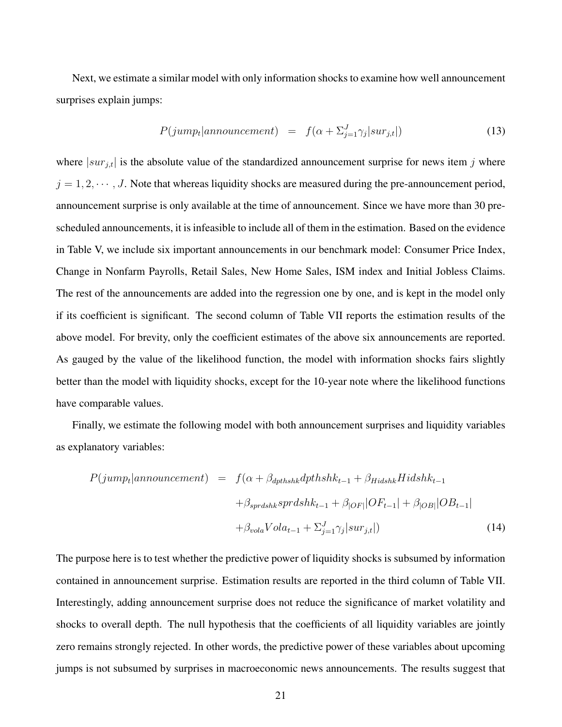Next, we estimate a similar model with only information shocks to examine how well announcement surprises explain jumps:

$$P(jump_t|announcement) \quad = \quad f(\alpha + \Sigma_{j=1}^{J}\gamma_j|sur_{j,t}|) \tag{13}$$

where $|sur_{j,t}|$ is the absolute value of the standardized announcement surprise for news item $j$ where $j = 1, 2, \cdots, J$. Note that whereas liquidity shocks are measured during the pre-announcement period, announcement surprise is only available at the time of announcement. Since we have more than 30 pre-scheduled announcements, it is infeasible to include all of them in the estimation. Based on the evidence in Table V, we include six important announcements in our benchmark model: Consumer Price Index, Change in Nonfarm Payrolls, Retail Sales, New Home Sales, ISM index and Initial Jobless Claims. The rest of the announcements are added into the regression one by one, and is kept in the model only if its coefficient is significant. The second column of Table VII reports the estimation results of the above model. For brevity, only the coefficient estimates of the above six announcements are reported. As gauged by the value of the likelihood function, the model with information shocks fairs slightly better than the model with liquidity shocks, except for the 10-year note where the likelihood functions have comparable values.

Finally, we estimate the following model with both announcement surprises and liquidity variables as explanatory variables:

$$\begin{aligned} P(jump_t|announcement) \quad = \quad & f(\alpha + \beta_{dpthshk}dpthshk_{t-1} + \beta_{Hidshk}Hidshk_{t-1} \\ & + \beta_{sprdshk}sprdshk_{t-1} + \beta_{|OF|}|OF_{t-1}| + \beta_{|OB|}|OB_{t-1}| \\ & + \beta_{vola}Vola_{t-1} + \Sigma_{j=1}^{J}\gamma_j|sur_{j,t}|) \end{aligned} \tag{14}$$

The purpose here is to test whether the predictive power of liquidity shocks is subsumed by information contained in announcement surprise. Estimation results are reported in the third column of Table VII. Interestingly, adding announcement surprise does not reduce the significance of market volatility and shocks to overall depth. The null hypothesis that the coefficients of all liquidity variables are jointly zero remains strongly rejected. In other words, the predictive power of these variables about upcoming jumps is not subsumed by surprises in macroeconomic news announcements. The results suggest that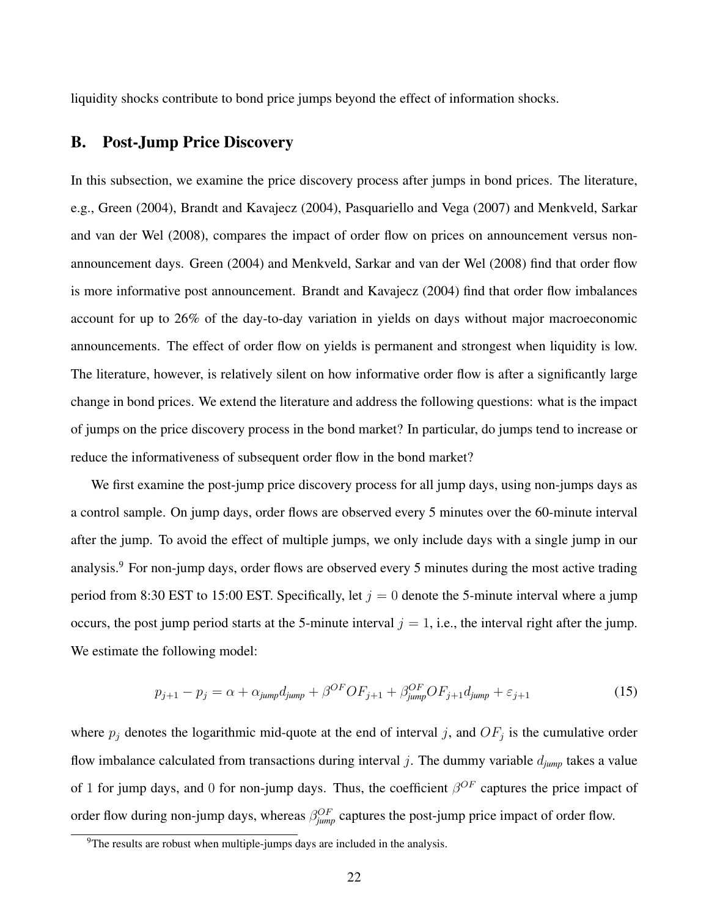liquidity shocks contribute to bond price jumps beyond the effect of information shocks.

## B. Post-Jump Price Discovery

In this subsection, we examine the price discovery process after jumps in bond prices. The literature, e.g., Green (2004), Brandt and Kavajecz (2004), Pasquariello and Vega (2007) and Menkveld, Sarkar and van der Wel (2008), compares the impact of order flow on prices on announcement versus non-announcement days. Green (2004) and Menkveld, Sarkar and van der Wel (2008) find that order flow is more informative post announcement. Brandt and Kavajecz (2004) find that order flow imbalances account for up to 26% of the day-to-day variation in yields on days without major macroeconomic announcements. The effect of order flow on yields is permanent and strongest when liquidity is low. The literature, however, is relatively silent on how informative order flow is after a significantly large change in bond prices. We extend the literature and address the following questions: what is the impact of jumps on the price discovery process in the bond market? In particular, do jumps tend to increase or reduce the informativeness of subsequent order flow in the bond market?

We first examine the post-jump price discovery process for all jump days, using non-jumps days as a control sample. On jump days, order flows are observed every 5 minutes over the 60-minute interval after the jump. To avoid the effect of multiple jumps, we only include days with a single jump in our analysis.[9] For non-jump days, order flows are observed every 5 minutes during the most active trading period from 8:30 EST to 15:00 EST. Specifically, let $j = 0$ denote the 5-minute interval where a jump occurs, the post jump period starts at the 5-minute interval $j = 1$, i.e., the interval right after the jump. We estimate the following model:

$$p_{j+1} - p_j = \alpha + \alpha_{jump} d_{jump} + \beta^{OF} OF_{j+1} + \beta^{OF}_{jump} OF_{j+1} d_{jump} + \varepsilon_{j+1} \tag{15}$$

where $p_j$ denotes the logarithmic mid-quote at the end of interval $j$, and $OF_j$ is the cumulative order flow imbalance calculated from transactions during interval $j$. The dummy variable $d_{jump}$ takes a value of 1 for jump days, and 0 for non-jump days. Thus, the coefficient $\beta^{OF}$ captures the price impact of order flow during non-jump days, whereas $\beta^{OF}_{jump}$ captures the post-jump price impact of order flow.

[9] The results are robust when multiple-jumps days are included in the analysis.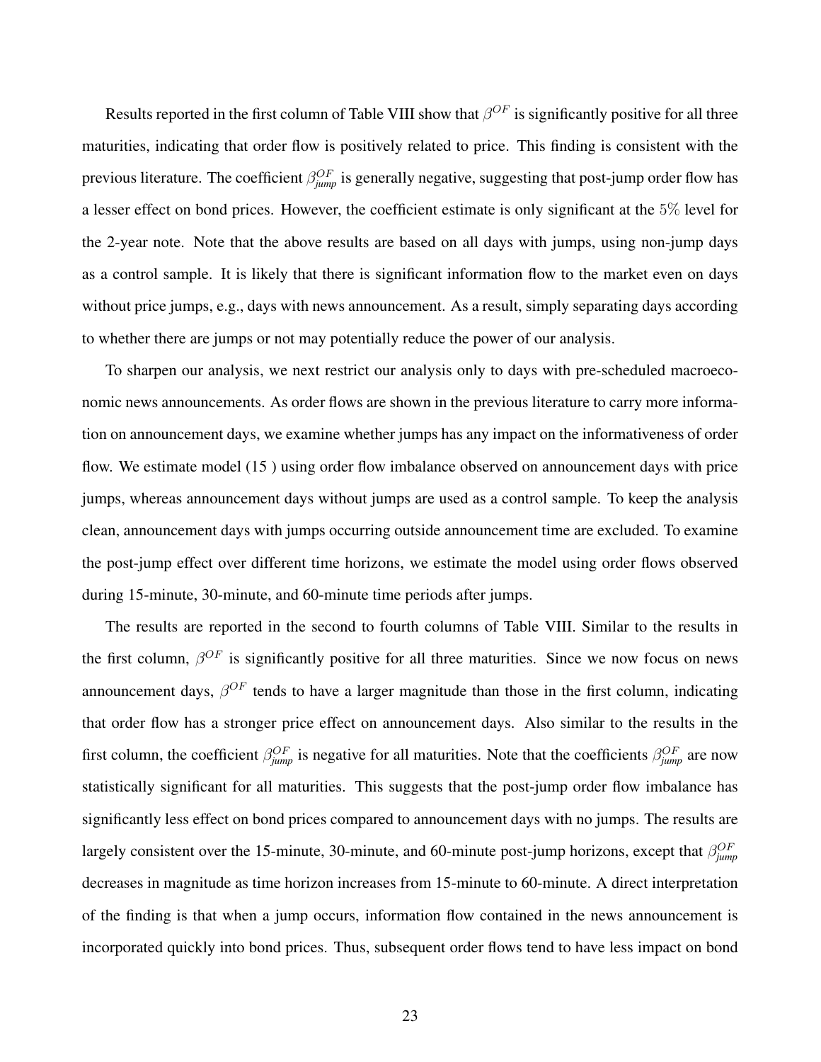Results reported in the first column of Table VIII show that $\beta^{OF}$ is significantly positive for all three maturities, indicating that order flow is positively related to price. This finding is consistent with the previous literature. The coefficient $\beta^{OF}_{jump}$ is generally negative, suggesting that post-jump order flow has a lesser effect on bond prices. However, the coefficient estimate is only significant at the $5\%$ level for the 2-year note. Note that the above results are based on all days with jumps, using non-jump days as a control sample. It is likely that there is significant information flow to the market even on days without price jumps, e.g., days with news announcement. As a result, simply separating days according to whether there are jumps or not may potentially reduce the power of our analysis.

To sharpen our analysis, we next restrict our analysis only to days with pre-scheduled macroeconomic news announcements. As order flows are shown in the previous literature to carry more information on announcement days, we examine whether jumps has any impact on the informativeness of order flow. We estimate model (15 ) using order flow imbalance observed on announcement days with price jumps, whereas announcement days without jumps are used as a control sample. To keep the analysis clean, announcement days with jumps occurring outside announcement time are excluded. To examine the post-jump effect over different time horizons, we estimate the model using order flows observed during 15-minute, 30-minute, and 60-minute time periods after jumps.

The results are reported in the second to fourth columns of Table VIII. Similar to the results in the first column, $\beta^{OF}$ is significantly positive for all three maturities. Since we now focus on news announcement days, $\beta^{OF}$ tends to have a larger magnitude than those in the first column, indicating that order flow has a stronger price effect on announcement days. Also similar to the results in the first column, the coefficient $\beta^{OF}_{jump}$ is negative for all maturities. Note that the coefficients $\beta^{OF}_{jump}$ are now statistically significant for all maturities. This suggests that the post-jump order flow imbalance has significantly less effect on bond prices compared to announcement days with no jumps. The results are largely consistent over the 15-minute, 30-minute, and 60-minute post-jump horizons, except that $\beta^{OF}_{jump}$ decreases in magnitude as time horizon increases from 15-minute to 60-minute. A direct interpretation of the finding is that when a jump occurs, information flow contained in the news announcement is incorporated quickly into bond prices. Thus, subsequent order flows tend to have less impact on bond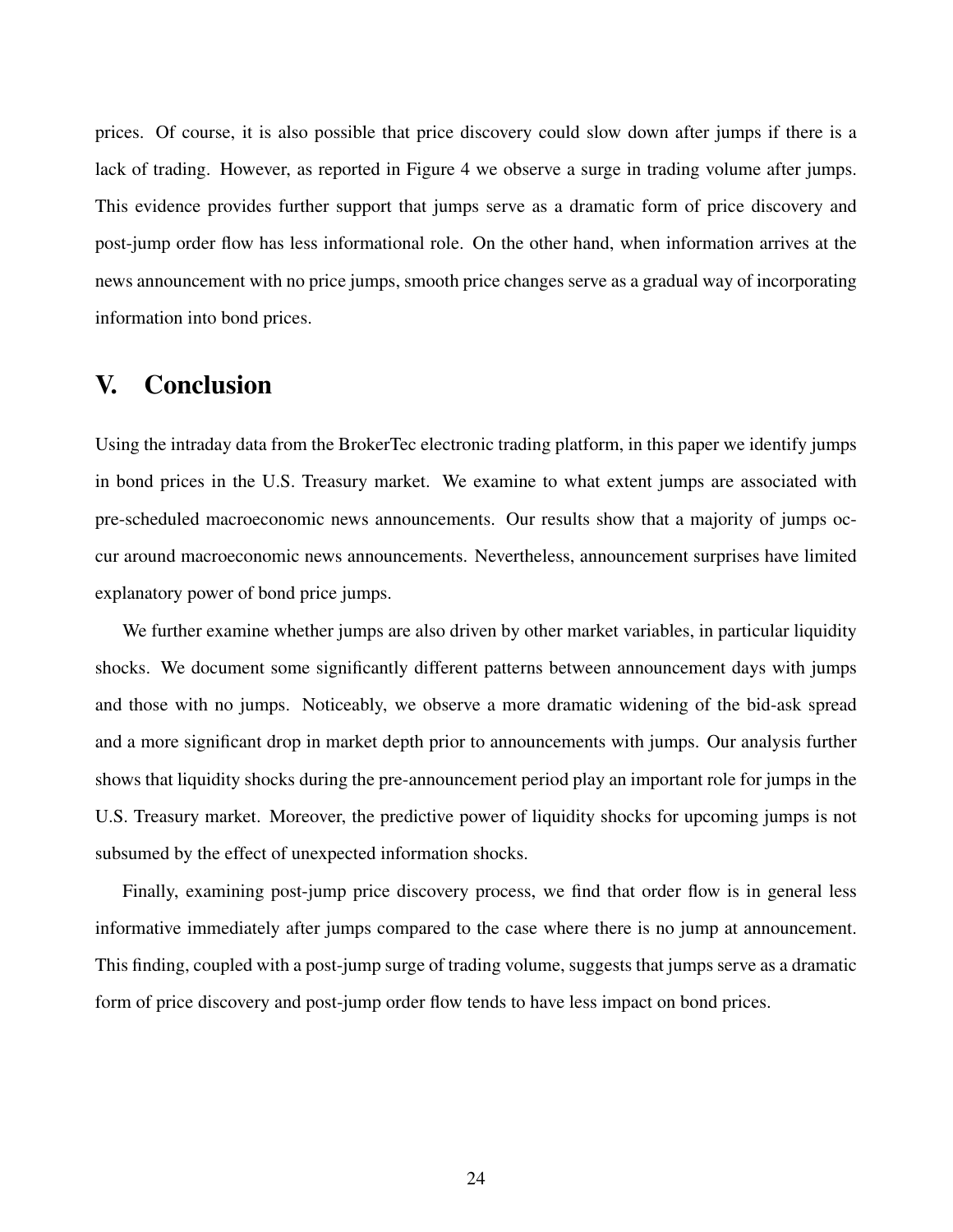prices. Of course, it is also possible that price discovery could slow down after jumps if there is a lack of trading. However, as reported in Figure 4 we observe a surge in trading volume after jumps. This evidence provides further support that jumps serve as a dramatic form of price discovery and post-jump order flow has less informational role. On the other hand, when information arrives at the news announcement with no price jumps, smooth price changes serve as a gradual way of incorporating information into bond prices.

## V. Conclusion

Using the intraday data from the BrokerTec electronic trading platform, in this paper we identify jumps in bond prices in the U.S. Treasury market. We examine to what extent jumps are associated with pre-scheduled macroeconomic news announcements. Our results show that a majority of jumps occur around macroeconomic news announcements. Nevertheless, announcement surprises have limited explanatory power of bond price jumps.

We further examine whether jumps are also driven by other market variables, in particular liquidity shocks. We document some significantly different patterns between announcement days with jumps and those with no jumps. Noticeably, we observe a more dramatic widening of the bid-ask spread and a more significant drop in market depth prior to announcements with jumps. Our analysis further shows that liquidity shocks during the pre-announcement period play an important role for jumps in the U.S. Treasury market. Moreover, the predictive power of liquidity shocks for upcoming jumps is not subsumed by the effect of unexpected information shocks.

Finally, examining post-jump price discovery process, we find that order flow is in general less informative immediately after jumps compared to the case where there is no jump at announcement. This finding, coupled with a post-jump surge of trading volume, suggests that jumps serve as a dramatic form of price discovery and post-jump order flow tends to have less impact on bond prices.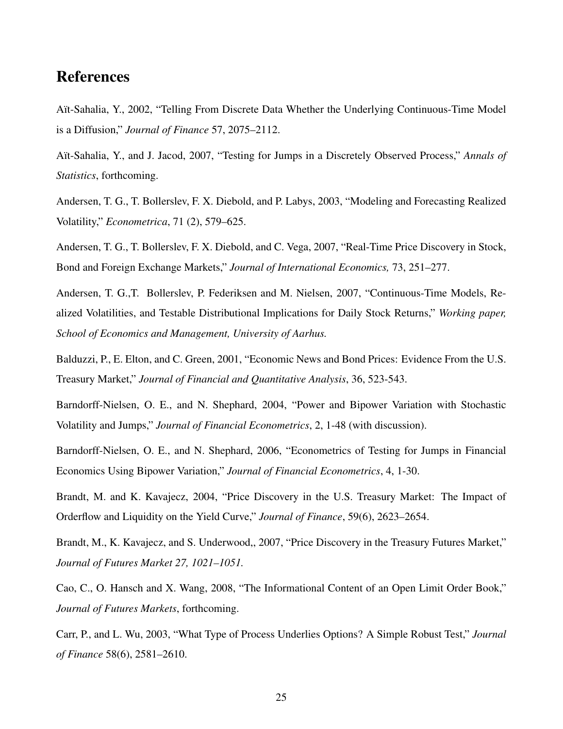# References

Aït-Sahalia, Y., 2002, "Telling From Discrete Data Whether the Underlying Continuous-Time Model is a Diffusion," *Journal of Finance* 57, 2075–2112.

Aït-Sahalia, Y., and J. Jacod, 2007, "Testing for Jumps in a Discretely Observed Process," *Annals of Statistics*, forthcoming.

Andersen, T. G., T. Bollerslev, F. X. Diebold, and P. Labys, 2003, "Modeling and Forecasting Realized Volatility," *Econometrica*, 71 (2), 579–625.

Andersen, T. G., T. Bollerslev, F. X. Diebold, and C. Vega, 2007, "Real-Time Price Discovery in Stock, Bond and Foreign Exchange Markets," *Journal of International Economics,* 73, 251–277.

Andersen, T. G.,T. Bollerslev, P. Federiksen and M. Nielsen, 2007, "Continuous-Time Models, Realized Volatilities, and Testable Distributional Implications for Daily Stock Returns," *Working paper, School of Economics and Management, University of Aarhus.*

Balduzzi, P., E. Elton, and C. Green, 2001, "Economic News and Bond Prices: Evidence From the U.S. Treasury Market," *Journal of Financial and Quantitative Analysis*, 36, 523-543.

Barndorff-Nielsen, O. E., and N. Shephard, 2004, "Power and Bipower Variation with Stochastic Volatility and Jumps," *Journal of Financial Econometrics*, 2, 1-48 (with discussion).

Barndorff-Nielsen, O. E., and N. Shephard, 2006, "Econometrics of Testing for Jumps in Financial Economics Using Bipower Variation," *Journal of Financial Econometrics*, 4, 1-30.

Brandt, M. and K. Kavajecz, 2004, "Price Discovery in the U.S. Treasury Market: The Impact of Orderflow and Liquidity on the Yield Curve," *Journal of Finance*, 59(6), 2623–2654.

Brandt, M., K. Kavajecz, and S. Underwood,, 2007, "Price Discovery in the Treasury Futures Market," *Journal of Futures Market 27, 1021–1051.*

Cao, C., O. Hansch and X. Wang, 2008, "The Informational Content of an Open Limit Order Book," *Journal of Futures Markets*, forthcoming.

Carr, P., and L. Wu, 2003, "What Type of Process Underlies Options? A Simple Robust Test," *Journal of Finance* 58(6), 2581–2610.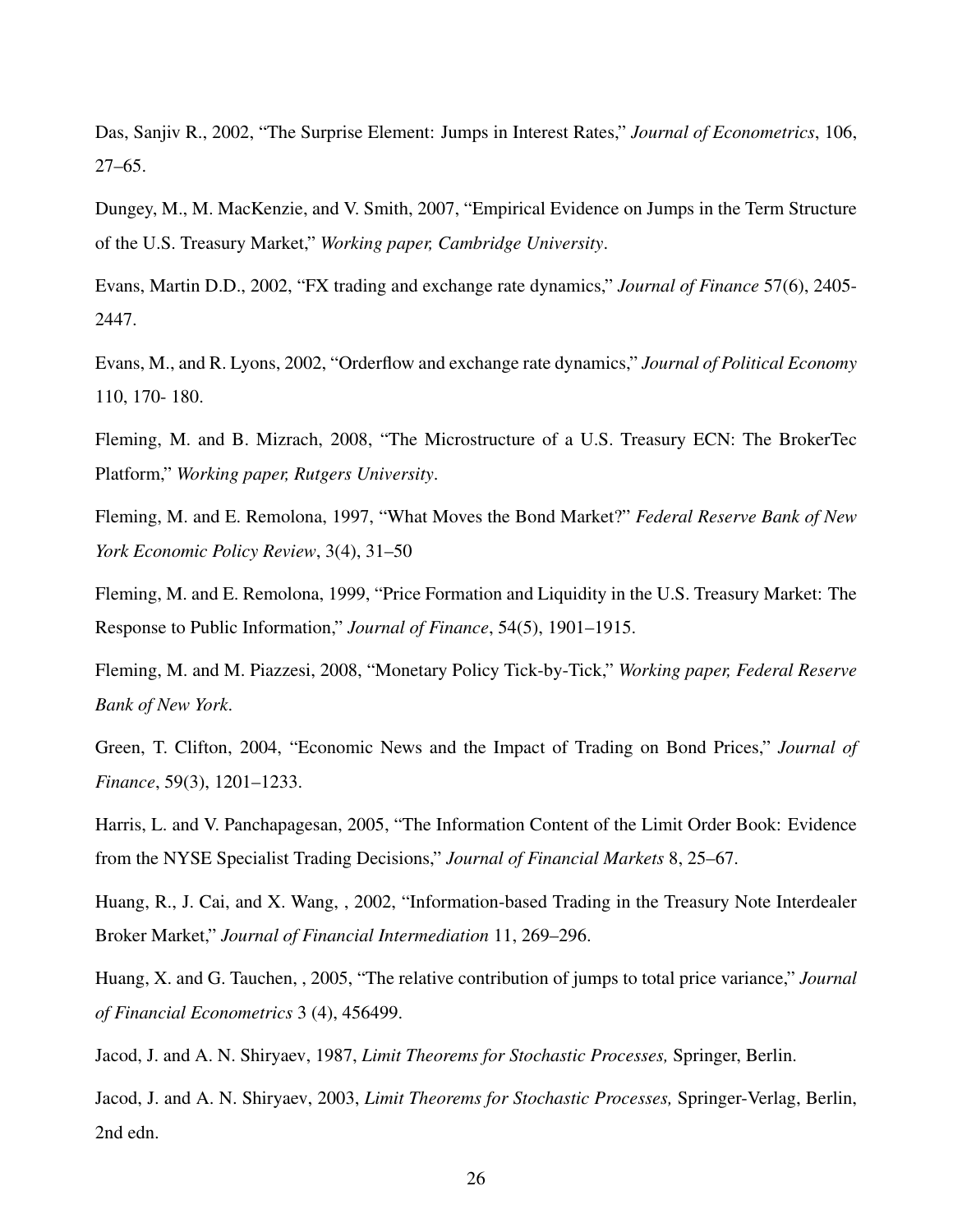Das, Sanjiv R., 2002, "The Surprise Element: Jumps in Interest Rates," *Journal of Econometrics*, 106, 27–65.

Dungey, M., M. MacKenzie, and V. Smith, 2007, "Empirical Evidence on Jumps in the Term Structure of the U.S. Treasury Market," *Working paper, Cambridge University*.

Evans, Martin D.D., 2002, "FX trading and exchange rate dynamics," *Journal of Finance* 57(6), 2405-2447.

Evans, M., and R. Lyons, 2002, "Orderflow and exchange rate dynamics," *Journal of Political Economy* 110, 170- 180.

Fleming, M. and B. Mizrach, 2008, "The Microstructure of a U.S. Treasury ECN: The BrokerTec Platform," *Working paper, Rutgers University*.

Fleming, M. and E. Remolona, 1997, "What Moves the Bond Market?" *Federal Reserve Bank of New York Economic Policy Review*, 3(4), 31–50

Fleming, M. and E. Remolona, 1999, "Price Formation and Liquidity in the U.S. Treasury Market: The Response to Public Information," *Journal of Finance*, 54(5), 1901–1915.

Fleming, M. and M. Piazzesi, 2008, "Monetary Policy Tick-by-Tick," *Working paper, Federal Reserve Bank of New York*.

Green, T. Clifton, 2004, "Economic News and the Impact of Trading on Bond Prices," *Journal of Finance*, 59(3), 1201–1233.

Harris, L. and V. Panchapagesan, 2005, "The Information Content of the Limit Order Book: Evidence from the NYSE Specialist Trading Decisions," *Journal of Financial Markets* 8, 25–67.

Huang, R., J. Cai, and X. Wang, , 2002, "Information-based Trading in the Treasury Note Interdealer Broker Market," *Journal of Financial Intermediation* 11, 269–296.

Huang, X. and G. Tauchen, , 2005, "The relative contribution of jumps to total price variance," *Journal of Financial Econometrics* 3 (4), 456499.

Jacod, J. and A. N. Shiryaev, 1987, *Limit Theorems for Stochastic Processes,* Springer, Berlin.

Jacod, J. and A. N. Shiryaev, 2003, *Limit Theorems for Stochastic Processes,* Springer-Verlag, Berlin, 2nd edn.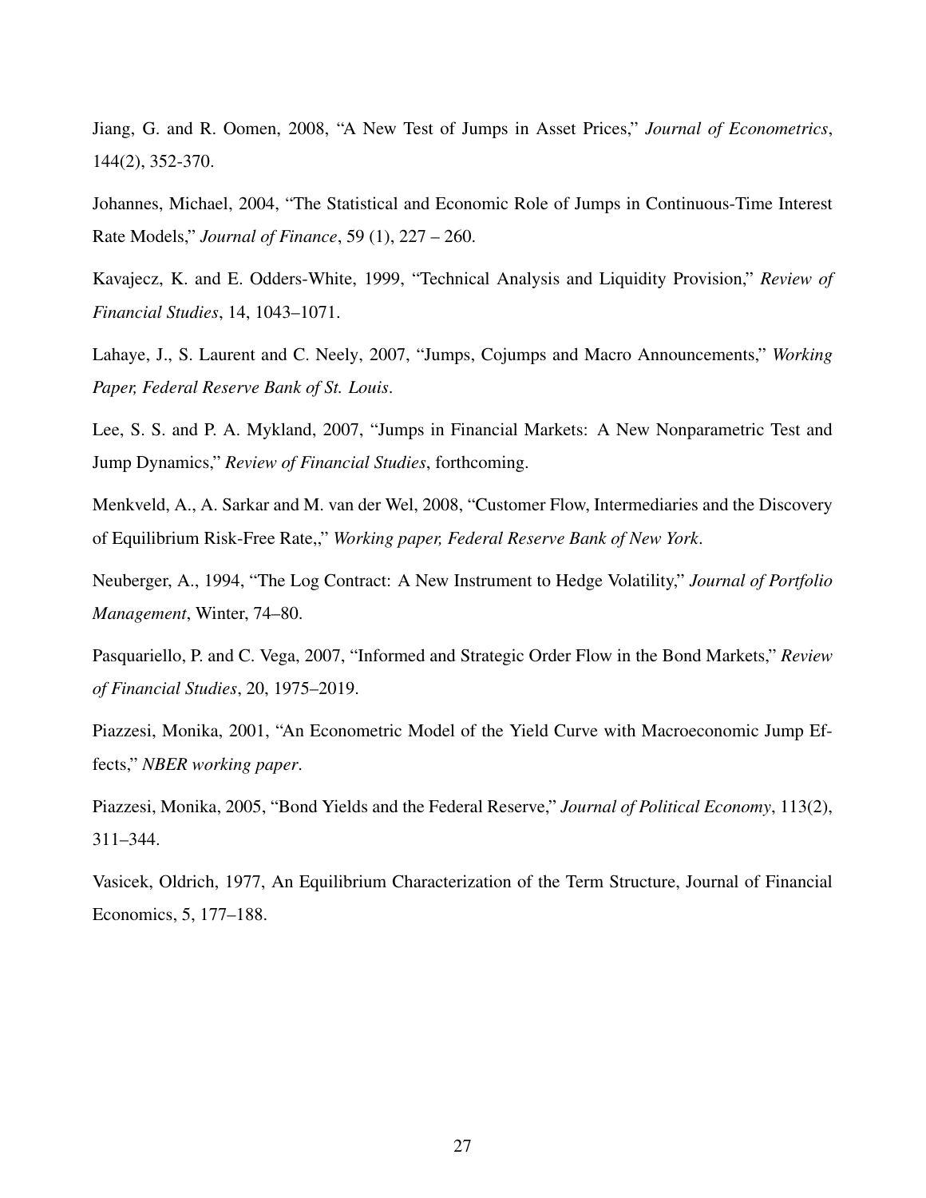Jiang, G. and R. Oomen, 2008, "A New Test of Jumps in Asset Prices," *Journal of Econometrics*, 144(2), 352-370.

Johannes, Michael, 2004, "The Statistical and Economic Role of Jumps in Continuous-Time Interest Rate Models," *Journal of Finance*, 59 (1), 227 – 260.

Kavajecz, K. and E. Odders-White, 1999, "Technical Analysis and Liquidity Provision," *Review of Financial Studies*, 14, 1043–1071.

Lahaye, J., S. Laurent and C. Neely, 2007, "Jumps, Cojumps and Macro Announcements," *Working Paper, Federal Reserve Bank of St. Louis*.

Lee, S. S. and P. A. Mykland, 2007, "Jumps in Financial Markets: A New Nonparametric Test and Jump Dynamics," *Review of Financial Studies*, forthcoming.

Menkveld, A., A. Sarkar and M. van der Wel, 2008, "Customer Flow, Intermediaries and the Discovery of Equilibrium Risk-Free Rate,," *Working paper, Federal Reserve Bank of New York*.

Neuberger, A., 1994, "The Log Contract: A New Instrument to Hedge Volatility," *Journal of Portfolio Management*, Winter, 74–80.

Pasquariello, P. and C. Vega, 2007, "Informed and Strategic Order Flow in the Bond Markets," *Review of Financial Studies*, 20, 1975–2019.

Piazzesi, Monika, 2001, "An Econometric Model of the Yield Curve with Macroeconomic Jump Effects," *NBER working paper*.

Piazzesi, Monika, 2005, "Bond Yields and the Federal Reserve," *Journal of Political Economy*, 113(2), 311–344.

Vasicek, Oldrich, 1977, An Equilibrium Characterization of the Term Structure, Journal of Financial Economics, 5, 177–188.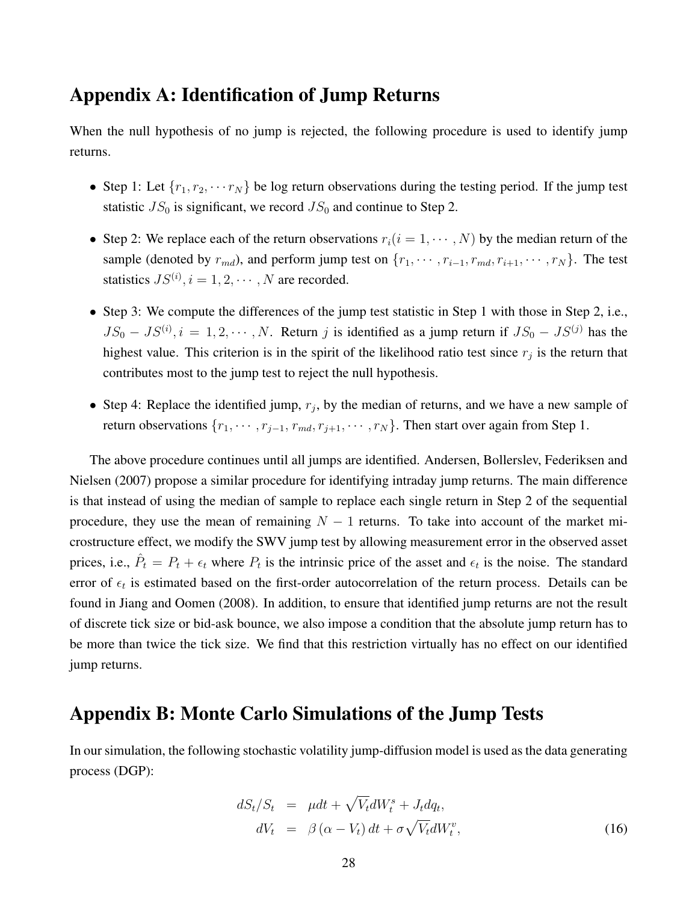## Appendix A: Identification of Jump Returns

When the null hypothesis of no jump is rejected, the following procedure is used to identify jump returns.

- Step 1: Let $\{r_1, r_2, \cdots r_N\}$ be log return observations during the testing period. If the jump test statistic $JS_0$ is significant, we record $JS_0$ and continue to Step 2.
- Step 2: We replace each of the return observations $r_i (i = 1, \cdots, N)$ by the median return of the sample (denoted by $r_{md}$), and perform jump test on $\{r_1, \cdots, r_{i-1}, r_{md}, r_{i+1}, \cdots, r_N\}$. The test statistics $JS^{(i)}, i = 1, 2, \cdots, N$ are recorded.
- Step 3: We compute the differences of the jump test statistic in Step 1 with those in Step 2, i.e., $JS_0 - JS^{(i)}, i = 1, 2, \cdots, N$. Return $j$ is identified as a jump return if $JS_0 - JS^{(j)}$ has the highest value. This criterion is in the spirit of the likelihood ratio test since $r_j$ is the return that contributes most to the jump test to reject the null hypothesis.
- Step 4: Replace the identified jump, $r_j$, by the median of returns, and we have a new sample of return observations $\{r_1, \cdots, r_{j-1}, r_{md}, r_{j+1}, \cdots, r_N\}$. Then start over again from Step 1.

The above procedure continues until all jumps are identified. Andersen, Bollerslev, Federiksen and Nielsen (2007) propose a similar procedure for identifying intraday jump returns. The main difference is that instead of using the median of sample to replace each single return in Step 2 of the sequential procedure, they use the mean of remaining $N - 1$ returns. To take into account of the market microstructure effect, we modify the SWV jump test by allowing measurement error in the observed asset prices, i.e., $\hat{P}_t = P_t + \epsilon_t$ where $P_t$ is the intrinsic price of the asset and $\epsilon_t$ is the noise. The standard error of $\epsilon_t$ is estimated based on the first-order autocorrelation of the return process. Details can be found in Jiang and Oomen (2008). In addition, to ensure that identified jump returns are not the result of discrete tick size or bid-ask bounce, we also impose a condition that the absolute jump return has to be more than twice the tick size. We find that this restriction virtually has no effect on our identified jump returns.

## Appendix B: Monte Carlo Simulations of the Jump Tests

In our simulation, the following stochastic volatility jump-diffusion model is used as the data generating process (DGP):

$$
\begin{aligned}
dS_t/S_t &= \mu dt + \sqrt{V_t} dW_t^s + J_t dq_t, \\
dV_t &= \beta(\alpha - V_t) dt + \sigma \sqrt{V_t} dW_t^v,
\end{aligned}
\tag{16}
$$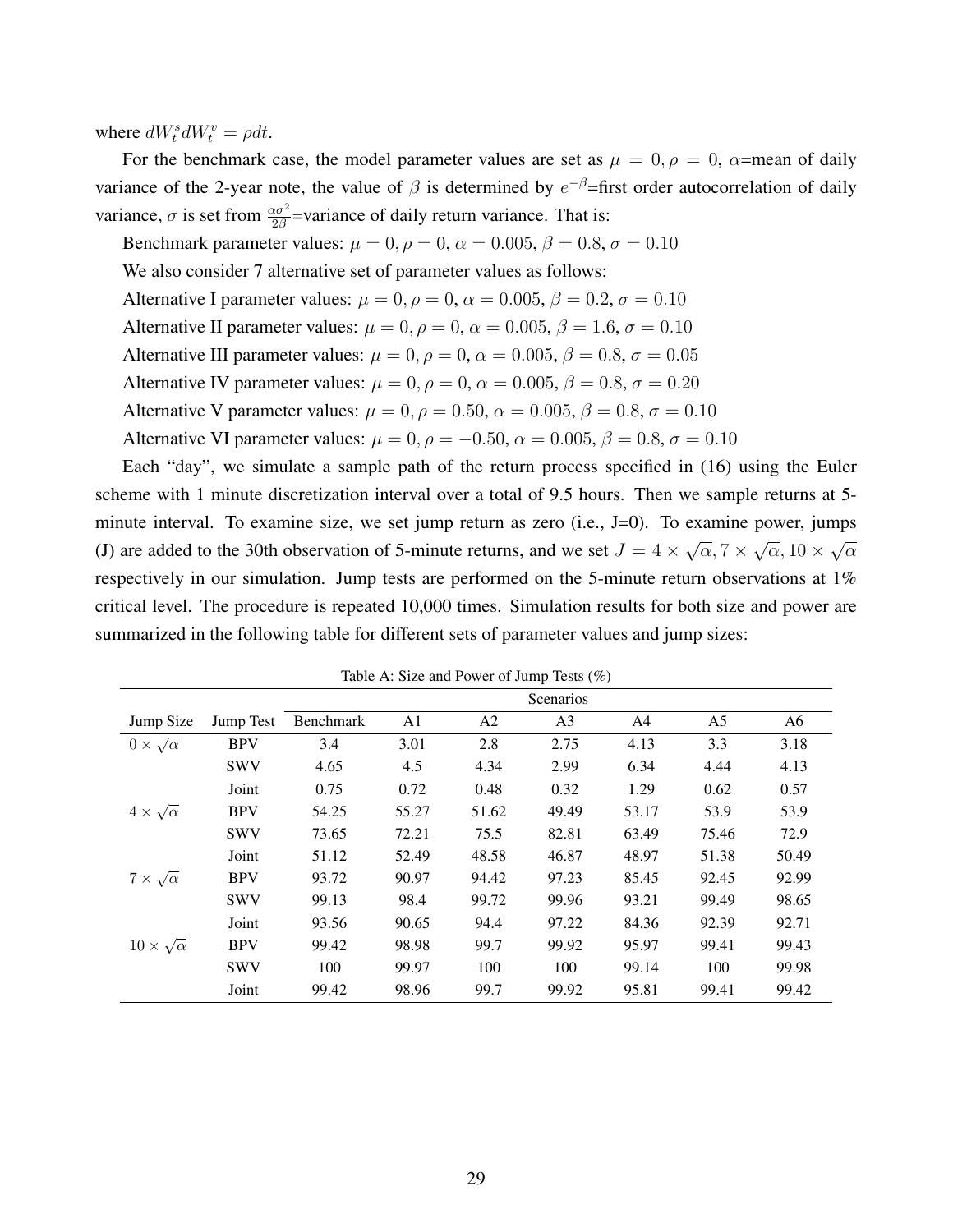where $dW_t^s dW_t^v = \rho dt$.

For the benchmark case, the model parameter values are set as $\mu = 0, \rho = 0$, $\alpha$=mean of daily variance of the 2-year note, the value of $\beta$ is determined by $e^{-\beta}$=first order autocorrelation of daily variance, $\sigma$ is set from $\frac{\alpha\sigma^2}{2\beta}$=variance of daily return variance. That is:

Benchmark parameter values: $\mu = 0, \rho = 0, \alpha = 0.005, \beta = 0.8, \sigma = 0.10$

We also consider 7 alternative set of parameter values as follows:

Alternative I parameter values: $\mu = 0, \rho = 0, \alpha = 0.005, \beta = 0.2, \sigma = 0.10$

Alternative II parameter values: $\mu = 0, \rho = 0, \alpha = 0.005, \beta = 1.6, \sigma = 0.10$

Alternative III parameter values: $\mu = 0, \rho = 0, \alpha = 0.005, \beta = 0.8, \sigma = 0.05$

Alternative IV parameter values: $\mu = 0, \rho = 0, \alpha = 0.005, \beta = 0.8, \sigma = 0.20$

Alternative V parameter values: $\mu = 0, \rho = 0.50, \alpha = 0.005, \beta = 0.8, \sigma = 0.10$

Alternative VI parameter values: $\mu = 0, \rho = -0.50, \alpha = 0.005, \beta = 0.8, \sigma = 0.10$

Each "day", we simulate a sample path of the return process specified in (16) using the Euler scheme with 1 minute discretization interval over a total of 9.5 hours. Then we sample returns at 5-minute interval. To examine size, we set jump return as zero (i.e., J=0). To examine power, jumps (J) are added to the 30th observation of 5-minute returns, and we set $J = 4 \times \sqrt{\alpha}, 7 \times \sqrt{\alpha}, 10 \times \sqrt{\alpha}$ respectively in our simulation. Jump tests are performed on the 5-minute return observations at 1% critical level. The procedure is repeated 10,000 times. Simulation results for both size and power are summarized in the following table for different sets of parameter values and jump sizes:

Table A: Size and Power of Jump Tests (%)

| | | Scenarios | | | | | | |
|---|---|---|---|---|---|---|---|---|
| Jump Size | Jump Test | Benchmark | A1 | A2 | A3 | A4 | A5 | A6 |
| $0 \times \sqrt{\alpha}$ | BPV | 3.4 | 3.01 | 2.8 | 2.75 | 4.13 | 3.3 | 3.18 |
| | SWV | 4.65 | 4.5 | 4.34 | 2.99 | 6.34 | 4.44 | 4.13 |
| | Joint | 0.75 | 0.72 | 0.48 | 0.32 | 1.29 | 0.62 | 0.57 |
| $4 \times \sqrt{\alpha}$ | BPV | 54.25 | 55.27 | 51.62 | 49.49 | 53.17 | 53.9 | 53.9 |
| | SWV | 73.65 | 72.21 | 75.5 | 82.81 | 63.49 | 75.46 | 72.9 |
| | Joint | 51.12 | 52.49 | 48.58 | 46.87 | 48.97 | 51.38 | 50.49 |
| $7 \times \sqrt{\alpha}$ | BPV | 93.72 | 90.97 | 94.42 | 97.23 | 85.45 | 92.45 | 92.99 |
| | SWV | 99.13 | 98.4 | 99.72 | 99.96 | 93.21 | 99.49 | 98.65 |
| | Joint | 93.56 | 90.65 | 94.4 | 97.22 | 84.36 | 92.39 | 92.71 |
| $10 \times \sqrt{\alpha}$ | BPV | 99.42 | 98.98 | 99.7 | 99.92 | 95.97 | 99.41 | 99.43 |
| | SWV | 100 | 99.97 | 100 | 100 | 99.14 | 100 | 99.98 |
| | Joint | 99.42 | 98.96 | 99.7 | 99.92 | 95.81 | 99.41 | 99.42 |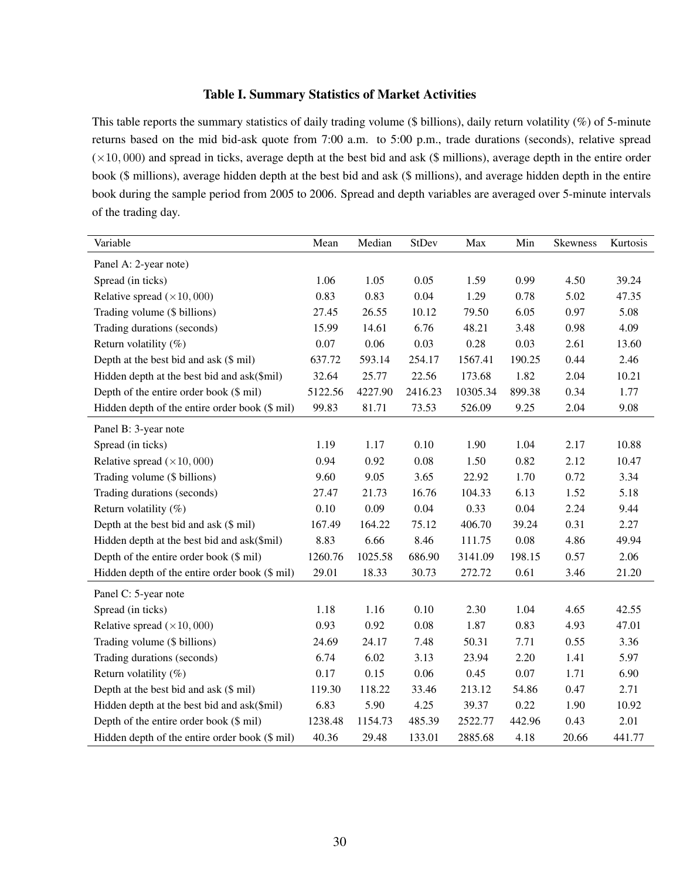### Table I. Summary Statistics of Market Activities

This table reports the summary statistics of daily trading volume ($ billions), daily return volatility (%) of 5-minute returns based on the mid bid-ask quote from 7:00 a.m. to 5:00 p.m., trade durations (seconds), relative spread ($\times 10,000$) and spread in ticks, average depth at the best bid and ask ($ millions), average depth in the entire order book ($ millions), average hidden depth at the best bid and ask ($ millions), and average hidden depth in the entire book during the sample period from 2005 to 2006. Spread and depth variables are averaged over 5-minute intervals of the trading day.

| Variable | Mean | Median | StDev | Max | Min | Skewness | Kurtosis |
|---|---|---|---|---|---|---|---|
| Panel A: 2-year note) | | | | | | | |
| Spread (in ticks) | 1.06 | 1.05 | 0.05 | 1.59 | 0.99 | 4.50 | 39.24 |
| Relative spread ($\times 10,000$) | 0.83 | 0.83 | 0.04 | 1.29 | 0.78 | 5.02 | 47.35 |
| Trading volume ($ billions) | 27.45 | 26.55 | 10.12 | 79.50 | 6.05 | 0.97 | 5.08 |
| Trading durations (seconds) | 15.99 | 14.61 | 6.76 | 48.21 | 3.48 | 0.98 | 4.09 |
| Return volatility (%) | 0.07 | 0.06 | 0.03 | 0.28 | 0.03 | 2.61 | 13.60 |
| Depth at the best bid and ask ($ mil) | 637.72 | 593.14 | 254.17 | 1567.41 | 190.25 | 0.44 | 2.46 |
| Hidden depth at the best bid and ask($mil) | 32.64 | 25.77 | 22.56 | 173.68 | 1.82 | 2.04 | 10.21 |
| Depth of the entire order book ($ mil) | 5122.56 | 4227.90 | 2416.23 | 10305.34 | 899.38 | 0.34 | 1.77 |
| Hidden depth of the entire order book ($ mil) | 99.83 | 81.71 | 73.53 | 526.09 | 9.25 | 2.04 | 9.08 |
| Panel B: 3-year note | | | | | | | |
| Spread (in ticks) | 1.19 | 1.17 | 0.10 | 1.90 | 1.04 | 2.17 | 10.88 |
| Relative spread ($\times 10,000$) | 0.94 | 0.92 | 0.08 | 1.50 | 0.82 | 2.12 | 10.47 |
| Trading volume ($ billions) | 9.60 | 9.05 | 3.65 | 22.92 | 1.70 | 0.72 | 3.34 |
| Trading durations (seconds) | 27.47 | 21.73 | 16.76 | 104.33 | 6.13 | 1.52 | 5.18 |
| Return volatility (%) | 0.10 | 0.09 | 0.04 | 0.33 | 0.04 | 2.24 | 9.44 |
| Depth at the best bid and ask ($ mil) | 167.49 | 164.22 | 75.12 | 406.70 | 39.24 | 0.31 | 2.27 |
| Hidden depth at the best bid and ask($mil) | 8.83 | 6.66 | 8.46 | 111.75 | 0.08 | 4.86 | 49.94 |
| Depth of the entire order book ($ mil) | 1260.76 | 1025.58 | 686.90 | 3141.09 | 198.15 | 0.57 | 2.06 |
| Hidden depth of the entire order book ($ mil) | 29.01 | 18.33 | 30.73 | 272.72 | 0.61 | 3.46 | 21.20 |
| Panel C: 5-year note | | | | | | | |
| Spread (in ticks) | 1.18 | 1.16 | 0.10 | 2.30 | 1.04 | 4.65 | 42.55 |
| Relative spread ($\times 10,000$) | 0.93 | 0.92 | 0.08 | 1.87 | 0.83 | 4.93 | 47.01 |
| Trading volume ($ billions) | 24.69 | 24.17 | 7.48 | 50.31 | 7.71 | 0.55 | 3.36 |
| Trading durations (seconds) | 6.74 | 6.02 | 3.13 | 23.94 | 2.20 | 1.41 | 5.97 |
| Return volatility (%) | 0.17 | 0.15 | 0.06 | 0.45 | 0.07 | 1.71 | 6.90 |
| Depth at the best bid and ask ($ mil) | 119.30 | 118.22 | 33.46 | 213.12 | 54.86 | 0.47 | 2.71 |
| Hidden depth at the best bid and ask($mil) | 6.83 | 5.90 | 4.25 | 39.37 | 0.22 | 1.90 | 10.92 |
| Depth of the entire order book ($ mil) | 1238.48 | 1154.73 | 485.39 | 2522.77 | 442.96 | 0.43 | 2.01 |
| Hidden depth of the entire order book ($ mil) | 40.36 | 29.48 | 133.01 | 2885.68 | 4.18 | 20.66 | 441.77 |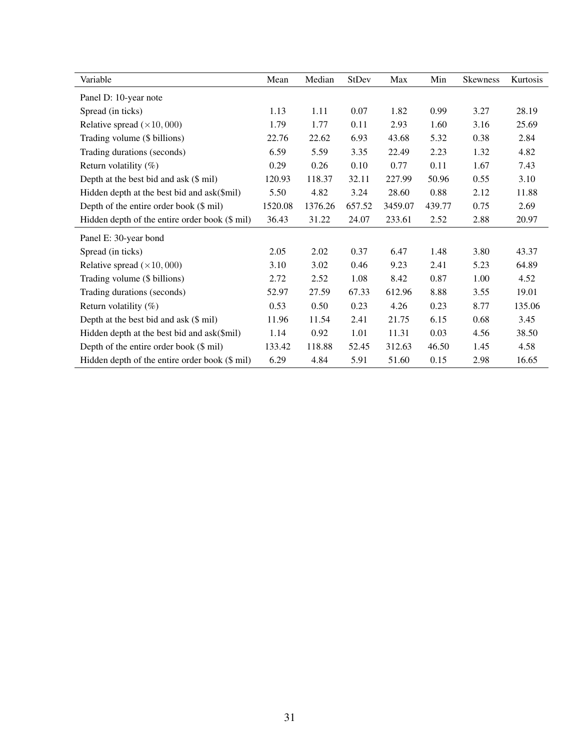| Variable | Mean | Median | StDev | Max | Min | Skewness | Kurtosis |
|---|---|---|---|---|---|---|---|
| Panel D: 10-year note | | | | | | | |
| Spread (in ticks) | 1.13 | 1.11 | 0.07 | 1.82 | 0.99 | 3.27 | 28.19 |
| Relative spread ($\times 10,000$) | 1.79 | 1.77 | 0.11 | 2.93 | 1.60 | 3.16 | 25.69 |
| Trading volume ($ billions) | 22.76 | 22.62 | 6.93 | 43.68 | 5.32 | 0.38 | 2.84 |
| Trading durations (seconds) | 6.59 | 5.59 | 3.35 | 22.49 | 2.23 | 1.32 | 4.82 |
| Return volatility (%) | 0.29 | 0.26 | 0.10 | 0.77 | 0.11 | 1.67 | 7.43 |
| Depth at the best bid and ask ($ mil) | 120.93 | 118.37 | 32.11 | 227.99 | 50.96 | 0.55 | 3.10 |
| Hidden depth at the best bid and ask($mil) | 5.50 | 4.82 | 3.24 | 28.60 | 0.88 | 2.12 | 11.88 |
| Depth of the entire order book ($ mil) | 1520.08 | 1376.26 | 657.52 | 3459.07 | 439.77 | 0.75 | 2.69 |
| Hidden depth of the entire order book ($ mil) | 36.43 | 31.22 | 24.07 | 233.61 | 2.52 | 2.88 | 20.97 |
| Panel E: 30-year bond | | | | | | | |
| Spread (in ticks) | 2.05 | 2.02 | 0.37 | 6.47 | 1.48 | 3.80 | 43.37 |
| Relative spread ($\times 10,000$) | 3.10 | 3.02 | 0.46 | 9.23 | 2.41 | 5.23 | 64.89 |
| Trading volume ($ billions) | 2.72 | 2.52 | 1.08 | 8.42 | 0.87 | 1.00 | 4.52 |
| Trading durations (seconds) | 52.97 | 27.59 | 67.33 | 612.96 | 8.88 | 3.55 | 19.01 |
| Return volatility (%) | 0.53 | 0.50 | 0.23 | 4.26 | 0.23 | 8.77 | 135.06 |
| Depth at the best bid and ask ($ mil) | 11.96 | 11.54 | 2.41 | 21.75 | 6.15 | 0.68 | 3.45 |
| Hidden depth at the best bid and ask($mil) | 1.14 | 0.92 | 1.01 | 11.31 | 0.03 | 4.56 | 38.50 |
| Depth of the entire order book ($ mil) | 133.42 | 118.88 | 52.45 | 312.63 | 46.50 | 1.45 | 4.58 |
| Hidden depth of the entire order book ($ mil) | 6.29 | 4.84 | 5.91 | 51.60 | 0.15 | 2.98 | 16.65 |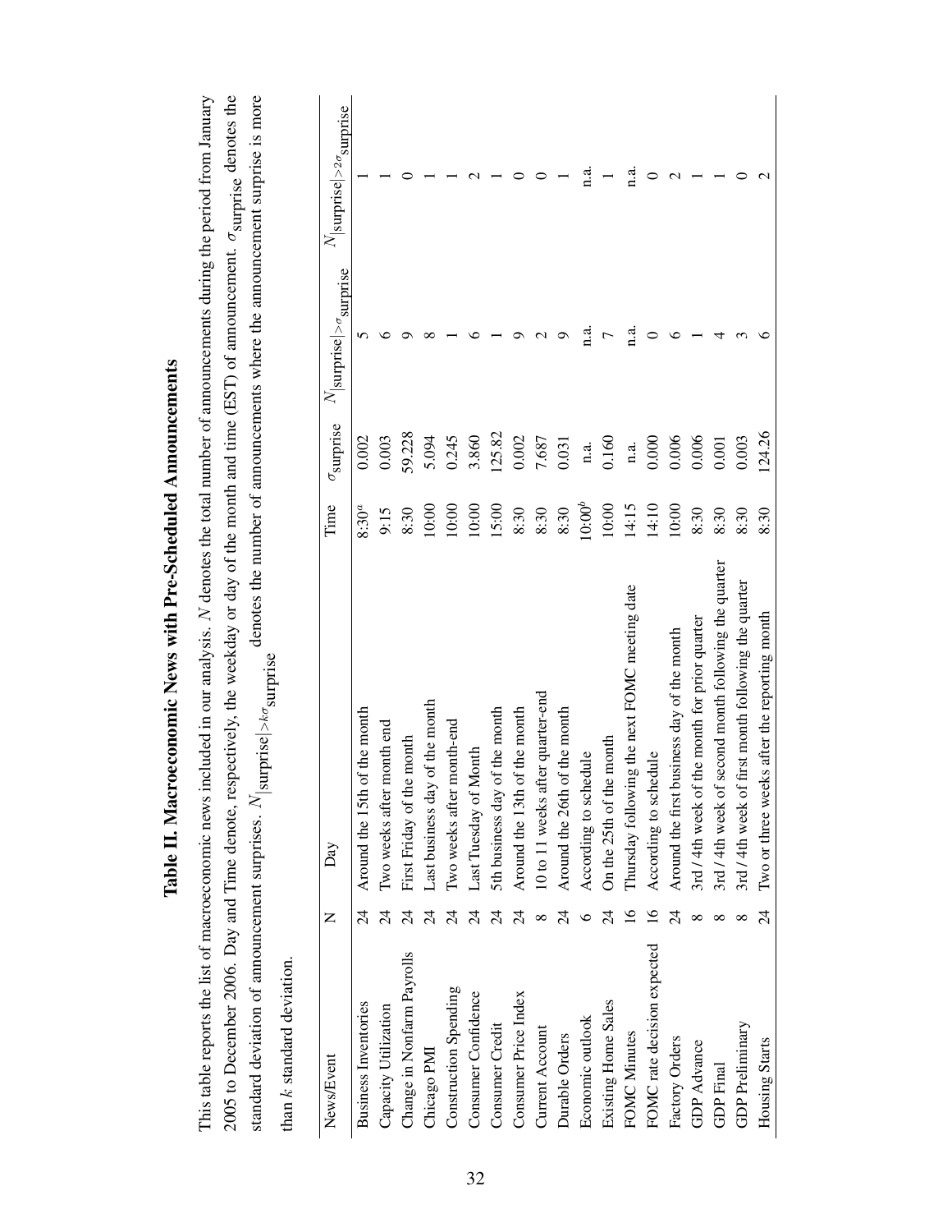# Table II. Macroeconomic News with Pre-Scheduled Announcements

This table reports the list of macroeconomic news included in our analysis. $N$ denotes the total number of announcements during the period from January 2005 to December 2006. Day and Time denote, respectively, the weekday or day of the month and time (EST) of announcement. $\sigma_{\text{surprise}}$ denotes the standard deviation of announcement surprises. $N_{|\text{surprise}|>k\sigma_{\text{surprise}}}$ denotes the number of announcements where the announcement surprise is more than $k$ standard deviation.

| News/Event | N | Day | Time | $\sigma_{\text{surprise}}$ | $N_{\lvert\text{surprise}\rvert>\sigma_{\text{surprise}}}$ | $N_{\lvert\text{surprise}\rvert>2\sigma_{\text{surprise}}}$ |
|---|---|---|---|---|---|---|
| Business Inventories | 24 | Around the 15th of the month | 8:30[a] | 0.002 | 5 | 1 |
| Capacity Utilization | 24 | Two weeks after month end | 9:15 | 0.003 | 6 | 1 |
| Change in Nonfarm Payrolls | 24 | First Friday of the month | 8:30 | 59.228 | 9 | 0 |
| Chicago PMI | 24 | Last business day of the month | 10:00 | 5.094 | 8 | 1 |
| Construction Spending | 24 | Two weeks after month-end | 10:00 | 0.245 | 1 | 1 |
| Consumer Confidence | 24 | Last Tuesday of Month | 10:00 | 3.860 | 6 | 2 |
| Consumer Credit | 24 | 5th business day of the month | 15:00 | 125.82 | 1 | 1 |
| Consumer Price Index | 24 | Around the 13th of the month | 8:30 | 0.002 | 9 | 0 |
| Current Account | 8 | 10 to 11 weeks after quarter-end | 8:30 | 7.687 | 2 | 0 |
| Durable Orders | 24 | Around the 26th of the month | 8:30 | 0.031 | 9 | 1 |
| Economic outlook | 6 | According to schedule | 10:00[b] | n.a. | n.a. | n.a. |
| Existing Home Sales | 24 | On the 25th of the month | 10:00 | 0.160 | 7 | 1 |
| FOMC Minutes | 16 | Thursday following the next FOMC meeting date | 14:15 | n.a. | n.a. | n.a. |
| FOMC rate decision expected | 16 | According to schedule | 14:10 | 0.000 | 0 | 0 |
| Factory Orders | 24 | Around the first business day of the month | 10:00 | 0.006 | 6 | 2 |
| GDP Advance | 8 | 3rd / 4th week of the month for prior quarter | 8:30 | 0.006 | 1 | 1 |
| GDP Final | 8 | 3rd / 4th week of second month following the quarter | 8:30 | 0.001 | 4 | 1 |
| GDP Preliminary | 8 | 3rd / 4th week of first month following the quarter | 8:30 | 0.003 | 3 | 0 |
| Housing Starts | 24 | Two or three weeks after the reporting month | 8:30 | 124.26 | 6 | 2 |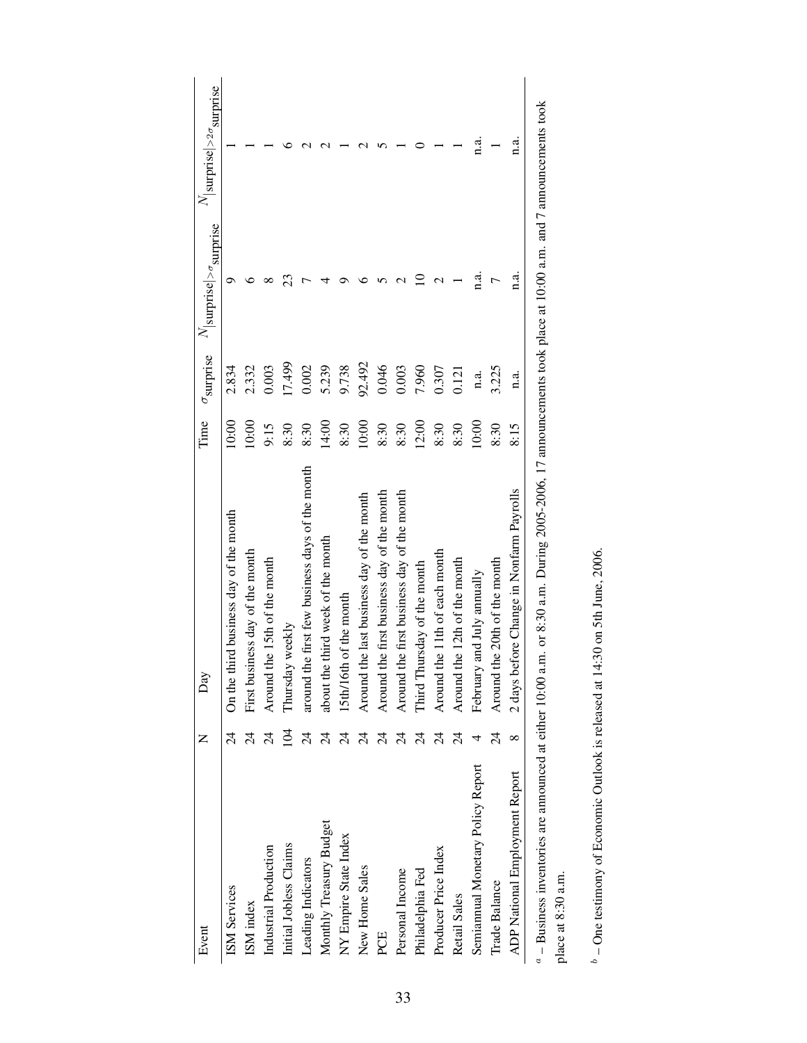| Event | N | Day | Time | $\sigma_{\text{surprise}}$ | $N_{\lvert\text{surprise}\rvert>\sigma_{\text{surprise}}}$ | $N_{\lvert\text{surprise}\rvert>2\sigma_{\text{surprise}}}$ |
|---|---|---|---|---|---|---|
| ISM Services | 24 | On the third business day of the month | 10:00 | 2.834 | 9 | 1 |
| ISM index | 24 | First business day of the month | 10:00 | 2.332 | 6 | 1 |
| Industrial Production | 24 | Around the 15th of the month | 9:15 | 0.003 | 8 | 1 |
| Initial Jobless Claims | 104 | Thursday weekly | 8:30 | 17.499 | 23 | 6 |
| Leading Indicators | 24 | around the first few business days of the month | 8:30 | 0.002 | 7 | 2 |
| Monthly Treasury Budget | 24 | about the third week of the month | 14:00 | 5.239 | 4 | 2 |
| NY Empire State Index | 24 | 15th/16th of the month | 8:30 | 9.738 | 9 | 1 |
| New Home Sales | 24 | Around the last business day of the month | 10:00 | 92.492 | 6 | 2 |
| PCE | 24 | Around the first business day of the month | 8:30 | 0.046 | 5 | 5 |
| Personal Income | 24 | Around the first business day of the month | 8:30 | 0.003 | 2 | 1 |
| Philadelphia Fed | 24 | Third Thursday of the month | 12:00 | 7.960 | 10 | 0 |
| Producer Price Index | 24 | Around the 11th of each month | 8:30 | 0.307 | 2 | 1 |
| Retail Sales | 24 | Around the 12th of the month | 8:30 | 0.121 | 1 | 1 |
| Semiannual Monetary Policy Report | 4 | February and July annually | 10:00 | n.a. | n.a. | n.a. |
| Trade Balance | 24 | Around the 20th of the month | 8:30 | 3.225 | 7 | 1 |
| ADP National Employment Report | 8 | 2 days before Change in Nonfarm Payrolls | 8:15 | n.a. | n.a. | n.a. |

[a] – Business inventories are announced at either 10:00 a.m. or 8:30 a.m. During 2005-2006, 17 announcements took place at 10:00 a.m. and 7 announcements took place at 8:30 a.m.

[b] – One testimony of Economic Outlook is released at 14:30 on 5th June, 2006.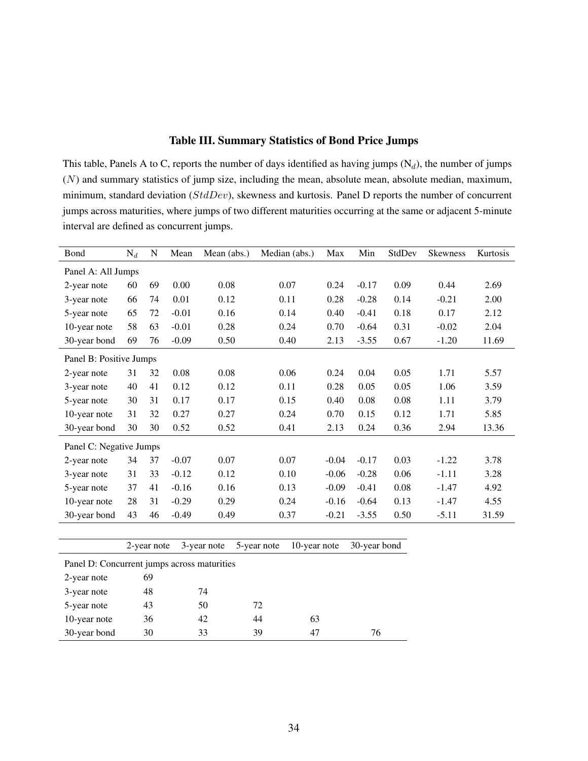**Table III. Summary Statistics of Bond Price Jumps**

This table, Panels A to C, reports the number of days identified as having jumps ($N_d$), the number of jumps ($N$) and summary statistics of jump size, including the mean, absolute mean, absolute median, maximum, minimum, standard deviation ($StdDev$), skewness and kurtosis. Panel D reports the number of concurrent jumps across maturities, where jumps of two different maturities occurring at the same or adjacent 5-minute interval are defined as concurrent jumps.

| Bond | $N_d$ | N | Mean | Mean (abs.) | Median (abs.) | Max | Min | StdDev | Skewness | Kurtosis |
|---|---|---|---|---|---|---|---|---|---|---|
| Panel A: All Jumps | | | | | | | | | | |
| 2-year note | 60 | 69 | 0.00 | 0.08 | 0.07 | 0.24 | -0.17 | 0.09 | 0.44 | 2.69 |
| 3-year note | 66 | 74 | 0.01 | 0.12 | 0.11 | 0.28 | -0.28 | 0.14 | -0.21 | 2.00 |
| 5-year note | 65 | 72 | -0.01 | 0.16 | 0.14 | 0.40 | -0.41 | 0.18 | 0.17 | 2.12 |
| 10-year note | 58 | 63 | -0.01 | 0.28 | 0.24 | 0.70 | -0.64 | 0.31 | -0.02 | 2.04 |
| 30-year bond | 69 | 76 | -0.09 | 0.50 | 0.40 | 2.13 | -3.55 | 0.67 | -1.20 | 11.69 |
| Panel B: Positive Jumps | | | | | | | | | | |
| 2-year note | 31 | 32 | 0.08 | 0.08 | 0.06 | 0.24 | 0.04 | 0.05 | 1.71 | 5.57 |
| 3-year note | 40 | 41 | 0.12 | 0.12 | 0.11 | 0.28 | 0.05 | 0.05 | 1.06 | 3.59 |
| 5-year note | 30 | 31 | 0.17 | 0.17 | 0.15 | 0.40 | 0.08 | 0.08 | 1.11 | 3.79 |
| 10-year note | 31 | 32 | 0.27 | 0.27 | 0.24 | 0.70 | 0.15 | 0.12 | 1.71 | 5.85 |
| 30-year bond | 30 | 30 | 0.52 | 0.52 | 0.41 | 2.13 | 0.24 | 0.36 | 2.94 | 13.36 |
| Panel C: Negative Jumps | | | | | | | | | | |
| 2-year note | 34 | 37 | -0.07 | 0.07 | 0.07 | -0.04 | -0.17 | 0.03 | -1.22 | 3.78 |
| 3-year note | 31 | 33 | -0.12 | 0.12 | 0.10 | -0.06 | -0.28 | 0.06 | -1.11 | 3.28 |
| 5-year note | 37 | 41 | -0.16 | 0.16 | 0.13 | -0.09 | -0.41 | 0.08 | -1.47 | 4.92 |
| 10-year note | 28 | 31 | -0.29 | 0.29 | 0.24 | -0.16 | -0.64 | 0.13 | -1.47 | 4.55 |
| 30-year bond | 43 | 46 | -0.49 | 0.49 | 0.37 | -0.21 | -3.55 | 0.50 | -5.11 | 31.59 |

| | 2-year note | 3-year note | 5-year note | 10-year note | 30-year bond |
|---|---|---|---|---|---|
| Panel D: Concurrent jumps across maturities | | | | | |
| 2-year note | 69 | | | | |
| 3-year note | 48 | 74 | | | |
| 5-year note | 43 | 50 | 72 | | |
| 10-year note | 36 | 42 | 44 | 63 | |
| 30-year bond | 30 | 33 | 39 | 47 | 76 |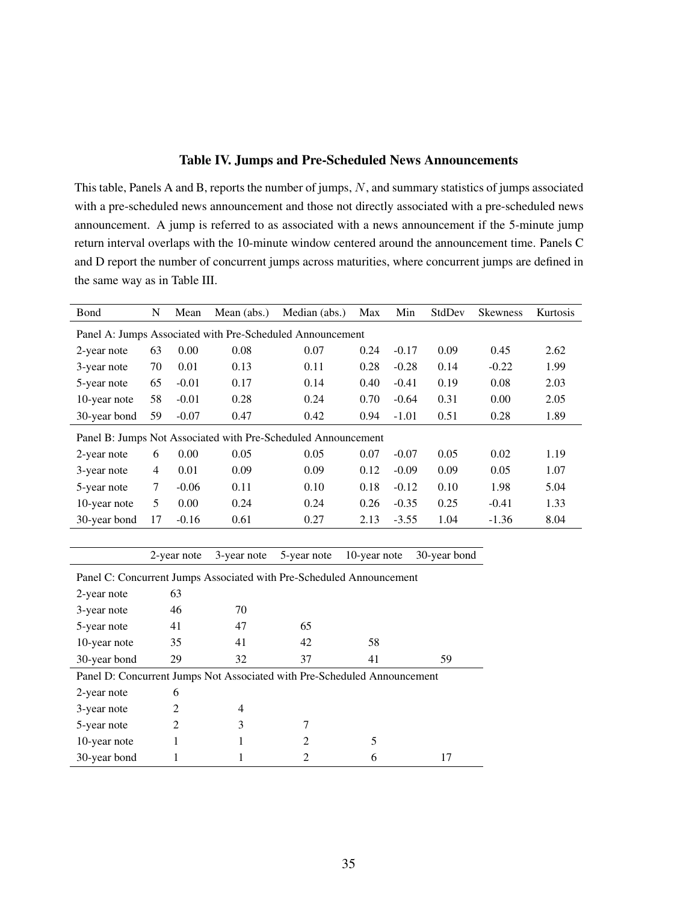### Table IV. Jumps and Pre-Scheduled News Announcements

This table, Panels A and B, reports the number of jumps, $N$, and summary statistics of jumps associated with a pre-scheduled news announcement and those not directly associated with a pre-scheduled news announcement. A jump is referred to as associated with a news announcement if the 5-minute jump return interval overlaps with the 10-minute window centered around the announcement time. Panels C and D report the number of concurrent jumps across maturities, where concurrent jumps are defined in the same way as in Table III.

| Bond | N | Mean | Mean (abs.) | Median (abs.) | Max | Min | StdDev | Skewness | Kurtosis |
|---|---|---|---|---|---|---|---|---|---|
| Panel A: Jumps Associated with Pre-Scheduled Announcement | | | | | | | | | |
| 2-year note | 63 | 0.00 | 0.08 | 0.07 | 0.24 | -0.17 | 0.09 | 0.45 | 2.62 |
| 3-year note | 70 | 0.01 | 0.13 | 0.11 | 0.28 | -0.28 | 0.14 | -0.22 | 1.99 |
| 5-year note | 65 | -0.01 | 0.17 | 0.14 | 0.40 | -0.41 | 0.19 | 0.08 | 2.03 |
| 10-year note | 58 | -0.01 | 0.28 | 0.24 | 0.70 | -0.64 | 0.31 | 0.00 | 2.05 |
| 30-year bond | 59 | -0.07 | 0.47 | 0.42 | 0.94 | -1.01 | 0.51 | 0.28 | 1.89 |
| Panel B: Jumps Not Associated with Pre-Scheduled Announcement | | | | | | | | | |
| 2-year note | 6 | 0.00 | 0.05 | 0.05 | 0.07 | -0.07 | 0.05 | 0.02 | 1.19 |
| 3-year note | 4 | 0.01 | 0.09 | 0.09 | 0.12 | -0.09 | 0.09 | 0.05 | 1.07 |
| 5-year note | 7 | -0.06 | 0.11 | 0.10 | 0.18 | -0.12 | 0.10 | 1.98 | 5.04 |
| 10-year note | 5 | 0.00 | 0.24 | 0.24 | 0.26 | -0.35 | 0.25 | -0.41 | 1.33 |
| 30-year bond | 17 | -0.16 | 0.61 | 0.27 | 2.13 | -3.55 | 1.04 | -1.36 | 8.04 |

| | 2-year note | 3-year note | 5-year note | 10-year note | 30-year bond |
|---|---|---|---|---|---|
| Panel C: Concurrent Jumps Associated with Pre-Scheduled Announcement | | | | | |
| 2-year note | 63 | | | | |
| 3-year note | 46 | 70 | | | |
| 5-year note | 41 | 47 | 65 | | |
| 10-year note | 35 | 41 | 42 | 58 | |
| 30-year bond | 29 | 32 | 37 | 41 | 59 |
| Panel D: Concurrent Jumps Not Associated with Pre-Scheduled Announcement | | | | | |
| 2-year note | 6 | | | | |
| 3-year note | 2 | 4 | | | |
| 5-year note | 2 | 3 | 7 | | |
| 10-year note | 1 | 1 | 2 | 5 | |
| 30-year bond | 1 | 1 | 2 | 6 | 17 |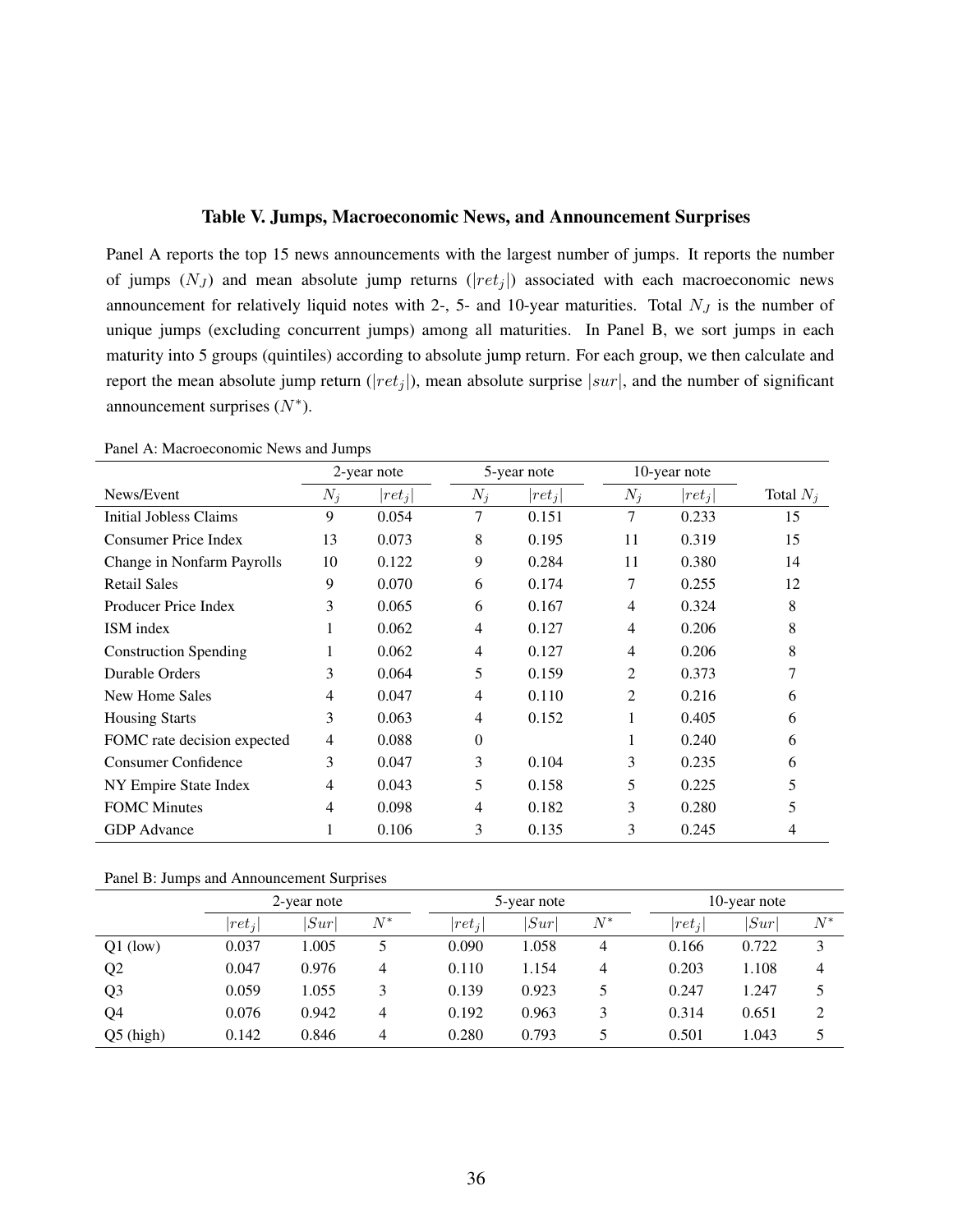### Table V. Jumps, Macroeconomic News, and Announcement Surprises

Panel A reports the top 15 news announcements with the largest number of jumps. It reports the number of jumps ($N_J$) and mean absolute jump returns ($|ret_j|$) associated with each macroeconomic news announcement for relatively liquid notes with 2-, 5- and 10-year maturities. Total $N_J$ is the number of unique jumps (excluding concurrent jumps) among all maturities. In Panel B, we sort jumps in each maturity into 5 groups (quintiles) according to absolute jump return. For each group, we then calculate and report the mean absolute jump return ($|ret_j|$), mean absolute surprise $|sur|$, and the number of significant announcement surprises ($N^*$).

Panel A: Macroeconomic News and Jumps

| | 2-year note | | 5-year note | | 10-year note | | |
|---|---|---|---|---|---|---|---|
| News/Event | $N_j$ | $\|ret_j\|$ | $N_j$ | $\|ret_j\|$ | $N_j$ | $\|ret_j\|$ | Total $N_j$ |
| Initial Jobless Claims | 9 | 0.054 | 7 | 0.151 | 7 | 0.233 | 15 |
| Consumer Price Index | 13 | 0.073 | 8 | 0.195 | 11 | 0.319 | 15 |
| Change in Nonfarm Payrolls | 10 | 0.122 | 9 | 0.284 | 11 | 0.380 | 14 |
| Retail Sales | 9 | 0.070 | 6 | 0.174 | 7 | 0.255 | 12 |
| Producer Price Index | 3 | 0.065 | 6 | 0.167 | 4 | 0.324 | 8 |
| ISM index | 1 | 0.062 | 4 | 0.127 | 4 | 0.206 | 8 |
| Construction Spending | 1 | 0.062 | 4 | 0.127 | 4 | 0.206 | 8 |
| Durable Orders | 3 | 0.064 | 5 | 0.159 | 2 | 0.373 | 7 |
| New Home Sales | 4 | 0.047 | 4 | 0.110 | 2 | 0.216 | 6 |
| Housing Starts | 3 | 0.063 | 4 | 0.152 | 1 | 0.405 | 6 |
| FOMC rate decision expected | 4 | 0.088 | 0 | | 1 | 0.240 | 6 |
| Consumer Confidence | 3 | 0.047 | 3 | 0.104 | 3 | 0.235 | 6 |
| NY Empire State Index | 4 | 0.043 | 5 | 0.158 | 5 | 0.225 | 5 |
| FOMC Minutes | 4 | 0.098 | 4 | 0.182 | 3 | 0.280 | 5 |
| GDP Advance | 1 | 0.106 | 3 | 0.135 | 3 | 0.245 | 4 |

Panel B: Jumps and Announcement Surprises

| | 2-year note | | | 5-year note | | | 10-year note | | |
|---|---|---|---|---|---|---|---|---|---|
| | $\|ret_j\|$ | $\|Sur\|$ | $N^*$ | $\|ret_j\|$ | $\|Sur\|$ | $N^*$ | $\|ret_j\|$ | $\|Sur\|$ | $N^*$ |
| Q1 (low) | 0.037 | 1.005 | 5 | 0.090 | 1.058 | 4 | 0.166 | 0.722 | 3 |
| Q2 | 0.047 | 0.976 | 4 | 0.110 | 1.154 | 4 | 0.203 | 1.108 | 4 |
| Q3 | 0.059 | 1.055 | 3 | 0.139 | 0.923 | 5 | 0.247 | 1.247 | 5 |
| Q4 | 0.076 | 0.942 | 4 | 0.192 | 0.963 | 3 | 0.314 | 0.651 | 2 |
| Q5 (high) | 0.142 | 0.846 | 4 | 0.280 | 0.793 | 5 | 0.501 | 1.043 | 5 |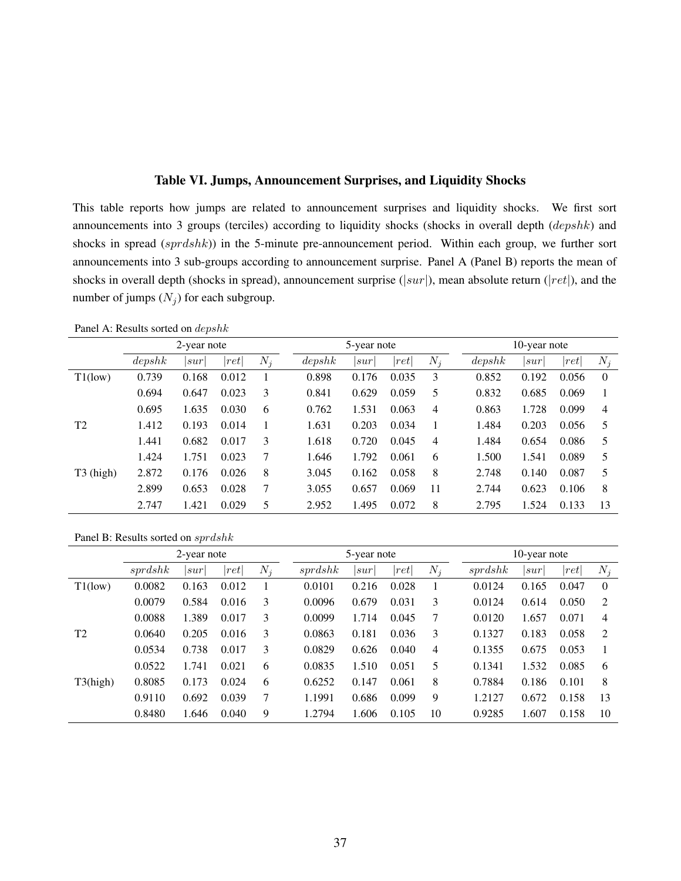### Table VI. Jumps, Announcement Surprises, and Liquidity Shocks

This table reports how jumps are related to announcement surprises and liquidity shocks. We first sort announcements into 3 groups (terciles) according to liquidity shocks (shocks in overall depth ($depshk$) and shocks in spread ($sprdshk$)) in the 5-minute pre-announcement period. Within each group, we further sort announcements into 3 sub-groups according to announcement surprise. Panel A (Panel B) reports the mean of shocks in overall depth (shocks in spread), announcement surprise ($|sur|$), mean absolute return ($|ret|$), and the number of jumps ($N_j$) for each subgroup.

Panel A: Results sorted on $depshk$

| | 2-year note | | | | 5-year note | | | | 10-year note | | | |
|---|---|---|---|---|---|---|---|---|---|---|---|---|
| | $depshk$ | $\|sur\|$ | $\|ret\|$ | $N_j$ | $depshk$ | $\|sur\|$ | $\|ret\|$ | $N_j$ | $depshk$ | $\|sur\|$ | $\|ret\|$ | $N_j$ |
| T1(low) | 0.739 | 0.168 | 0.012 | 1 | 0.898 | 0.176 | 0.035 | 3 | 0.852 | 0.192 | 0.056 | 0 |
| | 0.694 | 0.647 | 0.023 | 3 | 0.841 | 0.629 | 0.059 | 5 | 0.832 | 0.685 | 0.069 | 1 |
| | 0.695 | 1.635 | 0.030 | 6 | 0.762 | 1.531 | 0.063 | 4 | 0.863 | 1.728 | 0.099 | 4 |
| T2 | 1.412 | 0.193 | 0.014 | 1 | 1.631 | 0.203 | 0.034 | 1 | 1.484 | 0.203 | 0.056 | 5 |
| | 1.441 | 0.682 | 0.017 | 3 | 1.618 | 0.720 | 0.045 | 4 | 1.484 | 0.654 | 0.086 | 5 |
| | 1.424 | 1.751 | 0.023 | 7 | 1.646 | 1.792 | 0.061 | 6 | 1.500 | 1.541 | 0.089 | 5 |
| T3 (high) | 2.872 | 0.176 | 0.026 | 8 | 3.045 | 0.162 | 0.058 | 8 | 2.748 | 0.140 | 0.087 | 5 |
| | 2.899 | 0.653 | 0.028 | 7 | 3.055 | 0.657 | 0.069 | 11 | 2.744 | 0.623 | 0.106 | 8 |
| | 2.747 | 1.421 | 0.029 | 5 | 2.952 | 1.495 | 0.072 | 8 | 2.795 | 1.524 | 0.133 | 13 |

Panel B: Results sorted on $sprdshk$

| | 2-year note | | | | 5-year note | | | | 10-year note | | | |
|---|---|---|---|---|---|---|---|---|---|---|---|---|
| | $sprdshk$ | $\|sur\|$ | $\|ret\|$ | $N_j$ | $sprdshk$ | $\|sur\|$ | $\|ret\|$ | $N_j$ | $sprdshk$ | $\|sur\|$ | $\|ret\|$ | $N_j$ |
| T1(low) | 0.0082 | 0.163 | 0.012 | 1 | 0.0101 | 0.216 | 0.028 | 1 | 0.0124 | 0.165 | 0.047 | 0 |
| | 0.0079 | 0.584 | 0.016 | 3 | 0.0096 | 0.679 | 0.031 | 3 | 0.0124 | 0.614 | 0.050 | 2 |
| | 0.0088 | 1.389 | 0.017 | 3 | 0.0099 | 1.714 | 0.045 | 7 | 0.0120 | 1.657 | 0.071 | 4 |
| T2 | 0.0640 | 0.205 | 0.016 | 3 | 0.0863 | 0.181 | 0.036 | 3 | 0.1327 | 0.183 | 0.058 | 2 |
| | 0.0534 | 0.738 | 0.017 | 3 | 0.0829 | 0.626 | 0.040 | 4 | 0.1355 | 0.675 | 0.053 | 1 |
| | 0.0522 | 1.741 | 0.021 | 6 | 0.0835 | 1.510 | 0.051 | 5 | 0.1341 | 1.532 | 0.085 | 6 |
| T3(high) | 0.8085 | 0.173 | 0.024 | 6 | 0.6252 | 0.147 | 0.061 | 8 | 0.7884 | 0.186 | 0.101 | 8 |
| | 0.9110 | 0.692 | 0.039 | 7 | 1.1991 | 0.686 | 0.099 | 9 | 1.2127 | 0.672 | 0.158 | 13 |
| | 0.8480 | 1.646 | 0.040 | 9 | 1.2794 | 1.606 | 0.105 | 10 | 0.9285 | 1.607 | 0.158 | 10 |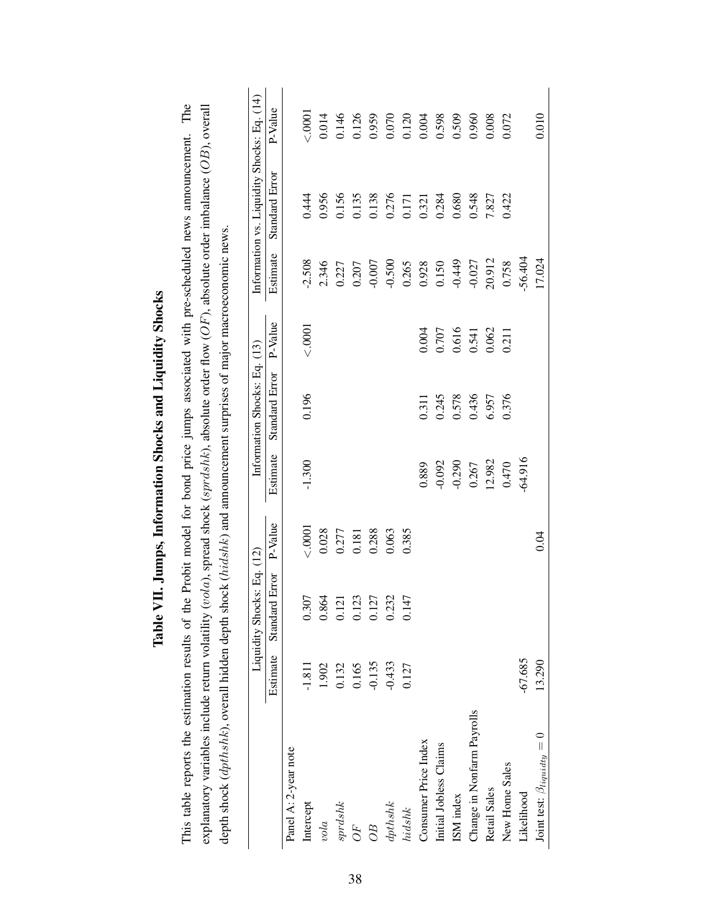# Table VII. Jumps, Information Shocks and Liquidity Shocks

This table reports the estimation results of the Probit model for bond price jumps associated with pre-scheduled news announcement. The explanatory variables include return volatility ($vola$), spread shock ($sprdshk$), absolute order flow ($OF$), absolute order imbalance ($OB$), overall depth shock ($dpthshk$), overall hidden depth shock ($hidshk$) and announcement surprises of major macroeconomic news.

| | Liquidity Shocks: Eq. (12) | | | Information Shocks: Eq. (13) | | | Information vs. Liquidity Shocks: Eq. (14) | | |
|---|---|---|---|---|---|---|---|---|---|
| | Estimate | Standard Error | P-Value | Estimate | Standard Error | P-Value | Estimate | Standard Error | P-Value |
| Panel A: 2-year note | | | | | | | | | |
| Intercept | -1.811 | 0.307 | <.0001 | -1.300 | 0.196 | <.0001 | -2.508 | 0.444 | <.0001 |
| $vola$ | 1.902 | 0.864 | 0.028 | | | | 2.346 | 0.956 | 0.014 |
| $sprdshk$ | 0.132 | 0.121 | 0.277 | | | | 0.227 | 0.156 | 0.146 |
| $OF$ | 0.165 | 0.123 | 0.181 | | | | 0.207 | 0.135 | 0.126 |
| $OB$ | -0.135 | 0.127 | 0.288 | | | | -0.007 | 0.138 | 0.959 |
| $dpthshk$ | -0.433 | 0.232 | 0.063 | | | | -0.500 | 0.276 | 0.070 |
| $hidshk$ | 0.127 | 0.147 | 0.385 | | | | 0.265 | 0.171 | 0.120 |
| Consumer Price Index | | | | 0.889 | 0.311 | 0.004 | 0.928 | 0.321 | 0.004 |
| Initial Jobless Claims | | | | -0.092 | 0.245 | 0.707 | 0.150 | 0.284 | 0.598 |
| ISM index | | | | -0.290 | 0.578 | 0.616 | -0.449 | 0.680 | 0.509 |
| Change in Nonfarm Payrolls | | | | 0.267 | 0.436 | 0.541 | -0.027 | 0.548 | 0.960 |
| Retail Sales | | | | 12.982 | 6.957 | 0.062 | 20.912 | 7.827 | 0.008 |
| New Home Sales | | | | 0.470 | 0.376 | 0.211 | 0.758 | 0.422 | 0.072 |
| Likelihood | -67.685 | | | -64.916 | | | -56.404 | | |
| Joint test: $\beta_{liquidity} = 0$ | 13.290 | | 0.04 | | | | 17.024 | | 0.010 |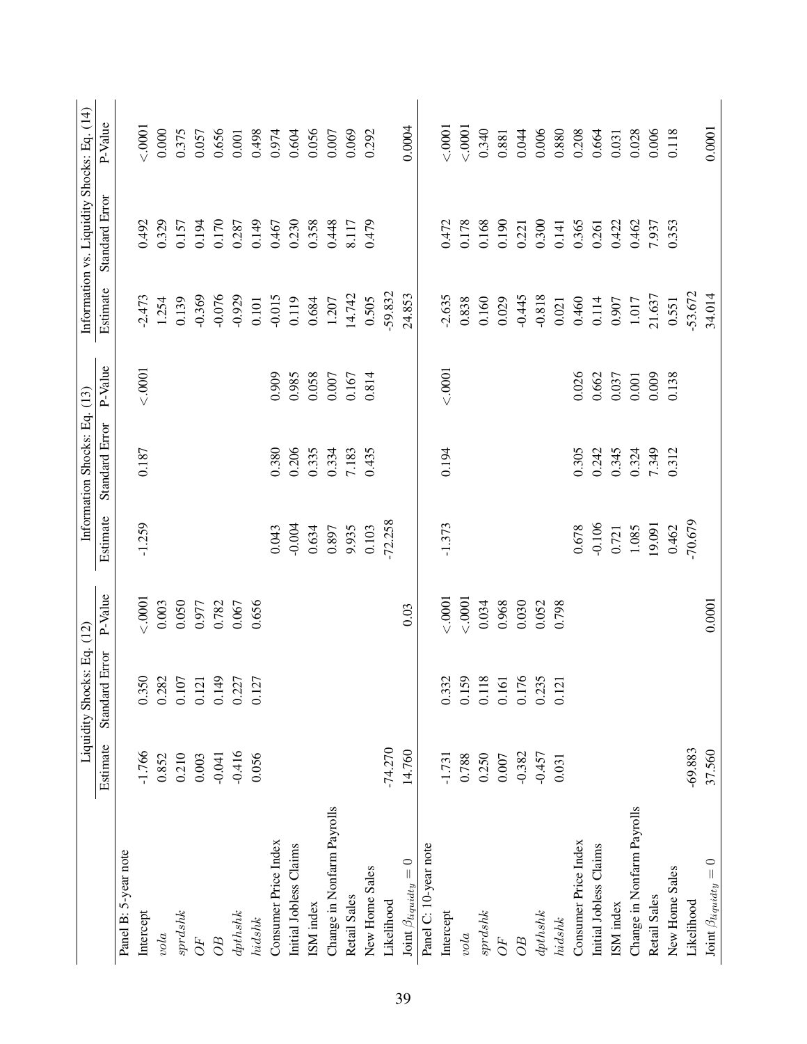| | Liquidity Shocks: Eq. (12) | | | Information Shocks: Eq. (13) | | | Information vs. Liquidity Shocks: Eq. (14) | | |
|---|---|---|---|---|---|---|---|---|---|
| | Estimate | Standard Error | P-Value | Estimate | Standard Error | P-Value | Estimate | Standard Error | P-Value |
| Panel B: 5-year note | | | | | | | | | |
| Intercept | -1.766 | 0.350 | <.0001 | -1.259 | 0.187 | <.0001 | -2.473 | 0.492 | <.0001 |
| $vola$ | 0.852 | 0.282 | 0.003 | | | | 1.254 | 0.329 | 0.000 |
| $sprdshk$ | 0.210 | 0.107 | 0.050 | | | | 0.139 | 0.157 | 0.375 |
| $OF$ | 0.003 | 0.121 | 0.977 | | | | -0.369 | 0.194 | 0.057 |
| $OB$ | -0.041 | 0.149 | 0.782 | | | | -0.076 | 0.170 | 0.656 |
| $dpthshk$ | -0.416 | 0.227 | 0.067 | | | | -0.929 | 0.287 | 0.001 |
| $hidshk$ | 0.056 | 0.127 | 0.656 | | | | 0.101 | 0.149 | 0.498 |
| Consumer Price Index | | | | 0.043 | 0.380 | 0.909 | -0.015 | 0.467 | 0.974 |
| Initial Jobless Claims | | | | -0.004 | 0.206 | 0.985 | 0.119 | 0.230 | 0.604 |
| ISM index | | | | 0.634 | 0.335 | 0.058 | 0.684 | 0.358 | 0.056 |
| Change in Nonfarm Payrolls | | | | 0.897 | 0.334 | 0.007 | 1.207 | 0.448 | 0.007 |
| Retail Sales | | | | 9.935 | 7.183 | 0.167 | 14.742 | 8.117 | 0.069 |
| New Home Sales | | | | 0.103 | 0.435 | 0.814 | 0.505 | 0.479 | 0.292 |
| Likelihood | -74.270 | | | -72.258 | | | -59.832 | | |
| Joint $\beta_{liquidity} = 0$ | 14.760 | | 0.03 | | | | 24.853 | | 0.0004 |
| Panel C: 10-year note | | | | | | | | | |
| Intercept | -1.731 | 0.332 | <.0001 | -1.373 | 0.194 | <.0001 | -2.635 | 0.472 | <.0001 |
| $vola$ | 0.788 | 0.159 | <.0001 | | | | 0.838 | 0.178 | <.0001 |
| $sprdshk$ | 0.250 | 0.118 | 0.034 | | | | 0.160 | 0.168 | 0.340 |
| $OF$ | 0.007 | 0.161 | 0.968 | | | | 0.029 | 0.190 | 0.881 |
| $OB$ | -0.382 | 0.176 | 0.030 | | | | -0.445 | 0.221 | 0.044 |
| $dpthshk$ | -0.457 | 0.235 | 0.052 | | | | -0.818 | 0.300 | 0.006 |
| $hidshk$ | 0.031 | 0.121 | 0.798 | | | | 0.021 | 0.141 | 0.880 |
| Consumer Price Index | | | | 0.678 | 0.305 | 0.026 | 0.460 | 0.365 | 0.208 |
| Initial Jobless Claims | | | | -0.106 | 0.242 | 0.662 | 0.114 | 0.261 | 0.664 |
| ISM index | | | | 0.721 | 0.345 | 0.037 | 0.907 | 0.422 | 0.031 |
| Change in Nonfarm Payrolls | | | | 1.085 | 0.324 | 0.001 | 1.017 | 0.462 | 0.028 |
| Retail Sales | | | | 19.091 | 7.349 | 0.009 | 21.637 | 7.937 | 0.006 |
| New Home Sales | | | | 0.462 | 0.312 | 0.138 | 0.551 | 0.353 | 0.118 |
| Likelihood | -69.883 | | | -70.679 | | | -53.672 | | |
| Joint $\beta_{liquidity} = 0$ | 37.560 | | 0.0001 | | | | 34.014 | | 0.0001 |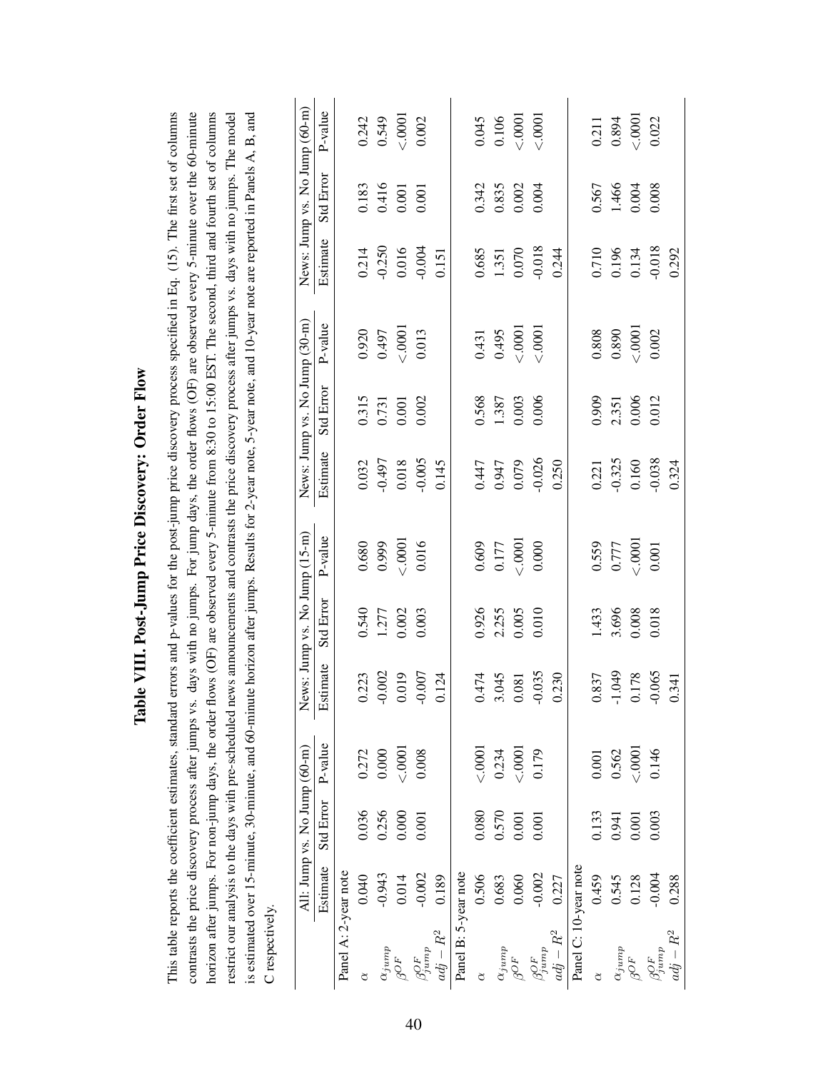# Table VIII. Post-Jump Price Discovery: Order Flow

This table reports the coefficient estimates, standard errors and p-values for the post-jump price discovery process specified in Eq. (15). The first set of columns contrasts the price discovery process after jumps vs. days with no jumps. For jump days, the order flows (OF) are observed every 5-minute over the 60-minute horizon after jumps. For non-jump days, the order flows (OF) are observed every 5-minute from 8:30 to 15:00 EST. The second, third and fourth set of columns restrict our analysis to the days with pre-scheduled news announcements and contrasts the price discovery process after jumps vs. days with no jumps. The model is estimated over 15-minute, 30-minute, and 60-minute horizon after jumps. Results for 2-year note, 5-year note, and 10-year note are reported in Panels A, B, and C respectively.

| | All: Jump vs. No Jump (60-m) | | | News: Jump vs. No Jump (15-m) | | | News: Jump vs. No Jump (30-m) | | | News: Jump vs. No Jump (60-m) | | |
|---|---|---|---|---|---|---|---|---|---|---|---|---|
| | Estimate | Std Error | P-value | Estimate | Std Error | P-value | Estimate | Std Error | P-value | Estimate | Std Error | P-value |
| Panel A: 2-year note | | | | | | | | | | | | |
| $\alpha$ | 0.040 | 0.036 | 0.272 | 0.223 | 0.540 | 0.680 | 0.032 | 0.315 | 0.920 | 0.214 | 0.183 | 0.242 |
| $\alpha_{jump}$ | -0.943 | 0.256 | 0.000 | -0.002 | 1.277 | 0.999 | -0.497 | 0.731 | 0.497 | -0.250 | 0.416 | 0.549 |
| $\beta^{OF}$ | 0.014 | 0.000 | <.0001 | 0.019 | 0.002 | <.0001 | 0.018 | 0.001 | <.0001 | 0.016 | 0.001 | <.0001 |
| $\beta^{OF}_{jump}$ | -0.002 | 0.001 | 0.008 | -0.007 | 0.003 | 0.016 | -0.005 | 0.002 | 0.013 | -0.004 | 0.001 | 0.002 |
| $adj-R^2$ | 0.189 | | | 0.124 | | | 0.145 | | | 0.151 | | |
| Panel B: 5-year note | | | | | | | | | | | | |
| $\alpha$ | 0.506 | 0.080 | <.0001 | 0.474 | 0.926 | 0.609 | 0.447 | 0.568 | 0.431 | 0.685 | 0.342 | 0.045 |
| $\alpha_{jump}$ | 0.683 | 0.570 | 0.234 | 3.045 | 2.255 | 0.177 | 0.947 | 1.387 | 0.495 | 1.351 | 0.835 | 0.106 |
| $\beta^{OF}$ | 0.060 | 0.001 | <.0001 | 0.081 | 0.005 | <.0001 | 0.079 | 0.003 | <.0001 | 0.070 | 0.002 | <.0001 |
| $\beta^{OF}_{jump}$ | -0.002 | 0.001 | 0.179 | -0.035 | 0.010 | 0.000 | -0.026 | 0.006 | <.0001 | -0.018 | 0.004 | <.0001 |
| $adj-R^2$ | 0.227 | | | 0.230 | | | 0.250 | | | 0.244 | | |
| Panel C: 10-year note | | | | | | | | | | | | |
| $\alpha$ | 0.459 | 0.133 | 0.001 | 0.837 | 1.433 | 0.559 | 0.221 | 0.909 | 0.808 | 0.710 | 0.567 | 0.211 |
| $\alpha_{jump}$ | 0.545 | 0.941 | 0.562 | -1.049 | 3.696 | 0.777 | -0.325 | 2.351 | 0.890 | 0.196 | 1.466 | 0.894 |
| $\beta^{OF}$ | 0.128 | 0.001 | <.0001 | 0.178 | 0.008 | <.0001 | 0.160 | 0.006 | <.0001 | 0.134 | 0.004 | <.0001 |
| $\beta^{OF}_{jump}$ | -0.004 | 0.003 | 0.146 | -0.065 | 0.018 | 0.001 | -0.038 | 0.012 | 0.002 | -0.018 | 0.008 | 0.022 |
| $adj-R^2$ | 0.288 | | | 0.341 | | | 0.324 | | | 0.292 | | |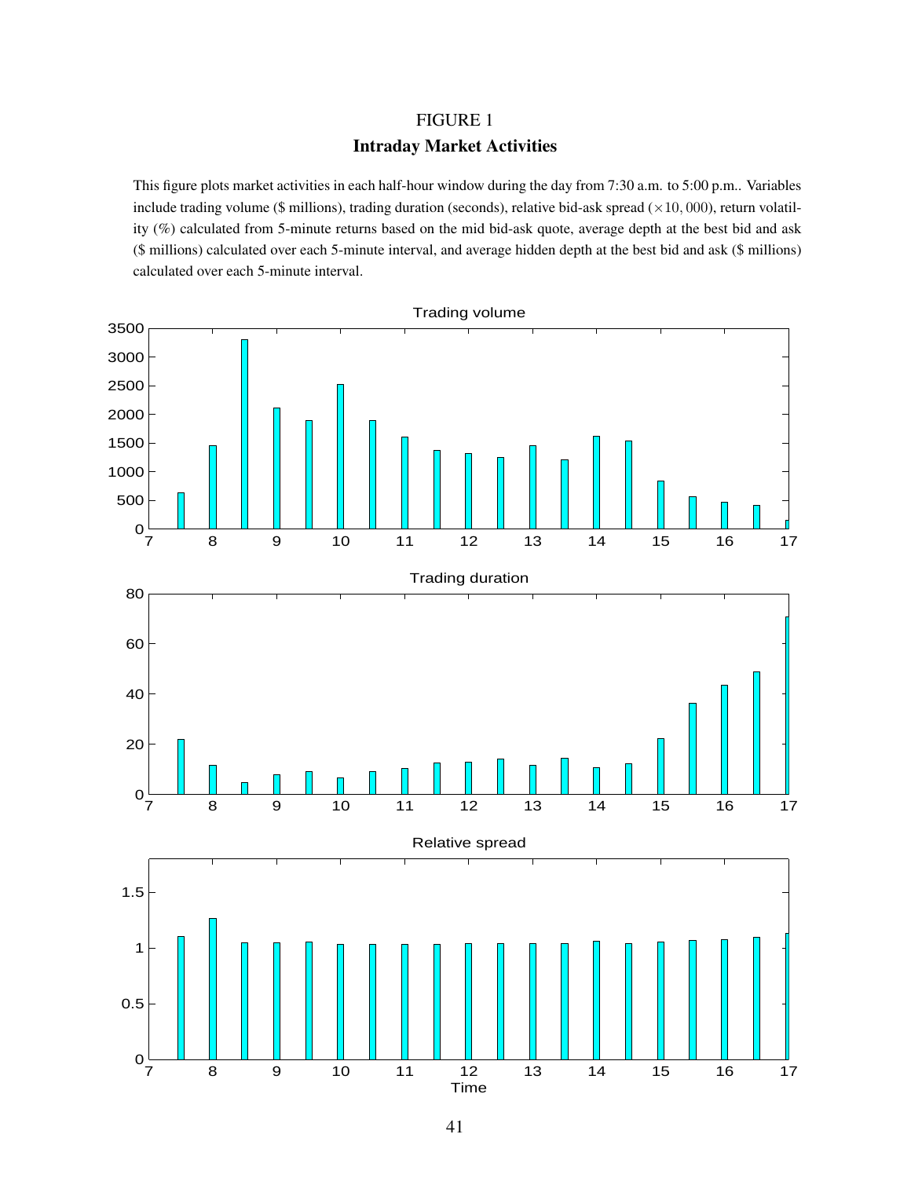# FIGURE 1

## Intraday Market Activities

This figure plots market activities in each half-hour window during the day from 7:30 a.m. to 5:00 p.m.. Variables include trading volume ($ millions), trading duration (seconds), relative bid-ask spread ($\times 10,000$), return volatility (%) calculated from 5-minute returns based on the mid bid-ask quote, average depth at the best bid and ask ($ millions) calculated over each 5-minute interval, and average hidden depth at the best bid and ask ($ millions) calculated over each 5-minute interval.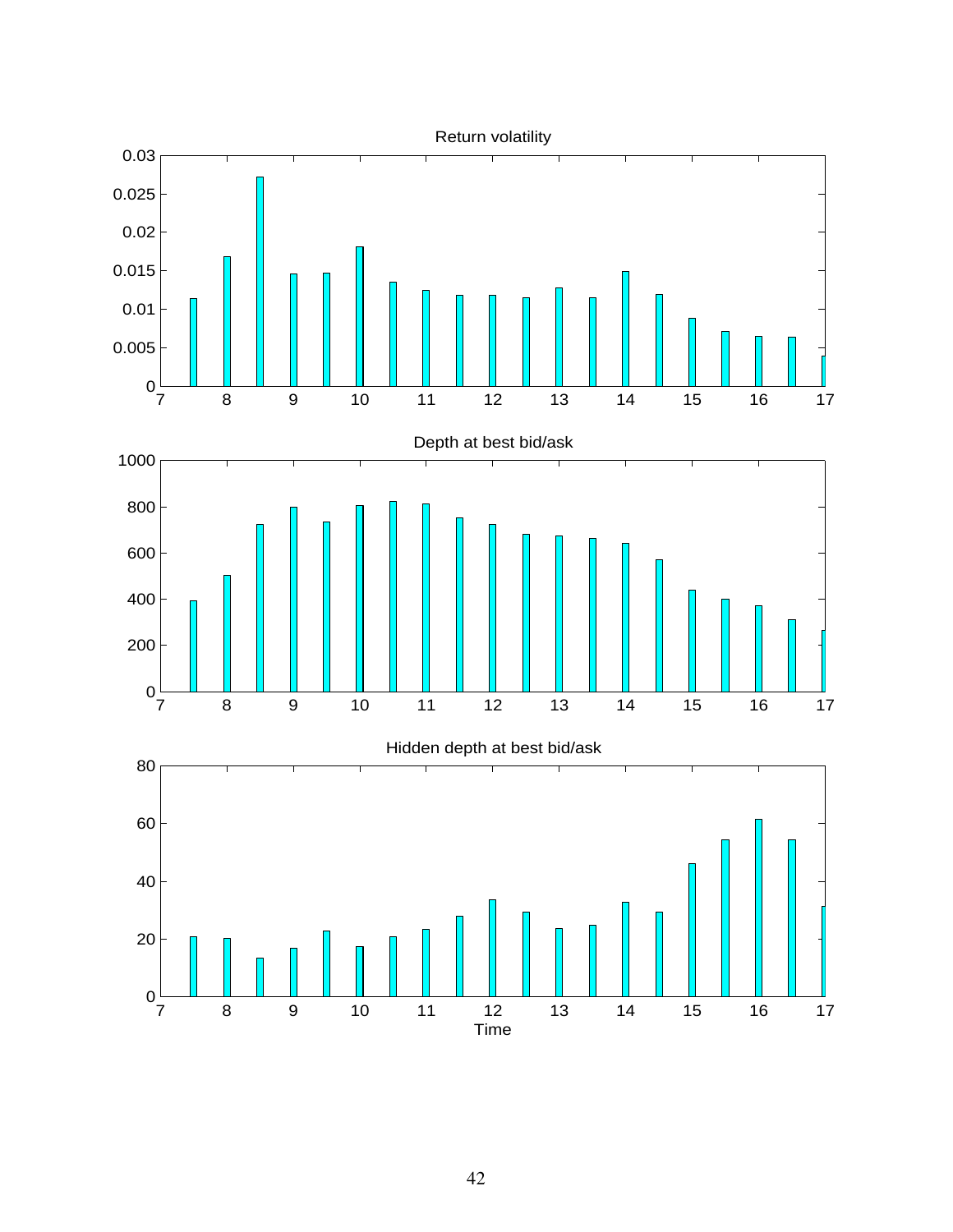Return volatility

Depth at best bid/ask

Hidden depth at best bid/ask

Time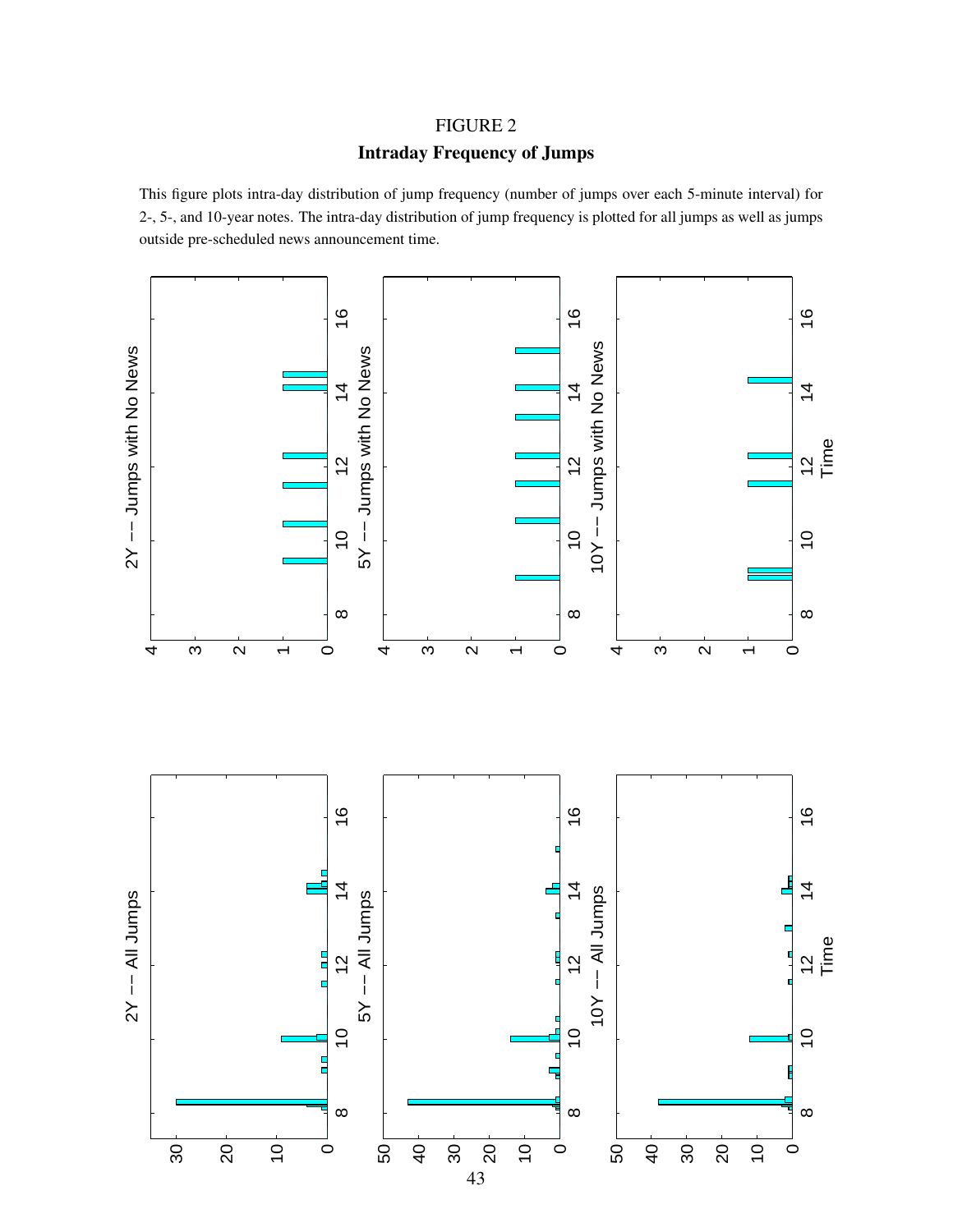FIGURE 2

**Intraday Frequency of Jumps**

This figure plots intra-day distribution of jump frequency (number of jumps over each 5-minute interval) for 2-, 5-, and 10-year notes. The intra-day distribution of jump frequency is plotted for all jumps as well as jumps outside pre-scheduled news announcement time.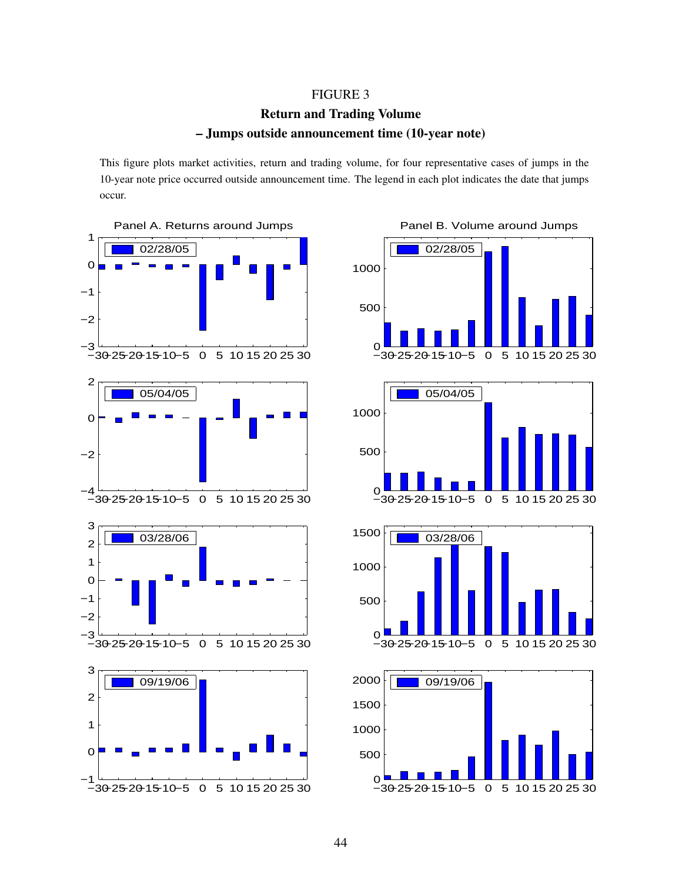FIGURE 3

**Return and Trading Volume**

**– Jumps outside announcement time (10-year note)**

This figure plots market activities, return and trading volume, for four representative cases of jumps in the 10-year note price occurred outside announcement time. The legend in each plot indicates the date that jumps occur.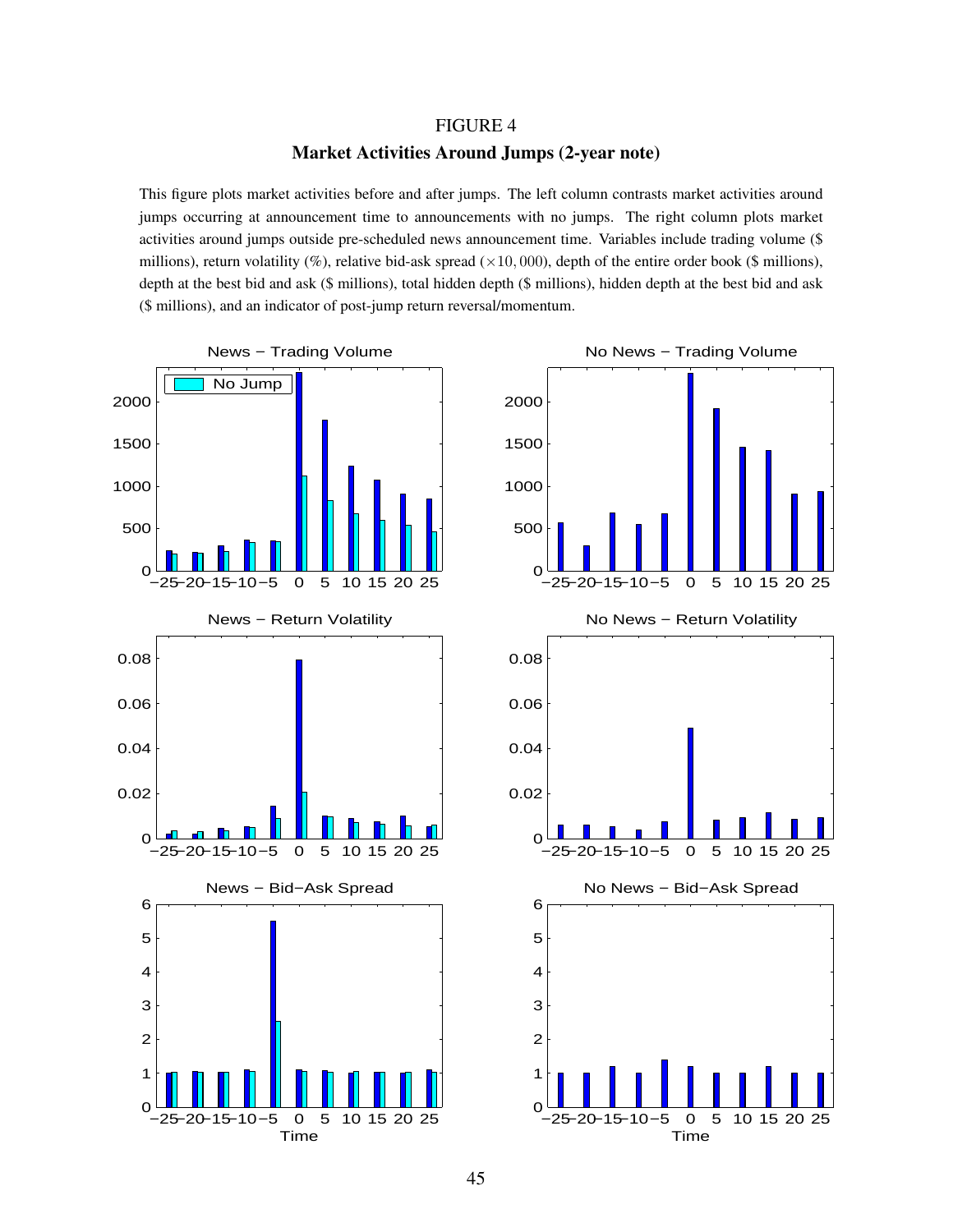FIGURE 4

**Market Activities Around Jumps (2-year note)**

This figure plots market activities before and after jumps. The left column contrasts market activities around jumps occurring at announcement time to announcements with no jumps. The right column plots market activities around jumps outside pre-scheduled news announcement time. Variables include trading volume ($ millions), return volatility (%), relative bid-ask spread ($\times 10,000$), depth of the entire order book ($ millions), depth at the best bid and ask ($ millions), total hidden depth ($ millions), hidden depth at the best bid and ask ($ millions), and an indicator of post-jump return reversal/momentum.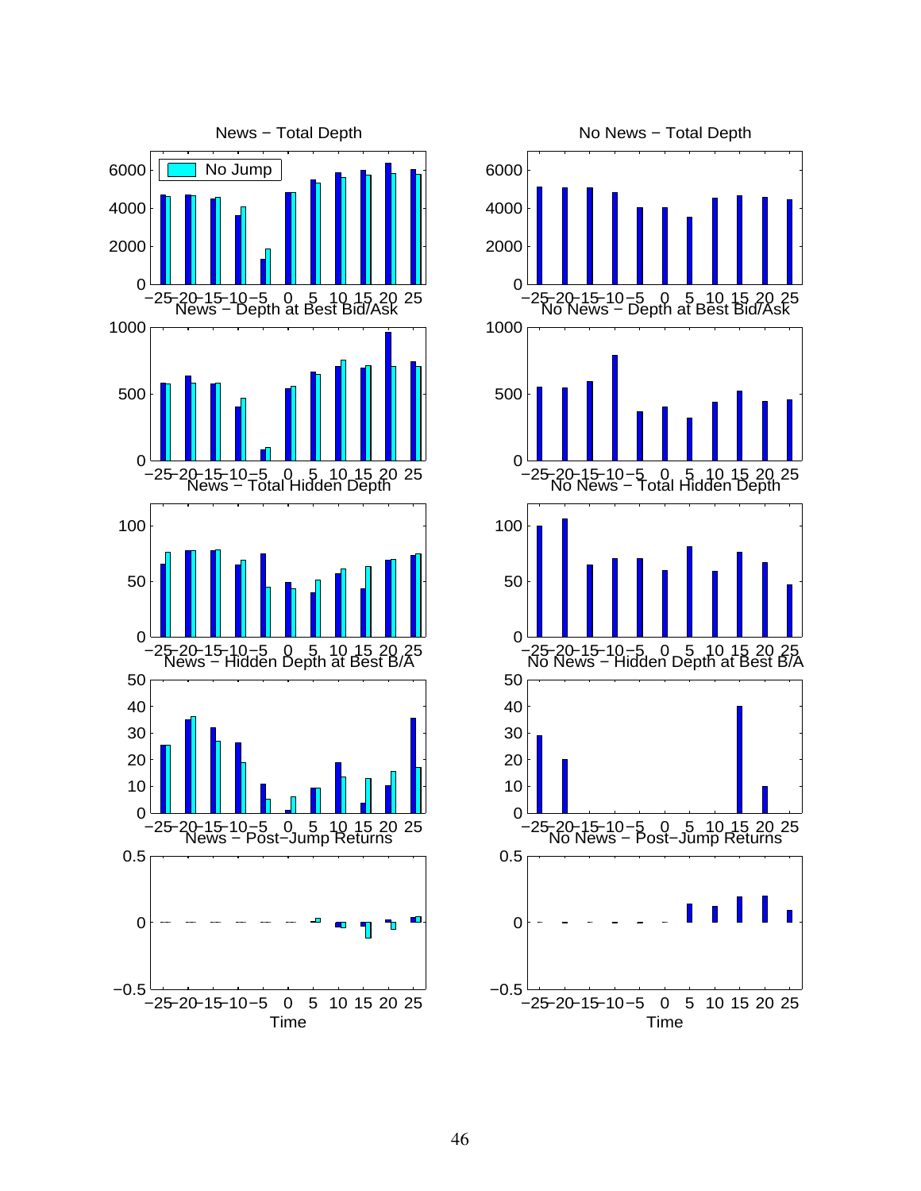News − Total Depth

No Jump

6000
4000
2000
0
−25 −20 −15 −10 −5 0 5 10 15 20 25

No News − Total Depth

6000
4000
2000
0
−25 −20 −15 −10 −5 0 5 10 15 20 25

News − Depth at Best Bid/Ask

1000
500
0
−25 −20 −15 −10 −5 0 5 10 15 20 25

No News − Depth at Best Bid/Ask

1000
500
0
−25 −20 −15 −10 −5 0 5 10 15 20 25

News − Total Hidden Depth

100
50
0
−25 −20 −15 −10 −5 0 5 10 15 20 25

No News − Total Hidden Depth

100
50
0
−25 −20 −15 −10 −5 0 5 10 15 20 25

News − Hidden Depth at Best B/A

50
40
30
20
10
0
−25 −20 −15 −10 −5 0 5 10 15 20 25

No News − Hidden Depth at Best B/A

50
40
30
20
10
0
−25 −20 −15 −10 −5 0 5 10 15 20 25

News − Post−Jump Returns

0.5
0
−0.5
−25 −20 −15 −10 −5 0 5 10 15 20 25
Time

No News − Post−Jump Returns

0.5
0
−0.5
−25 −20 −15 −10 −5 0 5 10 15 20 25
Time